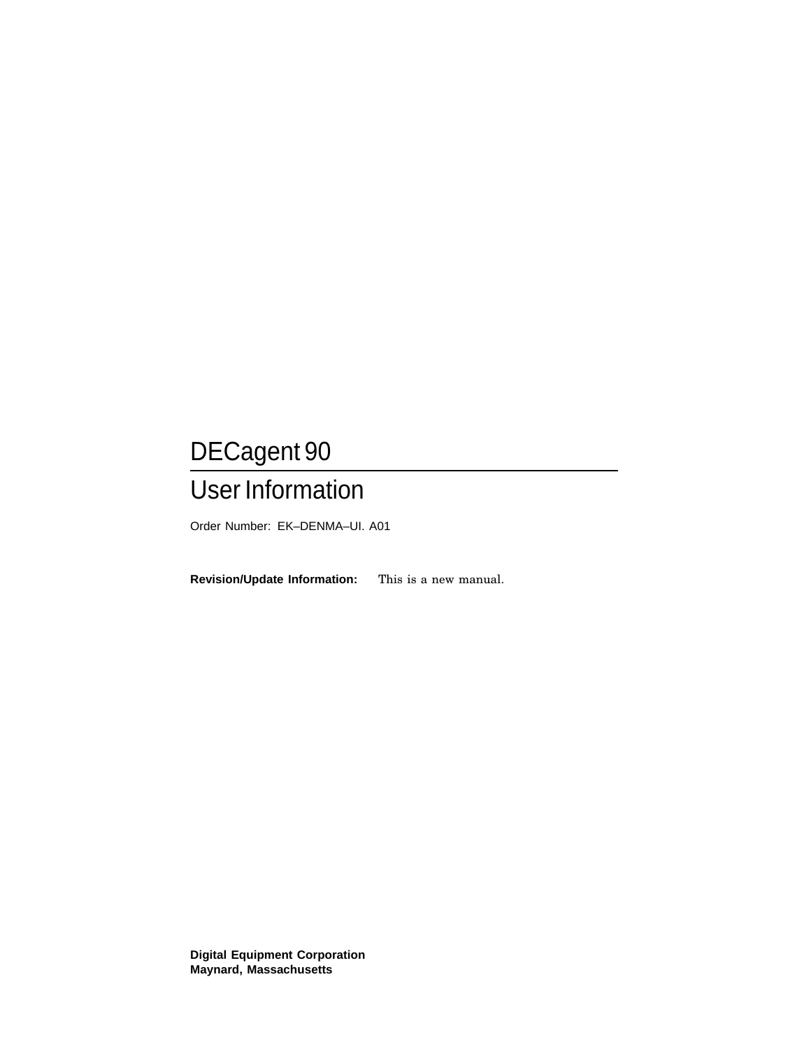# DECagent 90

## User Information

Order Number: EK–DENMA–UI. A01

**Revision/Update Information:** This is a new manual.

**Digital Equipment Corporation**
**Maynard, Massachusetts**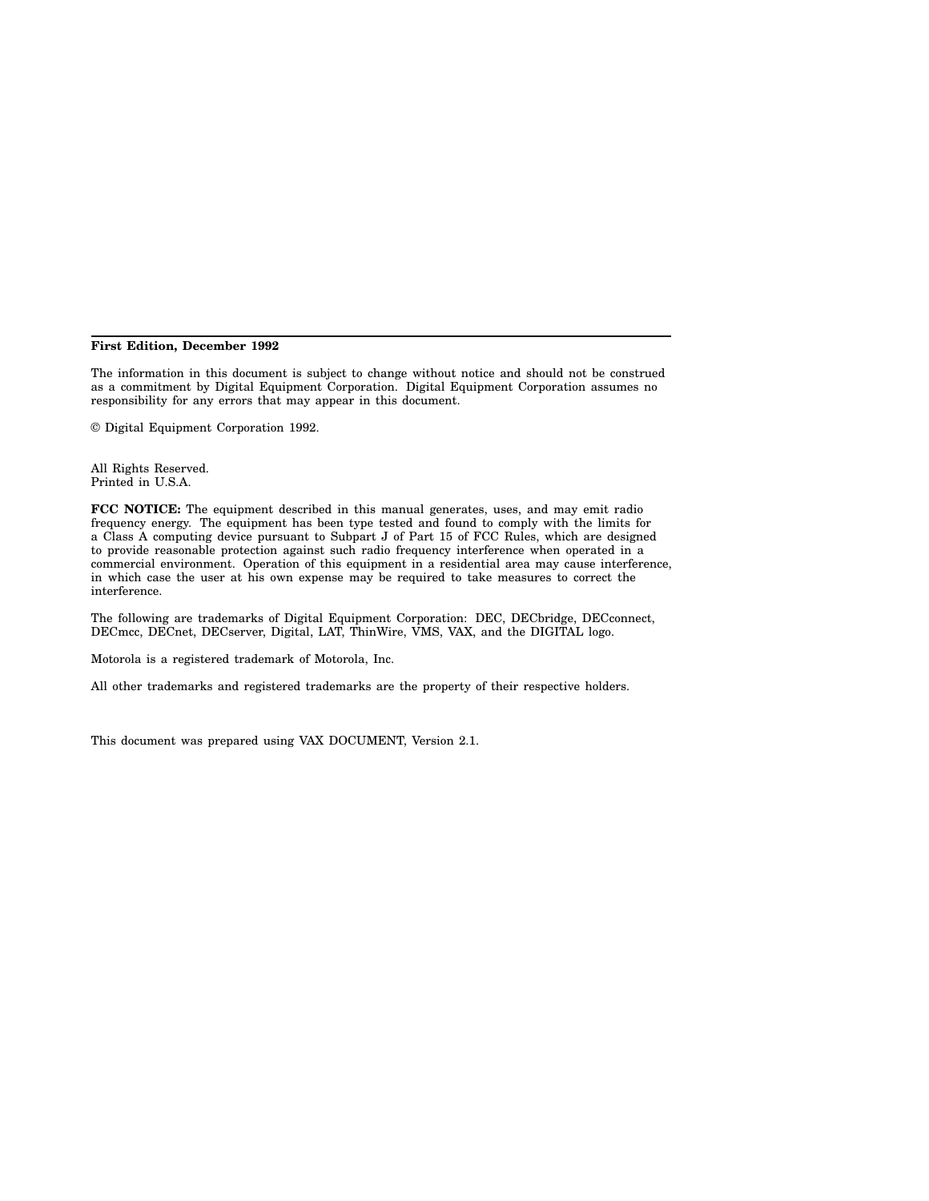**First Edition, December 1992**

The information in this document is subject to change without notice and should not be construed as a commitment by Digital Equipment Corporation. Digital Equipment Corporation assumes no responsibility for any errors that may appear in this document.

© Digital Equipment Corporation 1992.

All Rights Reserved.
Printed in U.S.A.

**FCC NOTICE:** The equipment described in this manual generates, uses, and may emit radio frequency energy. The equipment has been type tested and found to comply with the limits for a Class A computing device pursuant to Subpart J of Part 15 of FCC Rules, which are designed to provide reasonable protection against such radio frequency interference when operated in a commercial environment. Operation of this equipment in a residential area may cause interference, in which case the user at his own expense may be required to take measures to correct the interference.

The following are trademarks of Digital Equipment Corporation: DEC, DECbridge, DECconnect, DECmcc, DECnet, DECserver, Digital, LAT, ThinWire, VMS, VAX, and the DIGITAL logo.

Motorola is a registered trademark of Motorola, Inc.

All other trademarks and registered trademarks are the property of their respective holders.

This document was prepared using VAX DOCUMENT, Version 2.1.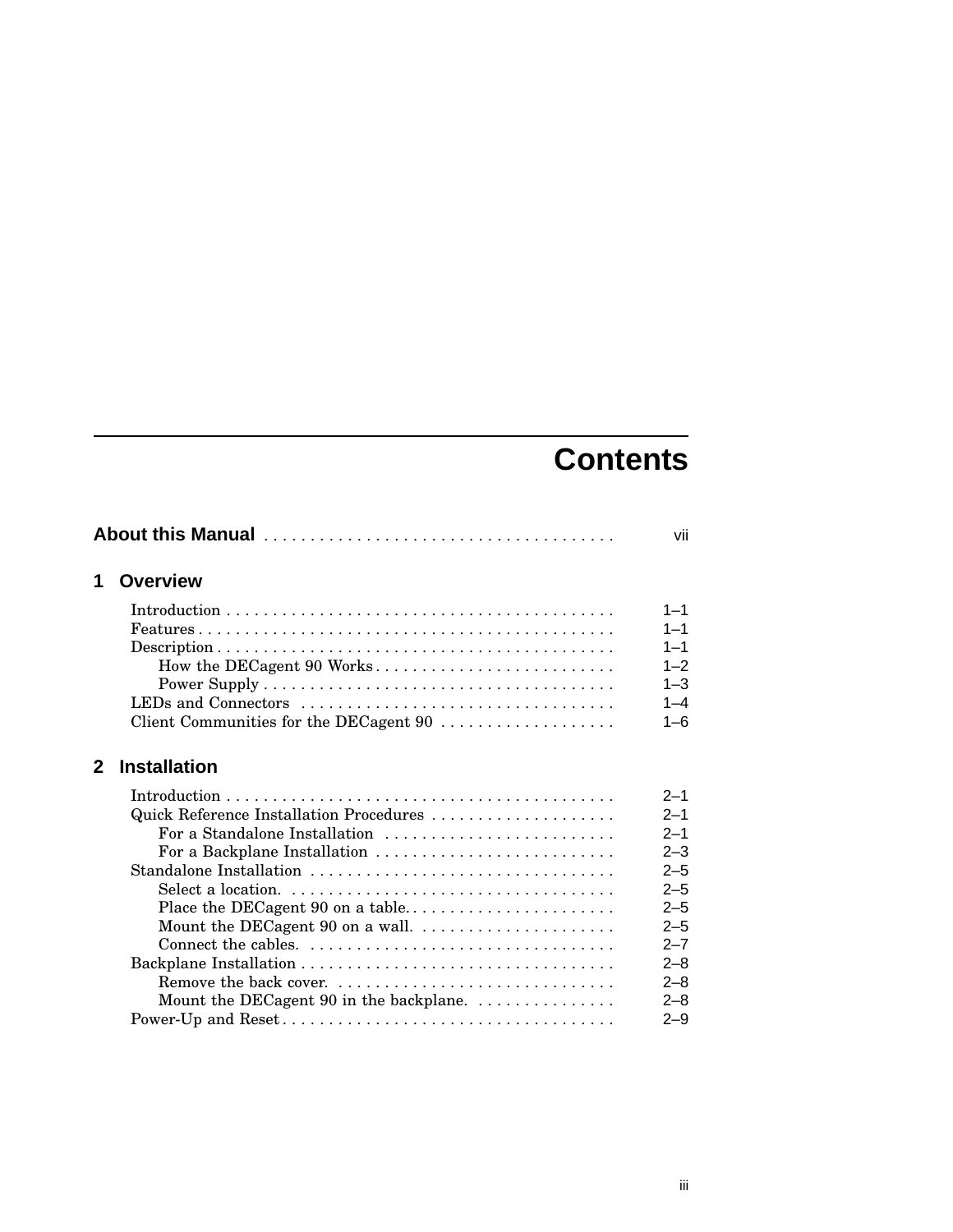# Contents

**About this Manual** . . . . . . . . . . . . . . . . . . . . . . . . . . . . . . . . . . . . . vii

## 1 Overview

Introduction . . . . . . . . . . . . . . . . . . . . . . . . . . . . . . . . . . . . . . . . . 1–1
Features . . . . . . . . . . . . . . . . . . . . . . . . . . . . . . . . . . . . . . . . . . . . 1–1
Description . . . . . . . . . . . . . . . . . . . . . . . . . . . . . . . . . . . . . . . . . . 1–1
    How the DECagent 90 Works . . . . . . . . . . . . . . . . . . . . . . . . . . 1–2
    Power Supply . . . . . . . . . . . . . . . . . . . . . . . . . . . . . . . . . . . . . 1–3
LEDs and Connectors . . . . . . . . . . . . . . . . . . . . . . . . . . . . . . . . . 1–4
Client Communities for the DECagent 90 . . . . . . . . . . . . . . . . . . . 1–6

## 2 Installation

Introduction . . . . . . . . . . . . . . . . . . . . . . . . . . . . . . . . . . . . . . . . . 2–1
Quick Reference Installation Procedures . . . . . . . . . . . . . . . . . . . . 2–1
    For a Standalone Installation . . . . . . . . . . . . . . . . . . . . . . . . . 2–1
    For a Backplane Installation . . . . . . . . . . . . . . . . . . . . . . . . . . 2–3
Standalone Installation . . . . . . . . . . . . . . . . . . . . . . . . . . . . . . . . . 2–5
    Select a location. . . . . . . . . . . . . . . . . . . . . . . . . . . . . . . . . . . 2–5
    Place the DECagent 90 on a table. . . . . . . . . . . . . . . . . . . . . . . 2–5
    Mount the DECagent 90 on a wall. . . . . . . . . . . . . . . . . . . . . . 2–5
    Connect the cables. . . . . . . . . . . . . . . . . . . . . . . . . . . . . . . . . 2–7
Backplane Installation . . . . . . . . . . . . . . . . . . . . . . . . . . . . . . . . . . 2–8
    Remove the back cover. . . . . . . . . . . . . . . . . . . . . . . . . . . . . . 2–8
    Mount the DECagent 90 in the backplane. . . . . . . . . . . . . . . . 2–8
Power-Up and Reset . . . . . . . . . . . . . . . . . . . . . . . . . . . . . . . . . . . 2–9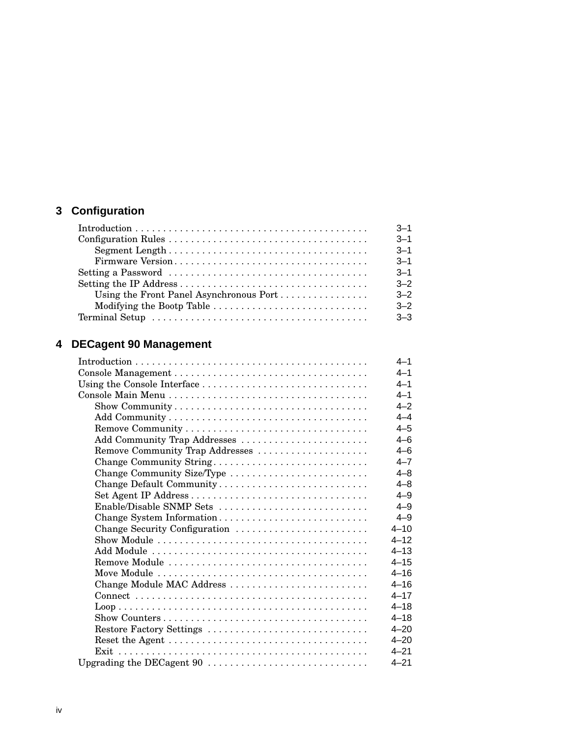## 3 Configuration

| | |
|---|---|
| Introduction | 3–1 |
| Configuration Rules | 3–1 |
| &nbsp;&nbsp;&nbsp;&nbsp;Segment Length | 3–1 |
| &nbsp;&nbsp;&nbsp;&nbsp;Firmware Version | 3–1 |
| Setting a Password | 3–1 |
| Setting the IP Address | 3–2 |
| &nbsp;&nbsp;&nbsp;&nbsp;Using the Front Panel Asynchronous Port | 3–2 |
| &nbsp;&nbsp;&nbsp;&nbsp;Modifying the Bootp Table | 3–2 |
| Terminal Setup | 3–3 |

## 4 DECagent 90 Management

| | |
|---|---|
| Introduction | 4–1 |
| Console Management | 4–1 |
| Using the Console Interface | 4–1 |
| Console Main Menu | 4–1 |
| &nbsp;&nbsp;&nbsp;&nbsp;Show Community | 4–2 |
| &nbsp;&nbsp;&nbsp;&nbsp;Add Community | 4–4 |
| &nbsp;&nbsp;&nbsp;&nbsp;Remove Community | 4–5 |
| &nbsp;&nbsp;&nbsp;&nbsp;Add Community Trap Addresses | 4–6 |
| &nbsp;&nbsp;&nbsp;&nbsp;Remove Community Trap Addresses | 4–6 |
| &nbsp;&nbsp;&nbsp;&nbsp;Change Community String | 4–7 |
| &nbsp;&nbsp;&nbsp;&nbsp;Change Community Size/Type | 4–8 |
| &nbsp;&nbsp;&nbsp;&nbsp;Change Default Community | 4–8 |
| &nbsp;&nbsp;&nbsp;&nbsp;Set Agent IP Address | 4–9 |
| &nbsp;&nbsp;&nbsp;&nbsp;Enable/Disable SNMP Sets | 4–9 |
| &nbsp;&nbsp;&nbsp;&nbsp;Change System Information | 4–9 |
| &nbsp;&nbsp;&nbsp;&nbsp;Change Security Configuration | 4–10 |
| &nbsp;&nbsp;&nbsp;&nbsp;Show Module | 4–12 |
| &nbsp;&nbsp;&nbsp;&nbsp;Add Module | 4–13 |
| &nbsp;&nbsp;&nbsp;&nbsp;Remove Module | 4–15 |
| &nbsp;&nbsp;&nbsp;&nbsp;Move Module | 4–16 |
| &nbsp;&nbsp;&nbsp;&nbsp;Change Module MAC Address | 4–16 |
| &nbsp;&nbsp;&nbsp;&nbsp;Connect | 4–17 |
| &nbsp;&nbsp;&nbsp;&nbsp;Loop | 4–18 |
| &nbsp;&nbsp;&nbsp;&nbsp;Show Counters | 4–18 |
| &nbsp;&nbsp;&nbsp;&nbsp;Restore Factory Settings | 4–20 |
| &nbsp;&nbsp;&nbsp;&nbsp;Reset the Agent | 4–20 |
| &nbsp;&nbsp;&nbsp;&nbsp;Exit | 4–21 |
| Upgrading the DECagent 90 | 4–21 |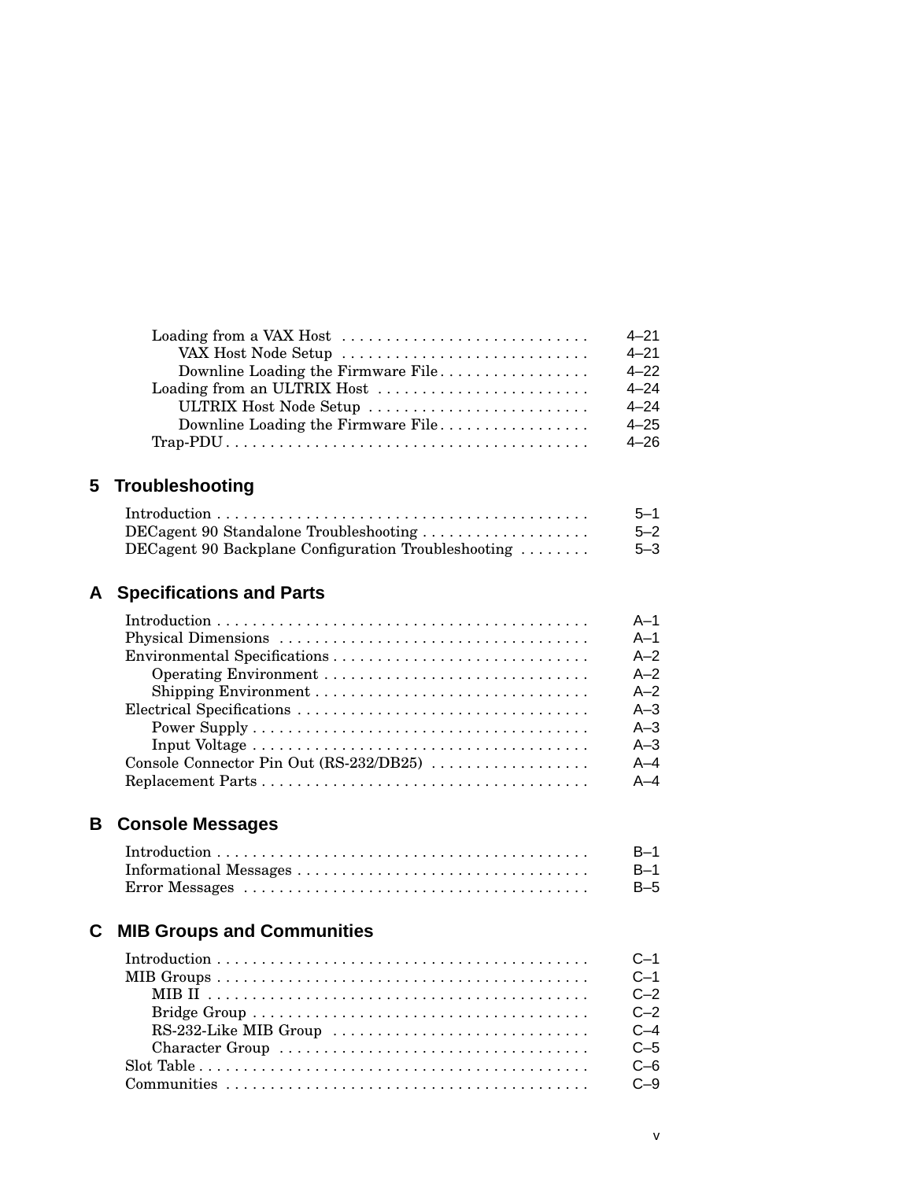Loading from a VAX Host . . . . . . . . . . . . . . . . . . . . . . . . . . . . 4–21
VAX Host Node Setup . . . . . . . . . . . . . . . . . . . . . . . . . . . . 4–21
Downline Loading the Firmware File . . . . . . . . . . . . . . . . . 4–22
Loading from an ULTRIX Host . . . . . . . . . . . . . . . . . . . . . . . . 4–24
ULTRIX Host Node Setup . . . . . . . . . . . . . . . . . . . . . . . . . 4–24
Downline Loading the Firmware File . . . . . . . . . . . . . . . . . 4–25
Trap-PDU . . . . . . . . . . . . . . . . . . . . . . . . . . . . . . . . . . . . . . . . . 4–26

## 5 Troubleshooting

Introduction . . . . . . . . . . . . . . . . . . . . . . . . . . . . . . . . . . . . . . . . . . 5–1
DECagent 90 Standalone Troubleshooting . . . . . . . . . . . . . . . . . . . 5–2
DECagent 90 Backplane Configuration Troubleshooting . . . . . . . . 5–3

## A Specifications and Parts

Introduction . . . . . . . . . . . . . . . . . . . . . . . . . . . . . . . . . . . . . . . . . . A–1
Physical Dimensions . . . . . . . . . . . . . . . . . . . . . . . . . . . . . . . . . . . A–1
Environmental Specifications . . . . . . . . . . . . . . . . . . . . . . . . . . . . . A–2
Operating Environment . . . . . . . . . . . . . . . . . . . . . . . . . . . . . . A–2
Shipping Environment . . . . . . . . . . . . . . . . . . . . . . . . . . . . . . . A–2
Electrical Specifications . . . . . . . . . . . . . . . . . . . . . . . . . . . . . . . . . A–3
Power Supply . . . . . . . . . . . . . . . . . . . . . . . . . . . . . . . . . . . . . A–3
Input Voltage . . . . . . . . . . . . . . . . . . . . . . . . . . . . . . . . . . . . . . A–3
Console Connector Pin Out (RS-232/DB25) . . . . . . . . . . . . . . . . . . A–4
Replacement Parts . . . . . . . . . . . . . . . . . . . . . . . . . . . . . . . . . . . . . A–4

## B Console Messages

Introduction . . . . . . . . . . . . . . . . . . . . . . . . . . . . . . . . . . . . . . . . . . B–1
Informational Messages . . . . . . . . . . . . . . . . . . . . . . . . . . . . . . . . . B–1
Error Messages . . . . . . . . . . . . . . . . . . . . . . . . . . . . . . . . . . . . . . . B–5

## C MIB Groups and Communities

Introduction . . . . . . . . . . . . . . . . . . . . . . . . . . . . . . . . . . . . . . . . . . C–1
MIB Groups . . . . . . . . . . . . . . . . . . . . . . . . . . . . . . . . . . . . . . . . . . C–1
MIB II . . . . . . . . . . . . . . . . . . . . . . . . . . . . . . . . . . . . . . . . . . . C–2
Bridge Group . . . . . . . . . . . . . . . . . . . . . . . . . . . . . . . . . . . . . . C–2
RS-232-Like MIB Group . . . . . . . . . . . . . . . . . . . . . . . . . . . . . C–4
Character Group . . . . . . . . . . . . . . . . . . . . . . . . . . . . . . . . . . . C–5
Slot Table . . . . . . . . . . . . . . . . . . . . . . . . . . . . . . . . . . . . . . . . . . . . C–6
Communities . . . . . . . . . . . . . . . . . . . . . . . . . . . . . . . . . . . . . . . . . C–9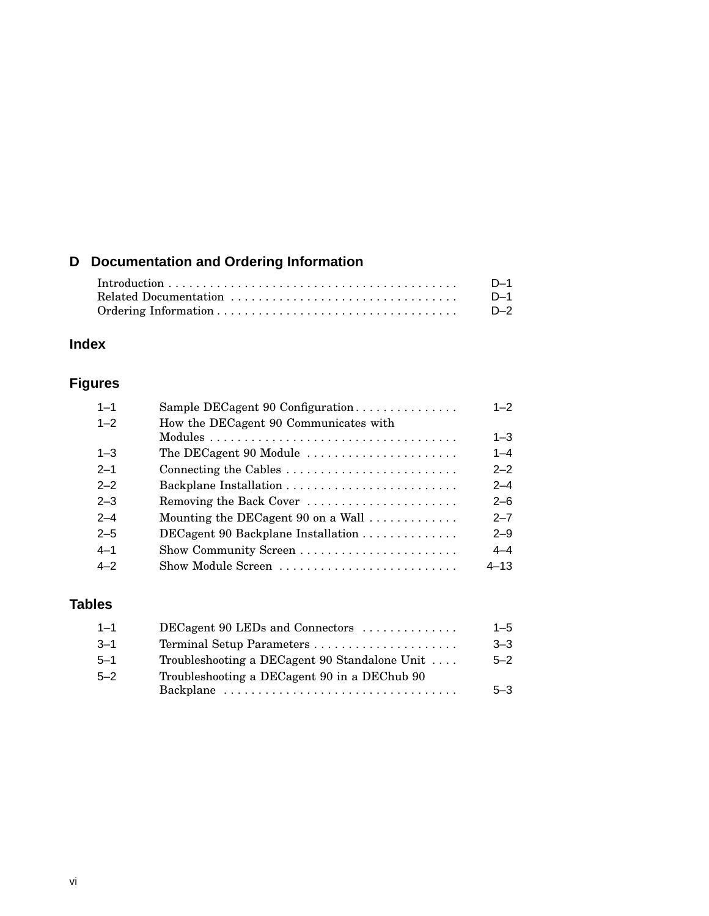## D Documentation and Ordering Information

| | |
|---|---|
| Introduction | D–1 |
| Related Documentation | D–1 |
| Ordering Information | D–2 |

## Index

## Figures

| | | |
|---|---|---|
| 1–1 | Sample DECagent 90 Configuration | 1–2 |
| 1–2 | How the DECagent 90 Communicates with Modules | 1–3 |
| 1–3 | The DECagent 90 Module | 1–4 |
| 2–1 | Connecting the Cables | 2–2 |
| 2–2 | Backplane Installation | 2–4 |
| 2–3 | Removing the Back Cover | 2–6 |
| 2–4 | Mounting the DECagent 90 on a Wall | 2–7 |
| 2–5 | DECagent 90 Backplane Installation | 2–9 |
| 4–1 | Show Community Screen | 4–4 |
| 4–2 | Show Module Screen | 4–13 |

## Tables

| | | |
|---|---|---|
| 1–1 | DECagent 90 LEDs and Connectors | 1–5 |
| 3–1 | Terminal Setup Parameters | 3–3 |
| 5–1 | Troubleshooting a DECagent 90 Standalone Unit | 5–2 |
| 5–2 | Troubleshooting a DECagent 90 in a DEChub 90 Backplane | 5–3 |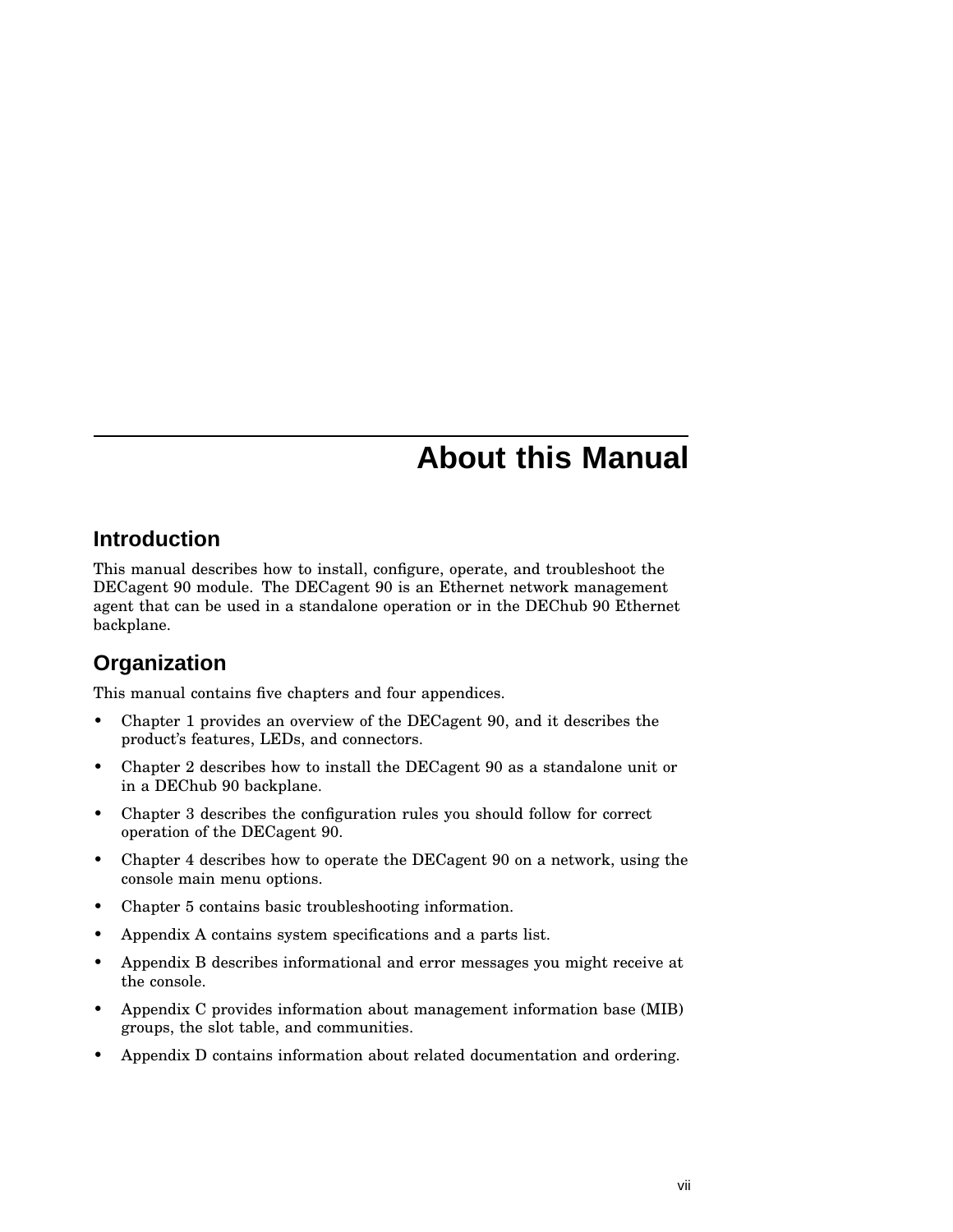# About this Manual

## Introduction

This manual describes how to install, configure, operate, and troubleshoot the DECagent 90 module. The DECagent 90 is an Ethernet network management agent that can be used in a standalone operation or in the DEChub 90 Ethernet backplane.

## Organization

This manual contains five chapters and four appendices.

- Chapter 1 provides an overview of the DECagent 90, and it describes the product's features, LEDs, and connectors.
- Chapter 2 describes how to install the DECagent 90 as a standalone unit or in a DEChub 90 backplane.
- Chapter 3 describes the configuration rules you should follow for correct operation of the DECagent 90.
- Chapter 4 describes how to operate the DECagent 90 on a network, using the console main menu options.
- Chapter 5 contains basic troubleshooting information.
- Appendix A contains system specifications and a parts list.
- Appendix B describes informational and error messages you might receive at the console.
- Appendix C provides information about management information base (MIB) groups, the slot table, and communities.
- Appendix D contains information about related documentation and ordering.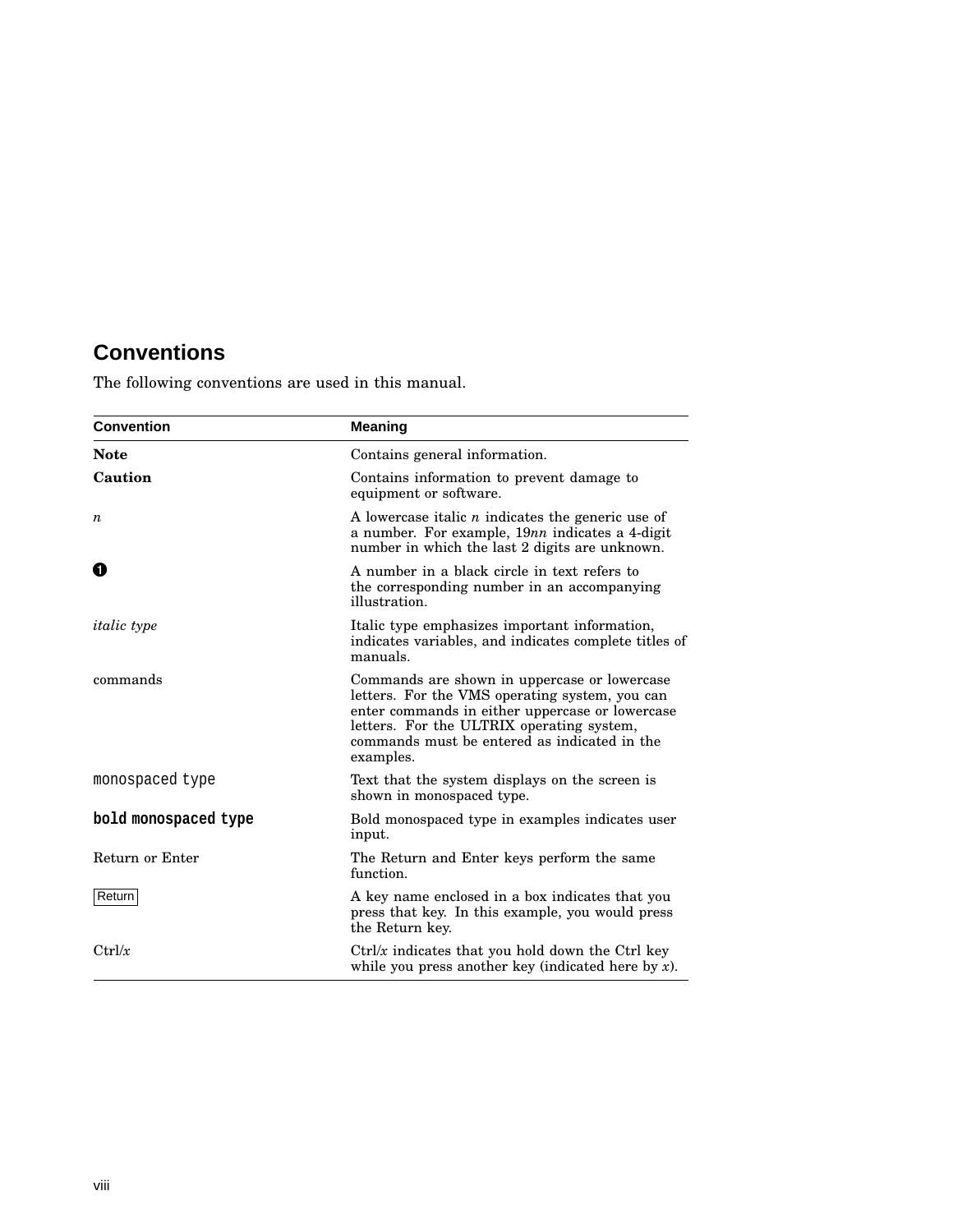## Conventions

The following conventions are used in this manual.

| Convention | Meaning |
|---|---|
| **Note** | Contains general information. |
| **Caution** | Contains information to prevent damage to equipment or software. |
| *n* | A lowercase italic *n* indicates the generic use of a number. For example, 19*nn* indicates a 4-digit number in which the last 2 digits are unknown. |
| ❶ | A number in a black circle in text refers to the corresponding number in an accompanying illustration. |
| *italic type* | Italic type emphasizes important information, indicates variables, and indicates complete titles of manuals. |
| commands | Commands are shown in uppercase or lowercase letters. For the VMS operating system, you can enter commands in either uppercase or lowercase letters. For the ULTRIX operating system, commands must be entered as indicated in the examples. |
| `monospaced type` | Text that the system displays on the screen is shown in monospaced type. |
| **`bold monospaced type`** | Bold monospaced type in examples indicates user input. |
| Return or Enter | The Return and Enter keys perform the same function. |
| [Return] | A key name enclosed in a box indicates that you press that key. In this example, you would press the Return key. |
| Ctrl/*x* | Ctrl/*x* indicates that you hold down the Ctrl key while you press another key (indicated here by *x*). |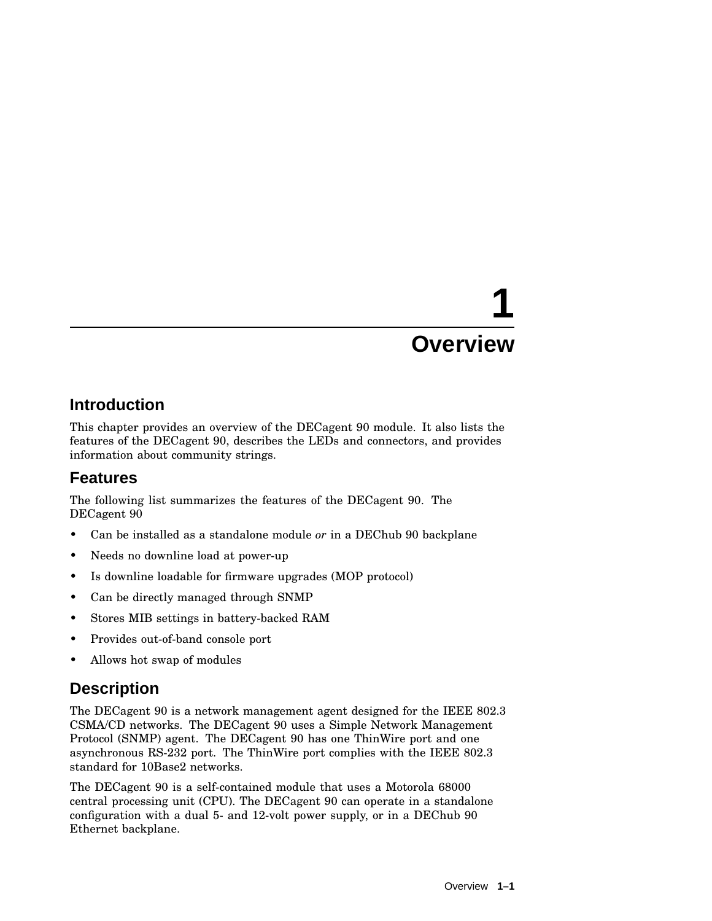# 1 Overview

## Introduction

This chapter provides an overview of the DECagent 90 module. It also lists the features of the DECagent 90, describes the LEDs and connectors, and provides information about community strings.

## Features

The following list summarizes the features of the DECagent 90. The DECagent 90

- Can be installed as a standalone module *or* in a DEChub 90 backplane
- Needs no downline load at power-up
- Is downline loadable for firmware upgrades (MOP protocol)
- Can be directly managed through SNMP
- Stores MIB settings in battery-backed RAM
- Provides out-of-band console port
- Allows hot swap of modules

## Description

The DECagent 90 is a network management agent designed for the IEEE 802.3 CSMA/CD networks. The DECagent 90 uses a Simple Network Management Protocol (SNMP) agent. The DECagent 90 has one ThinWire port and one asynchronous RS-232 port. The ThinWire port complies with the IEEE 802.3 standard for 10Base2 networks.

The DECagent 90 is a self-contained module that uses a Motorola 68000 central processing unit (CPU). The DECagent 90 can operate in a standalone configuration with a dual 5- and 12-volt power supply, or in a DEChub 90 Ethernet backplane.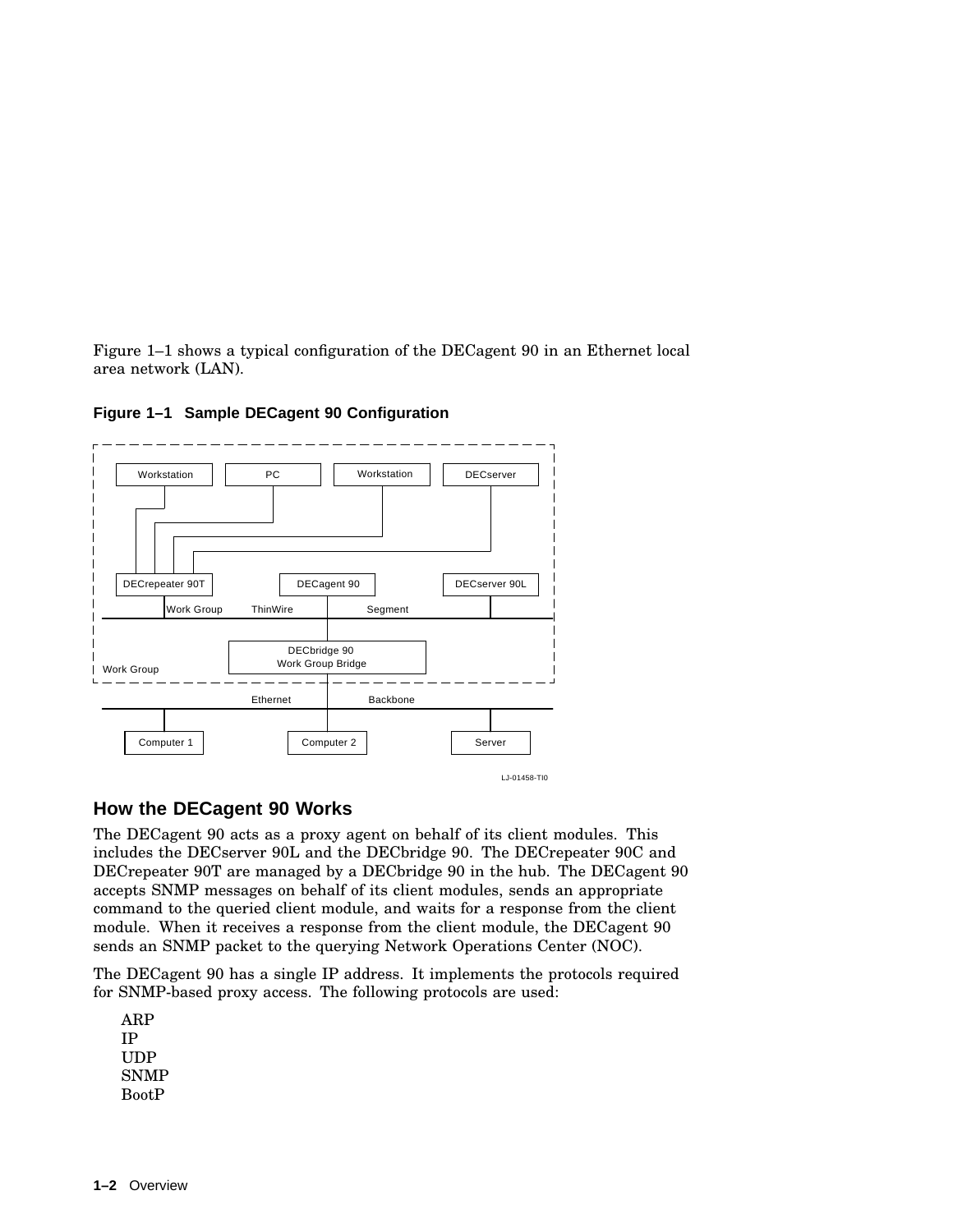Figure 1–1 shows a typical configuration of the DECagent 90 in an Ethernet local area network (LAN).

**Figure 1–1 Sample DECagent 90 Configuration**

## How the DECagent 90 Works

The DECagent 90 acts as a proxy agent on behalf of its client modules. This includes the DECserver 90L and the DECbridge 90. The DECrepeater 90C and DECrepeater 90T are managed by a DECbridge 90 in the hub. The DECagent 90 accepts SNMP messages on behalf of its client modules, sends an appropriate command to the queried client module, and waits for a response from the client module. When it receives a response from the client module, the DECagent 90 sends an SNMP packet to the querying Network Operations Center (NOC).

The DECagent 90 has a single IP address. It implements the protocols required for SNMP-based proxy access. The following protocols are used:

- ARP
- IP
- UDP
- SNMP
- BootP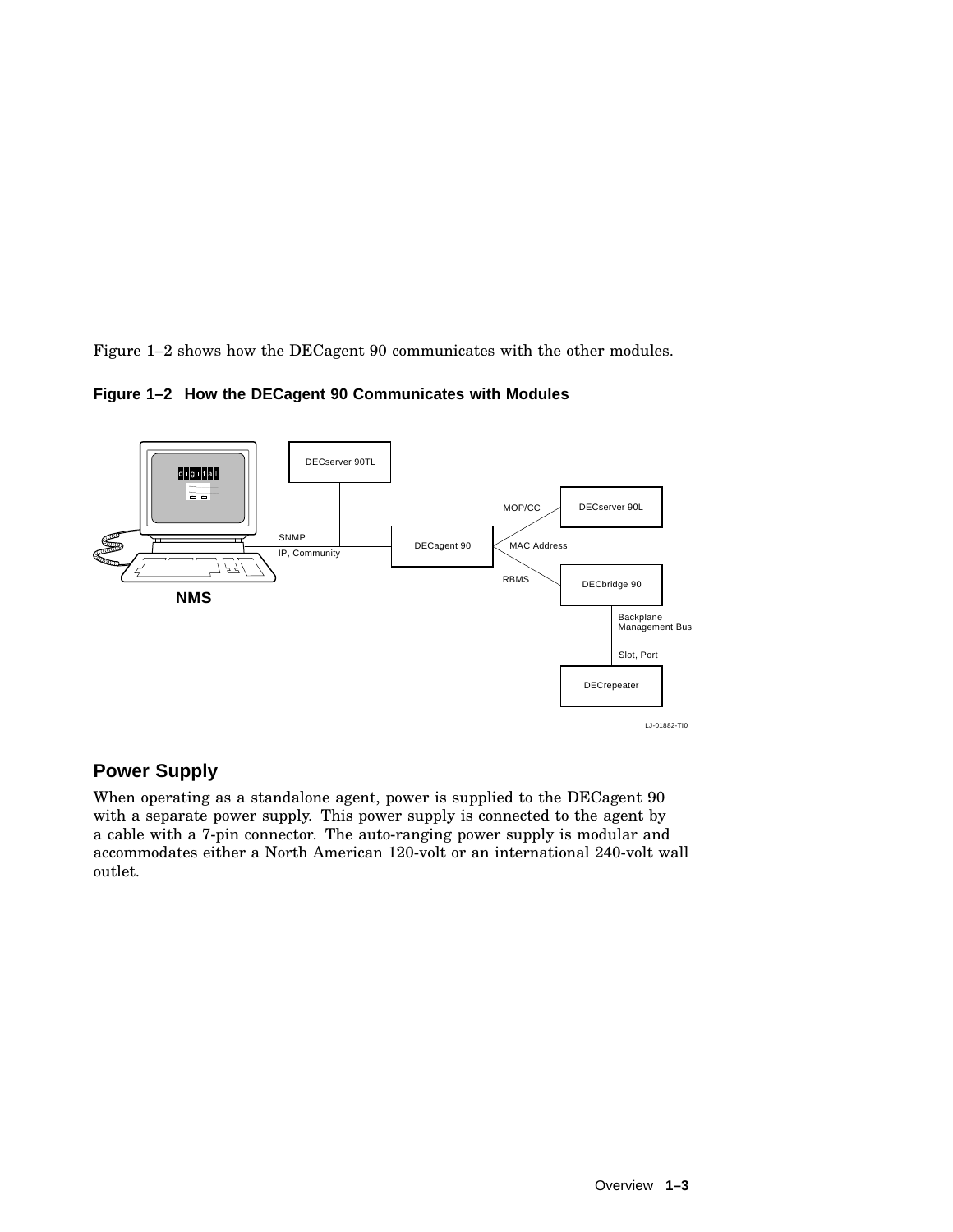Figure 1–2 shows how the DECagent 90 communicates with the other modules.

**Figure 1–2 How the DECagent 90 Communicates with Modules**

## Power Supply

When operating as a standalone agent, power is supplied to the DECagent 90 with a separate power supply. This power supply is connected to the agent by a cable with a 7-pin connector. The auto-ranging power supply is modular and accommodates either a North American 120-volt or an international 240-volt wall outlet.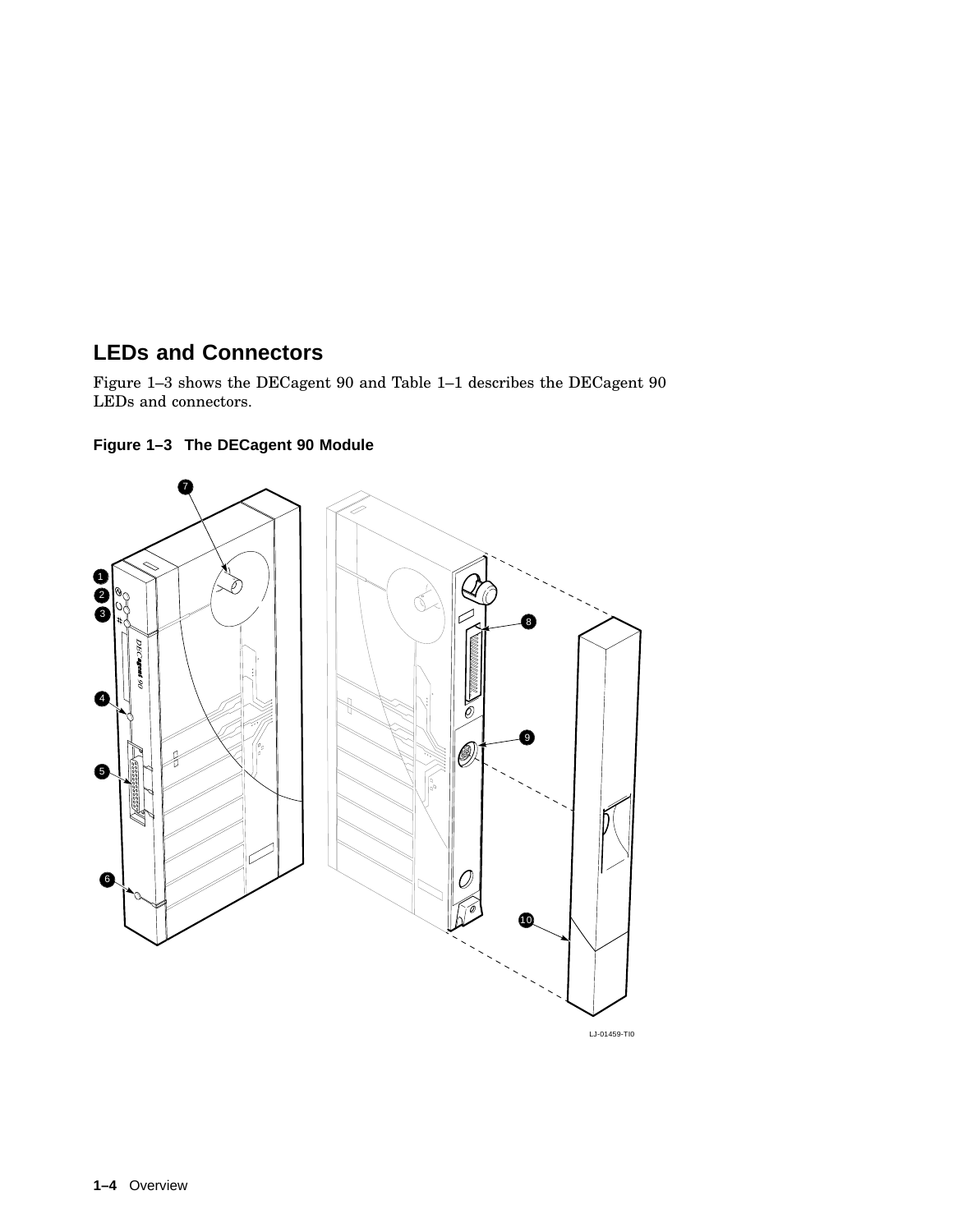## LEDs and Connectors

Figure 1–3 shows the DECagent 90 and Table 1–1 describes the DECagent 90 LEDs and connectors.

**Figure 1–3 The DECagent 90 Module**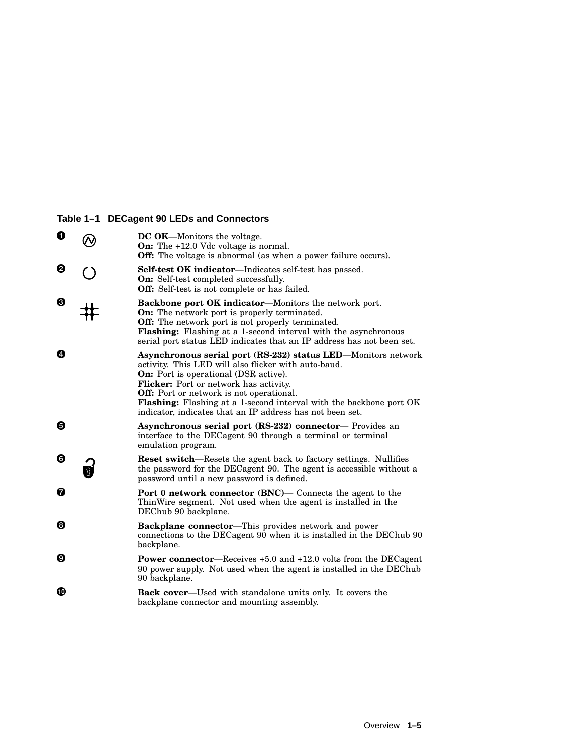**Table 1–1 DECagent 90 LEDs and Connectors**

| | | |
|---|---|---|
| ❶ | | **DC OK**—Monitors the voltage.<br>**On:** The +12.0 Vdc voltage is normal.<br>**Off:** The voltage is abnormal (as when a power failure occurs). |
| ❷ | | **Self-test OK indicator**—Indicates self-test has passed.<br>**On:** Self-test completed successfully.<br>**Off:** Self-test is not complete or has failed. |
| ❸ | | **Backbone port OK indicator**—Monitors the network port.<br>**On:** The network port is properly terminated.<br>**Off:** The network port is not properly terminated.<br>**Flashing:** Flashing at a 1-second interval with the asynchronous serial port status LED indicates that an IP address has not been set. |
| ❹ | | **Asynchronous serial port (RS-232) status LED**—Monitors network activity. This LED will also flicker with auto-baud.<br>**On:** Port is operational (DSR active).<br>**Flicker:** Port or network has activity.<br>**Off:** Port or network is not operational.<br>**Flashing:** Flashing at a 1-second interval with the backbone port OK indicator, indicates that an IP address has not been set. |
| ❺ | | **Asynchronous serial port (RS-232) connector**— Provides an interface to the DECagent 90 through a terminal or terminal emulation program. |
| ❻ | | **Reset switch**—Resets the agent back to factory settings. Nullifies the password for the DECagent 90. The agent is accessible without a password until a new password is defined. |
| ❼ | | **Port 0 network connector (BNC)**— Connects the agent to the ThinWire segment. Not used when the agent is installed in the DEChub 90 backplane. |
| ❽ | | **Backplane connector**—This provides network and power connections to the DECagent 90 when it is installed in the DEChub 90 backplane. |
| ❾ | | **Power connector**—Receives +5.0 and +12.0 volts from the DECagent 90 power supply. Not used when the agent is installed in the DEChub 90 backplane. |
| ❿ | | **Back cover**—Used with standalone units only. It covers the backplane connector and mounting assembly. |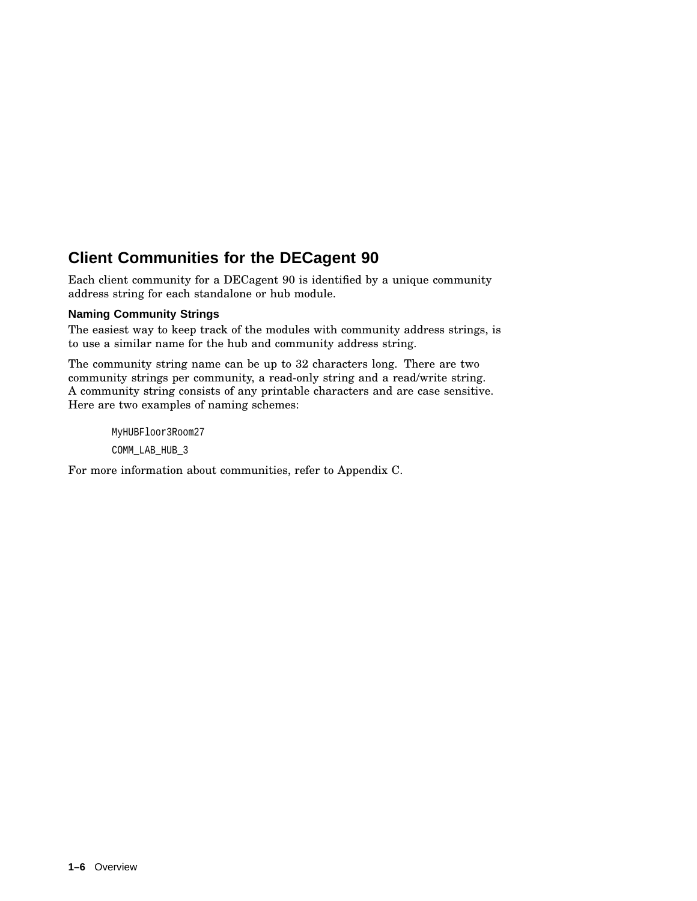## Client Communities for the DECagent 90

Each client community for a DECagent 90 is identified by a unique community address string for each standalone or hub module.

### Naming Community Strings

The easiest way to keep track of the modules with community address strings, is to use a similar name for the hub and community address string.

The community string name can be up to 32 characters long. There are two community strings per community, a read-only string and a read/write string. A community string consists of any printable characters and are case sensitive. Here are two examples of naming schemes:

```
MyHUBFloor3Room27
COMM_LAB_HUB_3
```

For more information about communities, refer to Appendix C.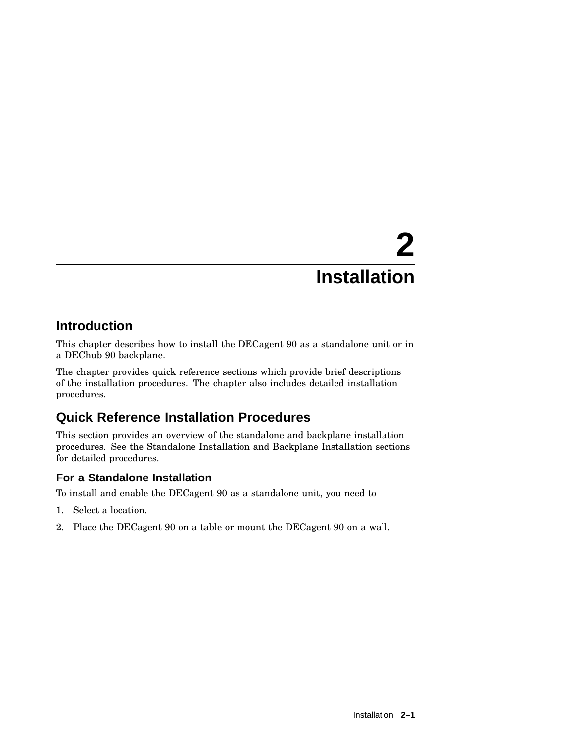# 2 Installation

## Introduction

This chapter describes how to install the DECagent 90 as a standalone unit or in a DEChub 90 backplane.

The chapter provides quick reference sections which provide brief descriptions of the installation procedures. The chapter also includes detailed installation procedures.

## Quick Reference Installation Procedures

This section provides an overview of the standalone and backplane installation procedures. See the Standalone Installation and Backplane Installation sections for detailed procedures.

### For a Standalone Installation

To install and enable the DECagent 90 as a standalone unit, you need to

1. Select a location.
2. Place the DECagent 90 on a table or mount the DECagent 90 on a wall.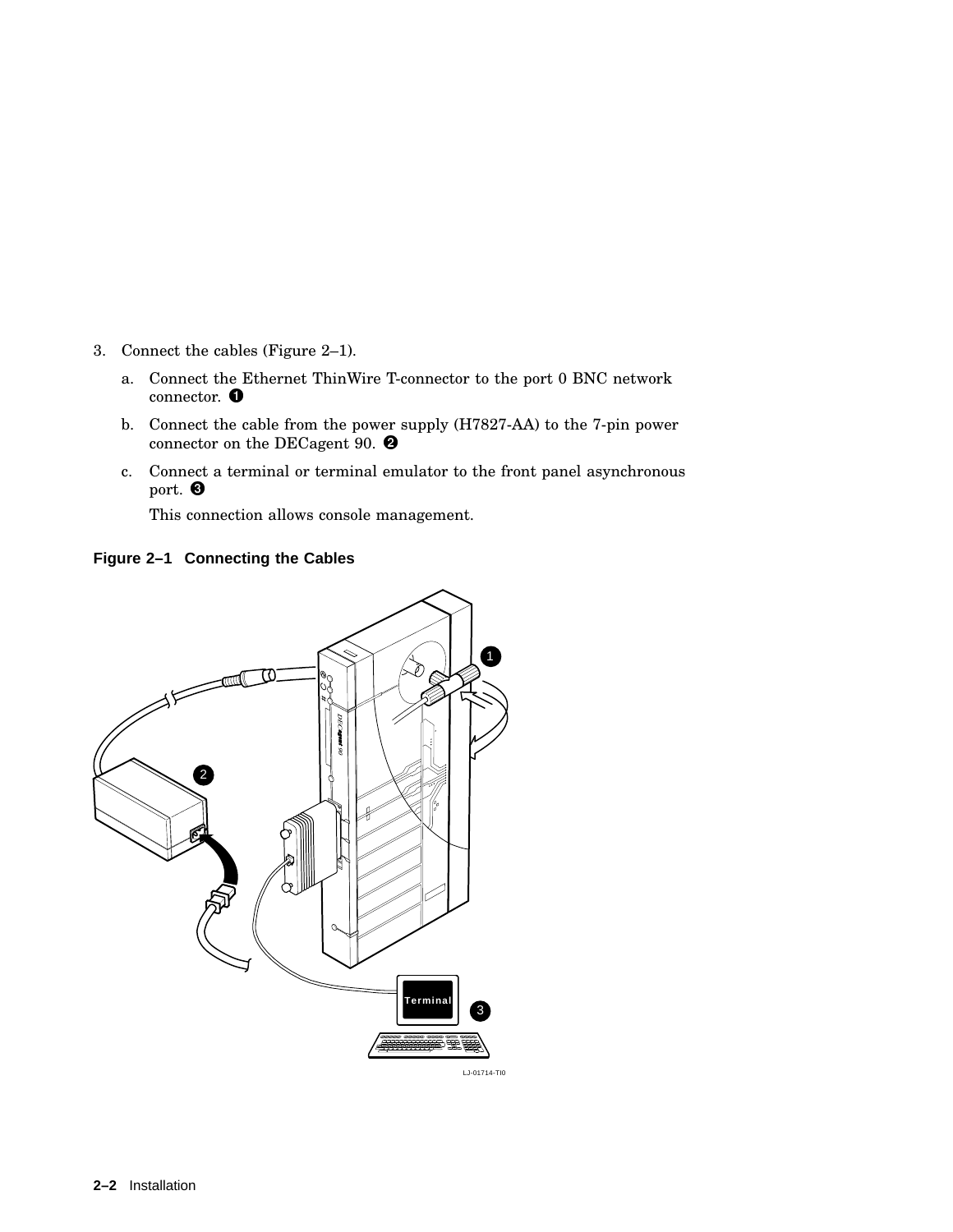3. Connect the cables (Figure 2–1).

   a. Connect the Ethernet ThinWire T-connector to the port 0 BNC network connector. ❶

   b. Connect the cable from the power supply (H7827-AA) to the 7-pin power connector on the DECagent 90. ❷

   c. Connect a terminal or terminal emulator to the front panel asynchronous port. ❸

      This connection allows console management.

**Figure 2–1 Connecting the Cables**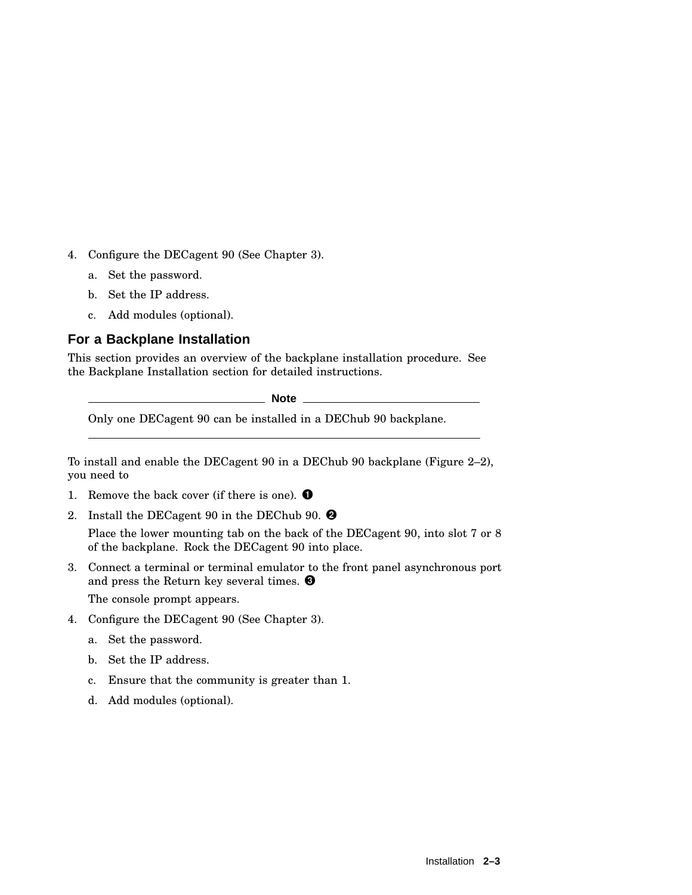4. Configure the DECagent 90 (See Chapter 3).
   a. Set the password.
   b. Set the IP address.
   c. Add modules (optional).

## For a Backplane Installation

This section provides an overview of the backplane installation procedure. See the Backplane Installation section for detailed instructions.

---

**Note**

Only one DECagent 90 can be installed in a DEChub 90 backplane.

---

To install and enable the DECagent 90 in a DEChub 90 backplane (Figure 2–2), you need to

1. Remove the back cover (if there is one). ❶
2. Install the DECagent 90 in the DEChub 90. ❷

   Place the lower mounting tab on the back of the DECagent 90, into slot 7 or 8 of the backplane. Rock the DECagent 90 into place.
3. Connect a terminal or terminal emulator to the front panel asynchronous port and press the Return key several times. ❸

   The console prompt appears.
4. Configure the DECagent 90 (See Chapter 3).
   a. Set the password.
   b. Set the IP address.
   c. Ensure that the community is greater than 1.
   d. Add modules (optional).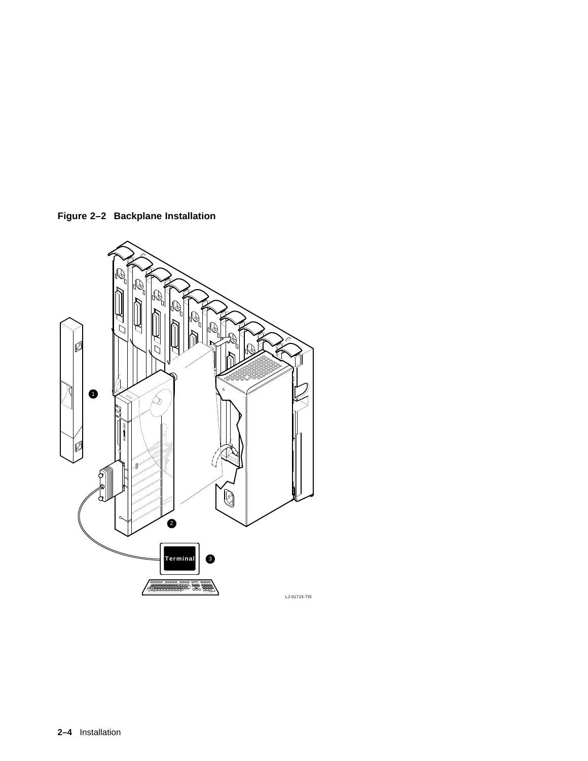**Figure 2–2 Backplane Installation**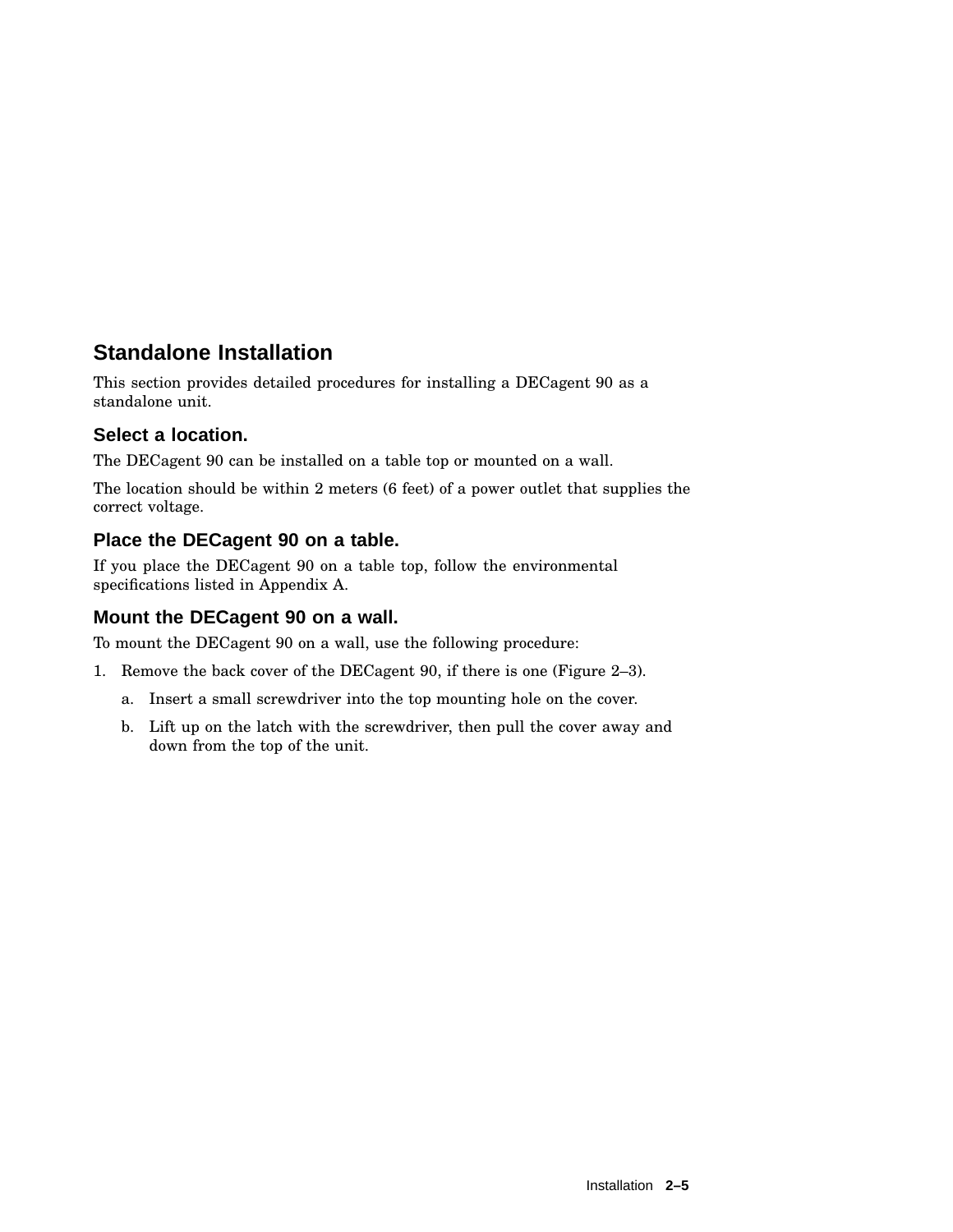## Standalone Installation

This section provides detailed procedures for installing a DECagent 90 as a standalone unit.

### Select a location.

The DECagent 90 can be installed on a table top or mounted on a wall.

The location should be within 2 meters (6 feet) of a power outlet that supplies the correct voltage.

### Place the DECagent 90 on a table.

If you place the DECagent 90 on a table top, follow the environmental specifications listed in Appendix A.

### Mount the DECagent 90 on a wall.

To mount the DECagent 90 on a wall, use the following procedure:

1. Remove the back cover of the DECagent 90, if there is one (Figure 2–3).
   a. Insert a small screwdriver into the top mounting hole on the cover.
   b. Lift up on the latch with the screwdriver, then pull the cover away and down from the top of the unit.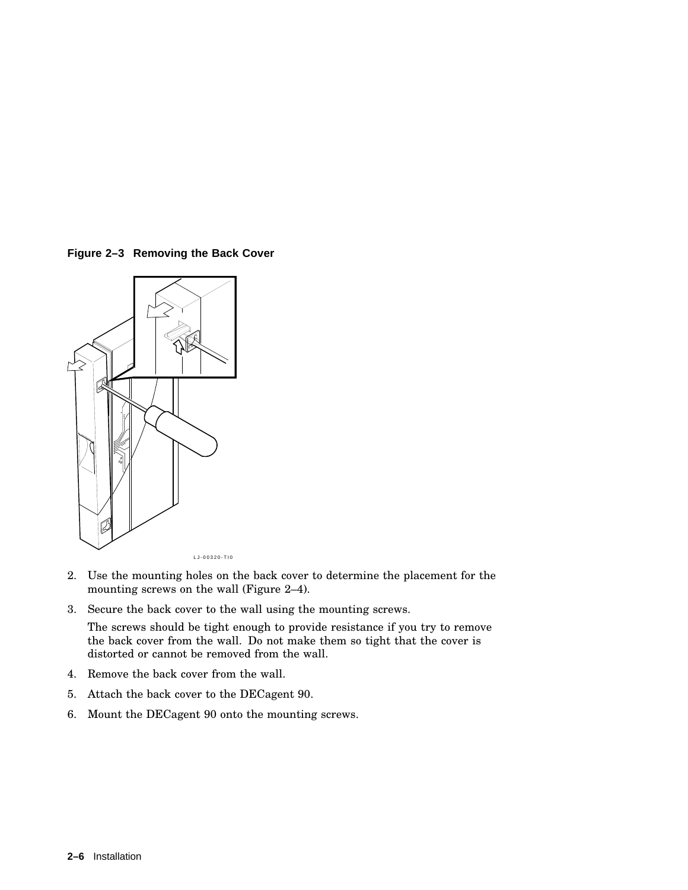**Figure 2–3 Removing the Back Cover**

2. Use the mounting holes on the back cover to determine the placement for the mounting screws on the wall (Figure 2–4).
3. Secure the back cover to the wall using the mounting screws.

   The screws should be tight enough to provide resistance if you try to remove the back cover from the wall. Do not make them so tight that the cover is distorted or cannot be removed from the wall.
4. Remove the back cover from the wall.
5. Attach the back cover to the DECagent 90.
6. Mount the DECagent 90 onto the mounting screws.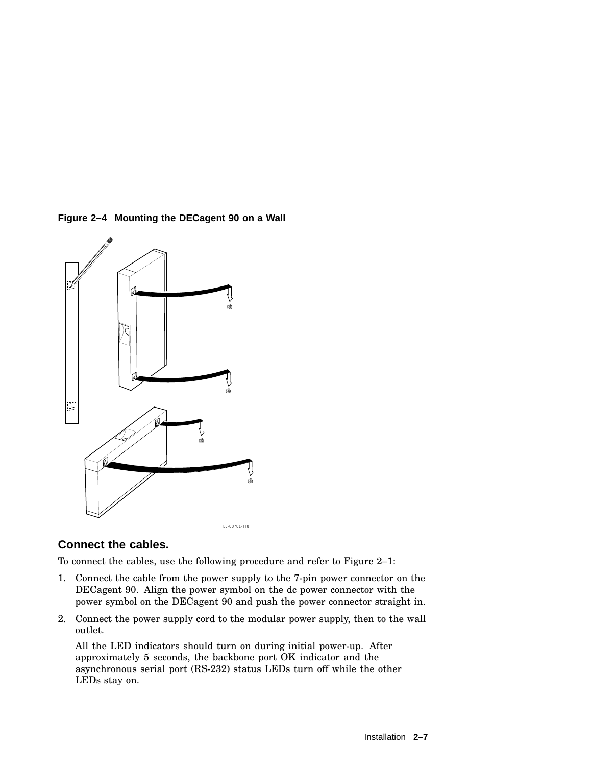**Figure 2–4 Mounting the DECagent 90 on a Wall**

LJ-00701-TI0

## Connect the cables.

To connect the cables, use the following procedure and refer to Figure 2–1:

1. Connect the cable from the power supply to the 7-pin power connector on the DECagent 90. Align the power symbol on the dc power connector with the power symbol on the DECagent 90 and push the power connector straight in.
2. Connect the power supply cord to the modular power supply, then to the wall outlet.

   All the LED indicators should turn on during initial power-up. After approximately 5 seconds, the backbone port OK indicator and the asynchronous serial port (RS-232) status LEDs turn off while the other LEDs stay on.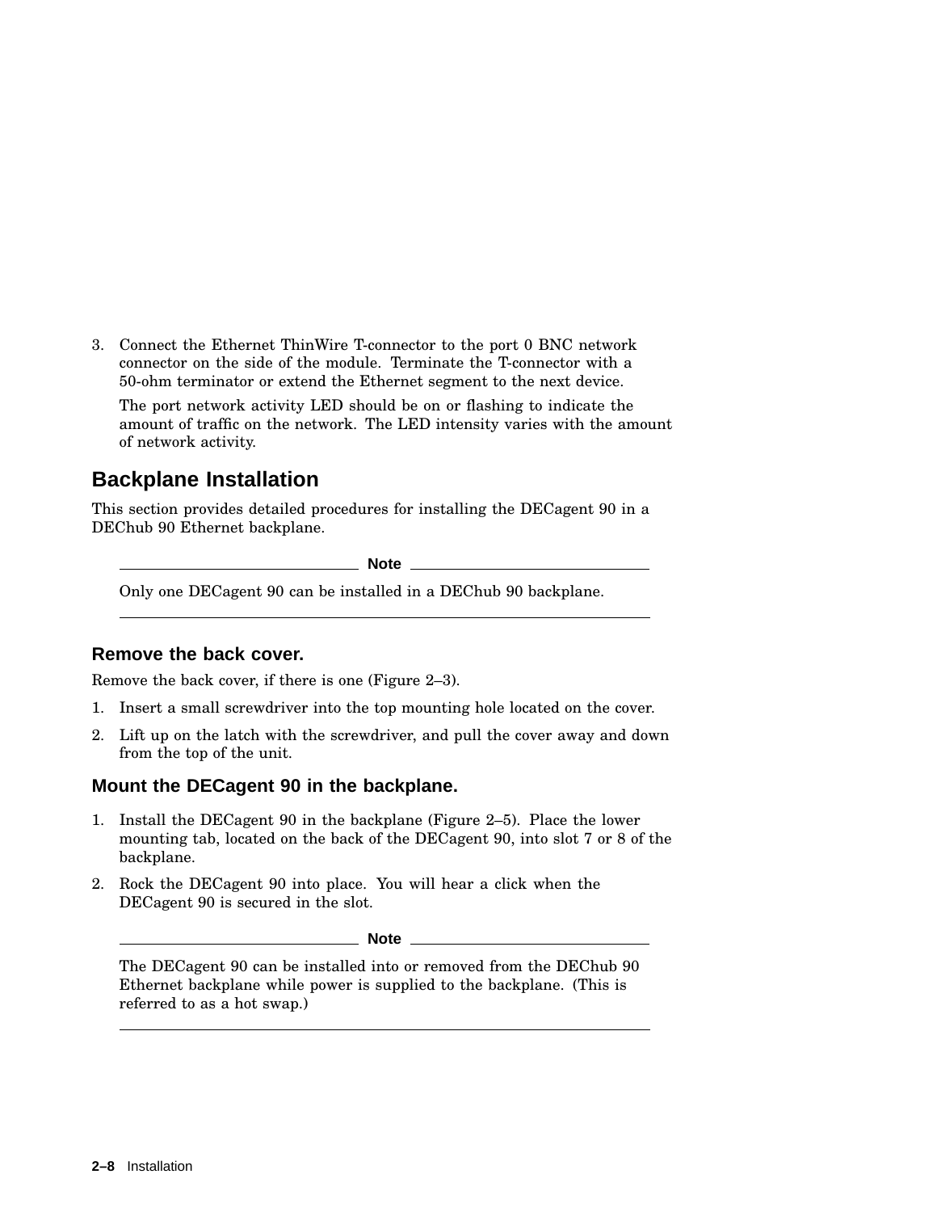3. Connect the Ethernet ThinWire T-connector to the port 0 BNC network connector on the side of the module. Terminate the T-connector with a 50-ohm terminator or extend the Ethernet segment to the next device.

   The port network activity LED should be on or flashing to indicate the amount of traffic on the network. The LED intensity varies with the amount of network activity.

## Backplane Installation

This section provides detailed procedures for installing the DECagent 90 in a DEChub 90 Ethernet backplane.

---

**Note**

Only one DECagent 90 can be installed in a DEChub 90 backplane.

---

### Remove the back cover.

Remove the back cover, if there is one (Figure 2–3).

1. Insert a small screwdriver into the top mounting hole located on the cover.
2. Lift up on the latch with the screwdriver, and pull the cover away and down from the top of the unit.

### Mount the DECagent 90 in the backplane.

1. Install the DECagent 90 in the backplane (Figure 2–5). Place the lower mounting tab, located on the back of the DECagent 90, into slot 7 or 8 of the backplane.
2. Rock the DECagent 90 into place. You will hear a click when the DECagent 90 is secured in the slot.

---

**Note**

The DECagent 90 can be installed into or removed from the DEChub 90 Ethernet backplane while power is supplied to the backplane. (This is referred to as a hot swap.)

---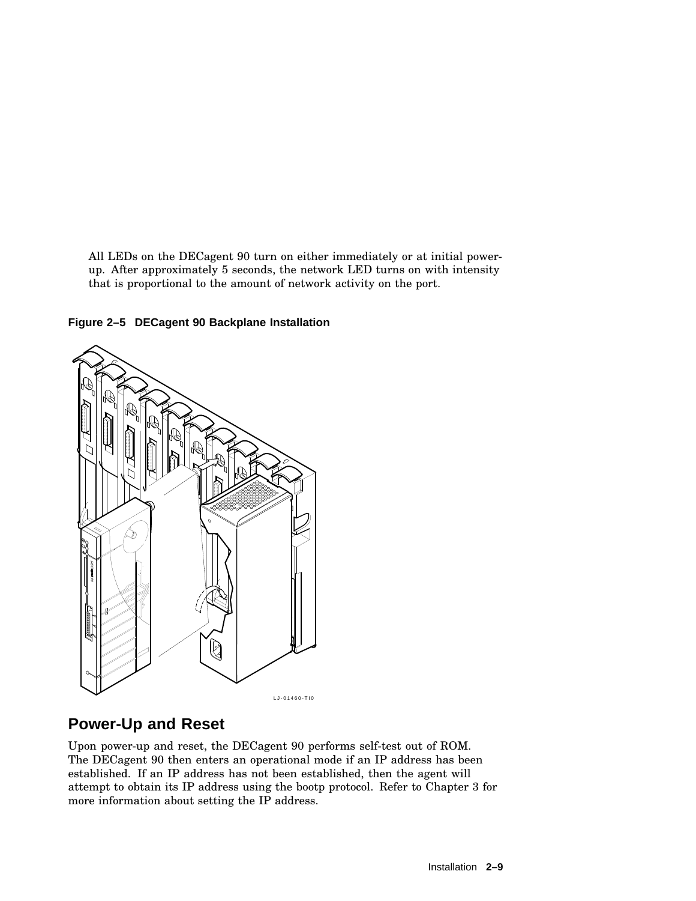All LEDs on the DECagent 90 turn on either immediately or at initial power-up. After approximately 5 seconds, the network LED turns on with intensity that is proportional to the amount of network activity on the port.

**Figure 2–5 DECagent 90 Backplane Installation**

LJ-01460-TI0

## Power-Up and Reset

Upon power-up and reset, the DECagent 90 performs self-test out of ROM. The DECagent 90 then enters an operational mode if an IP address has been established. If an IP address has not been established, then the agent will attempt to obtain its IP address using the bootp protocol. Refer to Chapter 3 for more information about setting the IP address.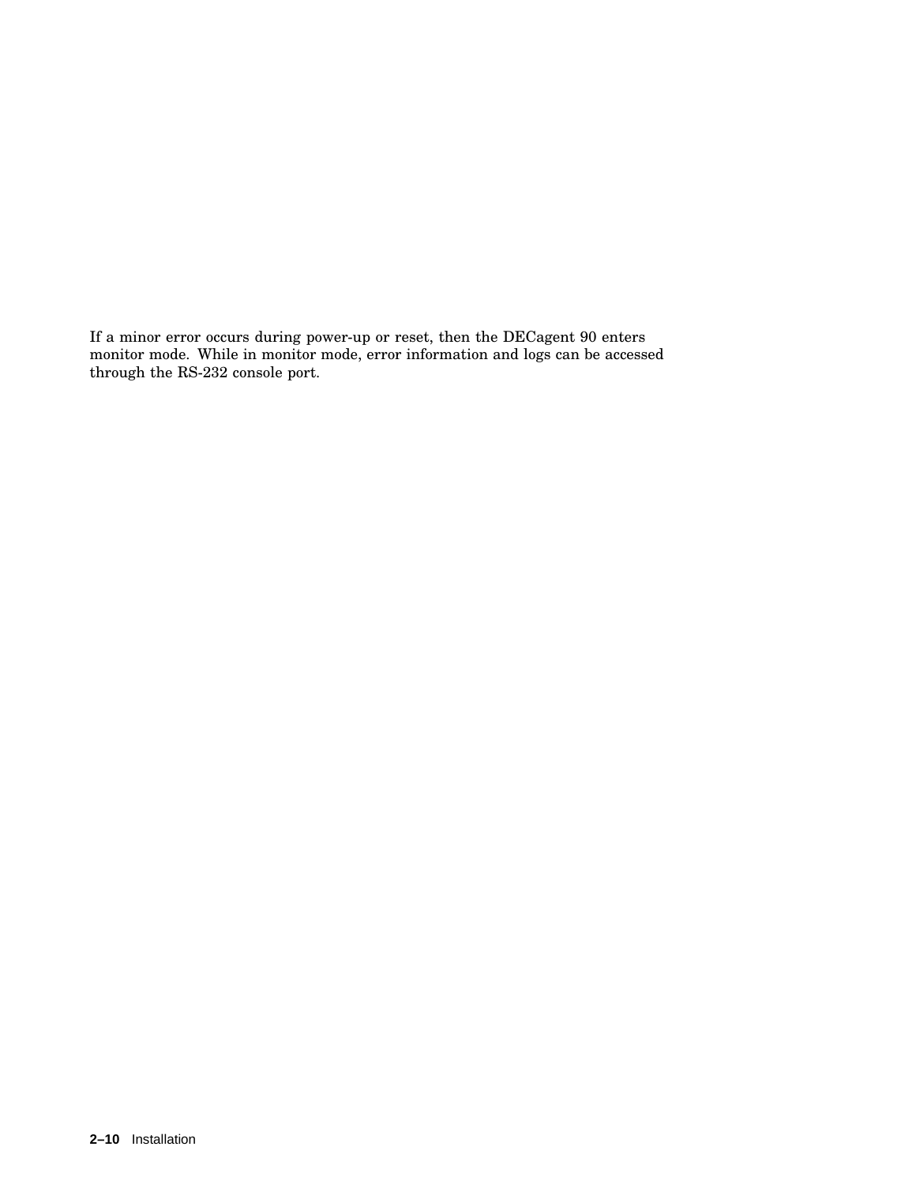If a minor error occurs during power-up or reset, then the DECagent 90 enters monitor mode. While in monitor mode, error information and logs can be accessed through the RS-232 console port.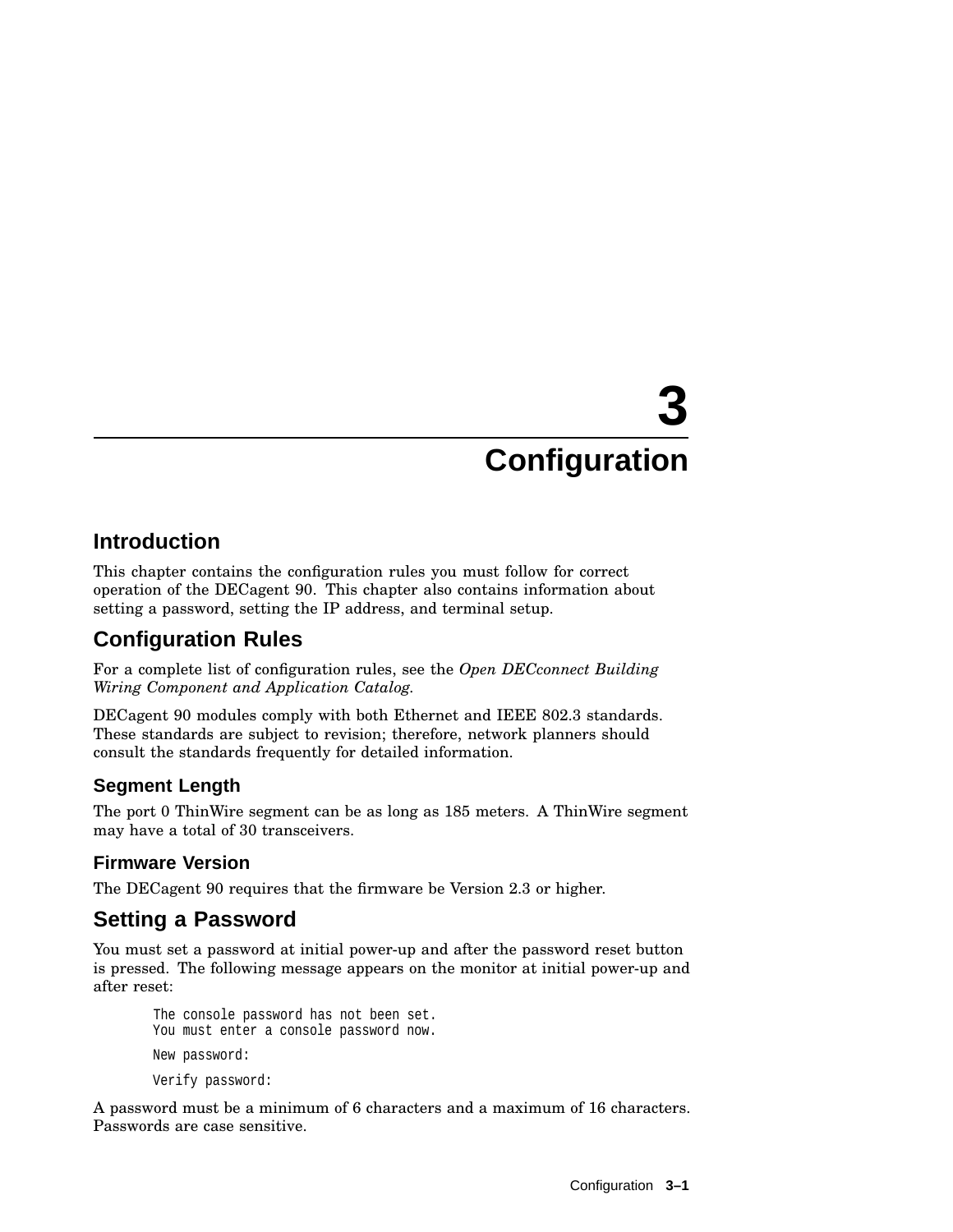# 3 Configuration

## Introduction

This chapter contains the configuration rules you must follow for correct operation of the DECagent 90. This chapter also contains information about setting a password, setting the IP address, and terminal setup.

## Configuration Rules

For a complete list of configuration rules, see the *Open DECconnect Building Wiring Component and Application Catalog*.

DECagent 90 modules comply with both Ethernet and IEEE 802.3 standards. These standards are subject to revision; therefore, network planners should consult the standards frequently for detailed information.

### Segment Length

The port 0 ThinWire segment can be as long as 185 meters. A ThinWire segment may have a total of 30 transceivers.

### Firmware Version

The DECagent 90 requires that the firmware be Version 2.3 or higher.

## Setting a Password

You must set a password at initial power-up and after the password reset button is pressed. The following message appears on the monitor at initial power-up and after reset:

```
The console password has not been set.
You must enter a console password now.

New password:

Verify password:
```

A password must be a minimum of 6 characters and a maximum of 16 characters. Passwords are case sensitive.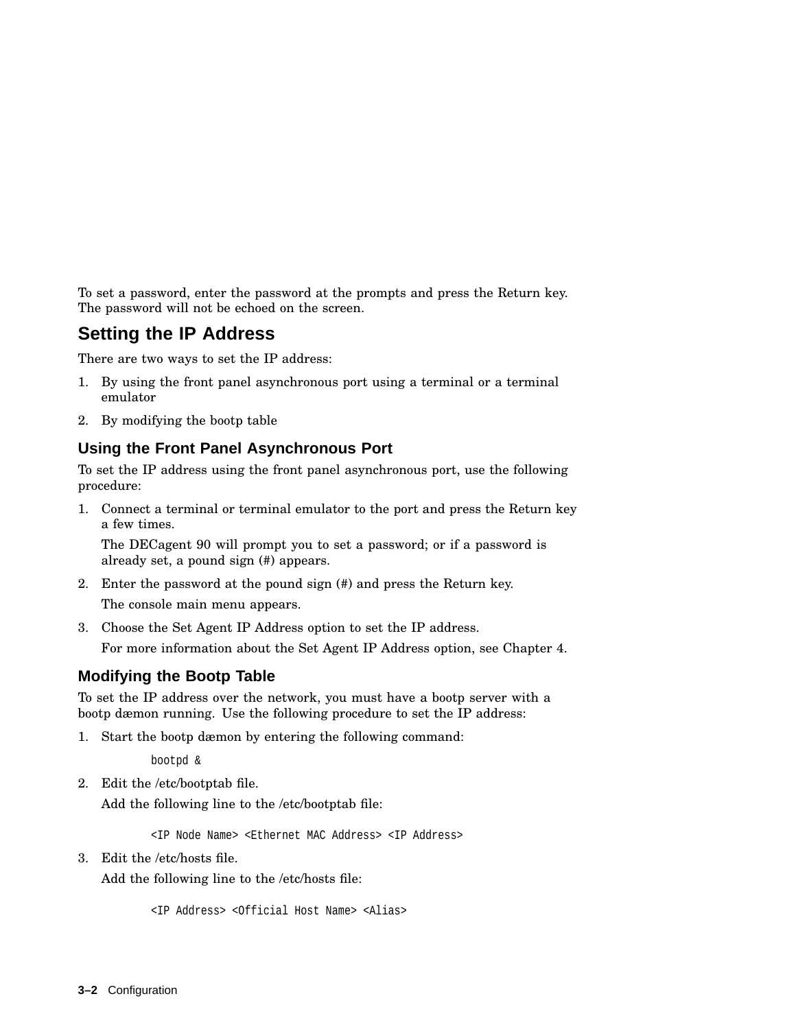To set a password, enter the password at the prompts and press the Return key. The password will not be echoed on the screen.

## Setting the IP Address

There are two ways to set the IP address:

1. By using the front panel asynchronous port using a terminal or a terminal emulator
2. By modifying the bootp table

### Using the Front Panel Asynchronous Port

To set the IP address using the front panel asynchronous port, use the following procedure:

1. Connect a terminal or terminal emulator to the port and press the Return key a few times.

   The DECagent 90 will prompt you to set a password; or if a password is already set, a pound sign (#) appears.

2. Enter the password at the pound sign (#) and press the Return key.

   The console main menu appears.

3. Choose the Set Agent IP Address option to set the IP address.

   For more information about the Set Agent IP Address option, see Chapter 4.

### Modifying the Bootp Table

To set the IP address over the network, you must have a bootp server with a bootp dæmon running. Use the following procedure to set the IP address:

1. Start the bootp dæmon by entering the following command:

   ```
   bootpd &
   ```

2. Edit the /etc/bootptab file.

   Add the following line to the /etc/bootptab file:

   ```
   <IP Node Name> <Ethernet MAC Address> <IP Address>
   ```

3. Edit the /etc/hosts file.

   Add the following line to the /etc/hosts file:

   ```
   <IP Address> <Official Host Name> <Alias>
   ```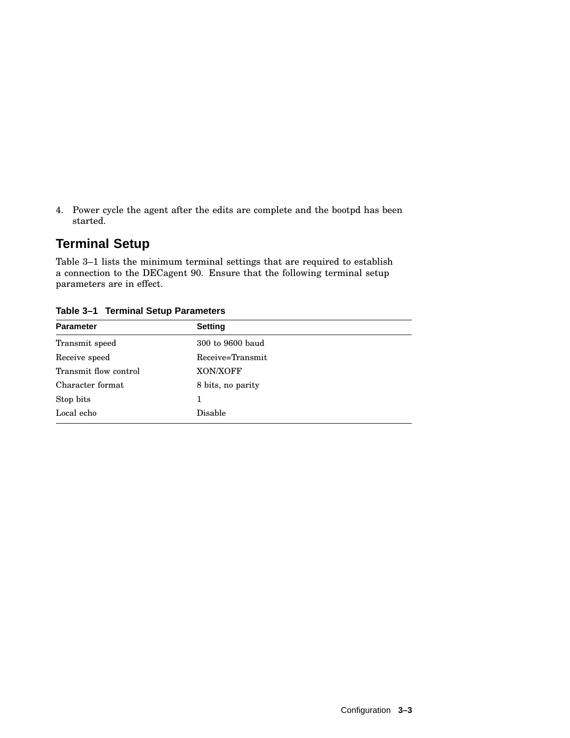4. Power cycle the agent after the edits are complete and the bootpd has been started.

## Terminal Setup

Table 3–1 lists the minimum terminal settings that are required to establish a connection to the DECagent 90. Ensure that the following terminal setup parameters are in effect.

**Table 3–1 Terminal Setup Parameters**

| Parameter | Setting |
|---|---|
| Transmit speed | 300 to 9600 baud |
| Receive speed | Receive=Transmit |
| Transmit flow control | XON/XOFF |
| Character format | 8 bits, no parity |
| Stop bits | 1 |
| Local echo | Disable |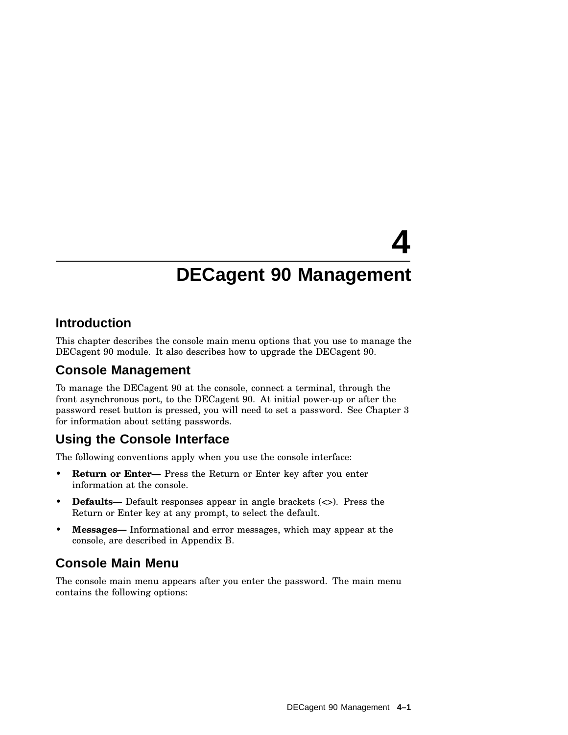# 4 DECagent 90 Management

## Introduction

This chapter describes the console main menu options that you use to manage the DECagent 90 module. It also describes how to upgrade the DECagent 90.

## Console Management

To manage the DECagent 90 at the console, connect a terminal, through the front asynchronous port, to the DECagent 90. At initial power-up or after the password reset button is pressed, you will need to set a password. See Chapter 3 for information about setting passwords.

## Using the Console Interface

The following conventions apply when you use the console interface:

- **Return or Enter—** Press the Return or Enter key after you enter information at the console.
- **Defaults—** Default responses appear in angle brackets (<>). Press the Return or Enter key at any prompt, to select the default.
- **Messages—** Informational and error messages, which may appear at the console, are described in Appendix B.

## Console Main Menu

The console main menu appears after you enter the password. The main menu contains the following options: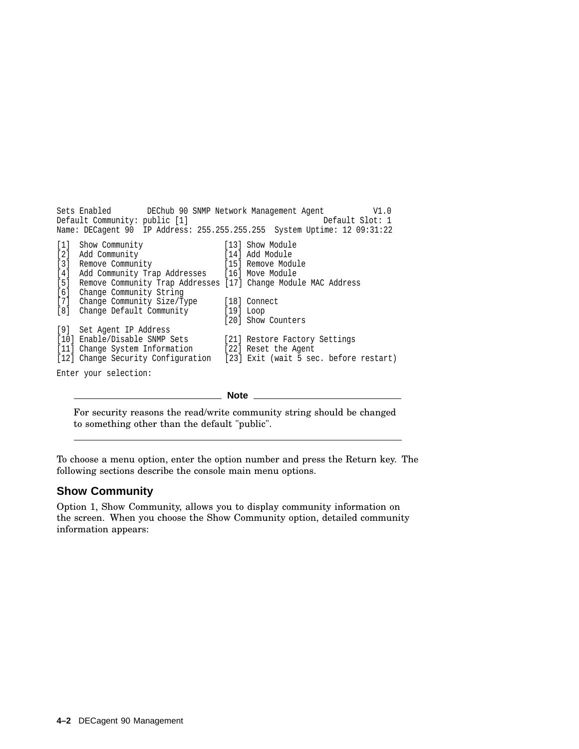```
Sets Enabled        DEChub 90 SNMP Network Management Agent          V1.0
Default Community: public [1]                                  Default Slot: 1
Name: DECagent 90  IP Address: 255.255.255.255  System Uptime: 12 09:31:22

[1]  Show Community                  [13] Show Module
[2]  Add Community                   [14] Add Module
[3]  Remove Community                [15] Remove Module
[4]  Add Community Trap Addresses    [16] Move Module
[5]  Remove Community Trap Addresses [17] Change Module MAC Address
[6]  Change Community String
[7]  Change Community Size/Type      [18] Connect
[8]  Change Default Community        [19] Loop
                                     [20] Show Counters
[9]  Set Agent IP Address
[10] Enable/Disable SNMP Sets        [21] Restore Factory Settings
[11] Change System Information       [22] Reset the Agent
[12] Change Security Configuration   [23] Exit (wait 5 sec. before restart)

Enter your selection:
```

**Note**

For security reasons the read/write community string should be changed to something other than the default "public".

---

To choose a menu option, enter the option number and press the Return key. The following sections describe the console main menu options.

## Show Community

Option 1, Show Community, allows you to display community information on the screen. When you choose the Show Community option, detailed community information appears: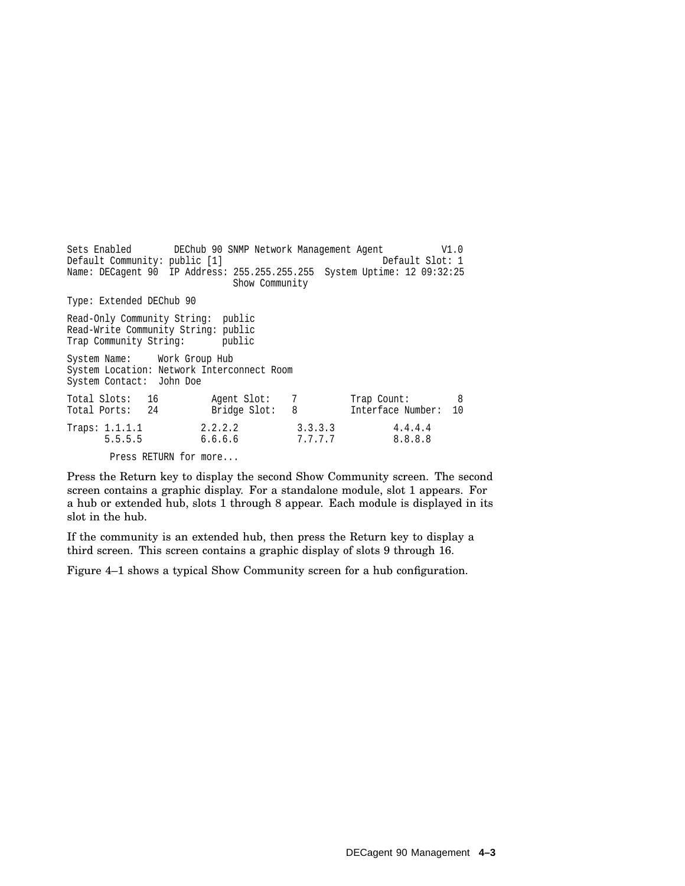```
Sets Enabled        DEChub 90 SNMP Network Management Agent          V1.0
Default Community: public [1]                                  Default Slot: 1
Name: DECagent 90  IP Address: 255.255.255.255  System Uptime: 12 09:32:25
                              Show Community

Type: Extended DEChub 90

Read-Only Community String:  public
Read-Write Community String: public
Trap Community String:       public

System Name:     Work Group Hub
System Location: Network Interconnect Room
System Contact:  John Doe

Total Slots:   16         Agent Slot:    7          Trap Count:         8
Total Ports:   24         Bridge Slot:   8          Interface Number:  10

Traps: 1.1.1.1          2.2.2.2          3.3.3.3          4.4.4.4
       5.5.5.5          6.6.6.6          7.7.7.7          8.8.8.8

        Press RETURN for more...
```

Press the Return key to display the second Show Community screen. The second screen contains a graphic display. For a standalone module, slot 1 appears. For a hub or extended hub, slots 1 through 8 appear. Each module is displayed in its slot in the hub.

If the community is an extended hub, then press the Return key to display a third screen. This screen contains a graphic display of slots 9 through 16.

Figure 4–1 shows a typical Show Community screen for a hub configuration.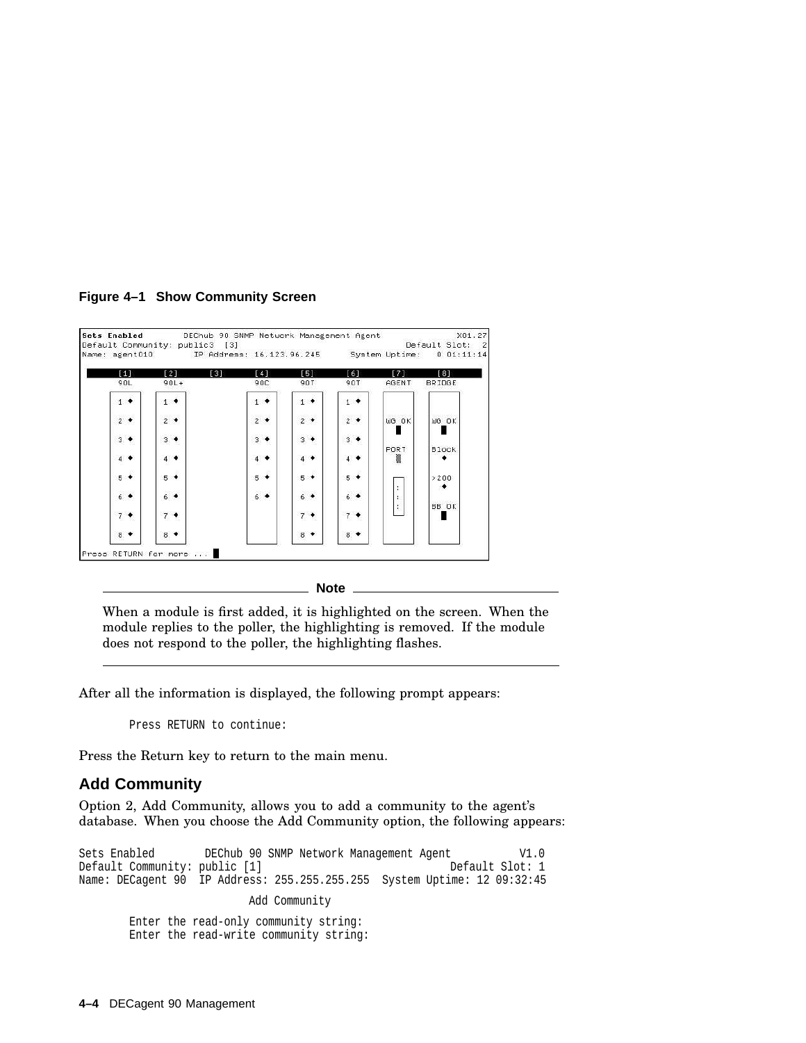**Figure 4–1 Show Community Screen**

```
Sets Enabled       DEChub 90 SNMP Network Management Agent           X01.27
Default Community: public3  [3]                               Default Slot:  2
Name: agent010       IP Address: 16.123.96.245      System Uptime:   0 01:11:14

   [1]       [2]       [3]       [4]       [5]       [6]       [7]       [8]
   90L       90L+                90C       90T       90T      AGENT     BRIDGE

   1 ◆       1 ◆                 1 ◆       1 ◆       1 ◆
   2 ◆       2 ◆                 2 ◆       2 ◆       2 ◆      WG OK      WG OK
   3 ◆       3 ◆                 3 ◆       3 ◆       3 ◆
   4 ◆       4 ◆                 4 ◆       4 ◆       4 ◆      PORT       Block
   5 ◆       5 ◆                 5 ◆       5 ◆       5 ◆                 >200
   6 ◆       6 ◆                 6 ◆       6 ◆       6 ◆                 BB OK
   7 ◆       7 ◆                           7 ◆       7 ◆
   8 ◆       8 ◆                           8 ◆       8 ◆
Press RETURN for more ...
```

---

**Note**

When a module is first added, it is highlighted on the screen. When the module replies to the poller, the highlighting is removed. If the module does not respond to the poller, the highlighting flashes.

---

After all the information is displayed, the following prompt appears:

```
Press RETURN to continue:
```

Press the Return key to return to the main menu.

## Add Community

Option 2, Add Community, allows you to add a community to the agent's database. When you choose the Add Community option, the following appears:

```
Sets Enabled        DEChub 90 SNMP Network Management Agent          V1.0
Default Community: public [1]                              Default Slot: 1
Name: DECagent 90  IP Address: 255.255.255.255  System Uptime: 12 09:32:45

                        Add Community

        Enter the read-only community string:
        Enter the read-write community string:
```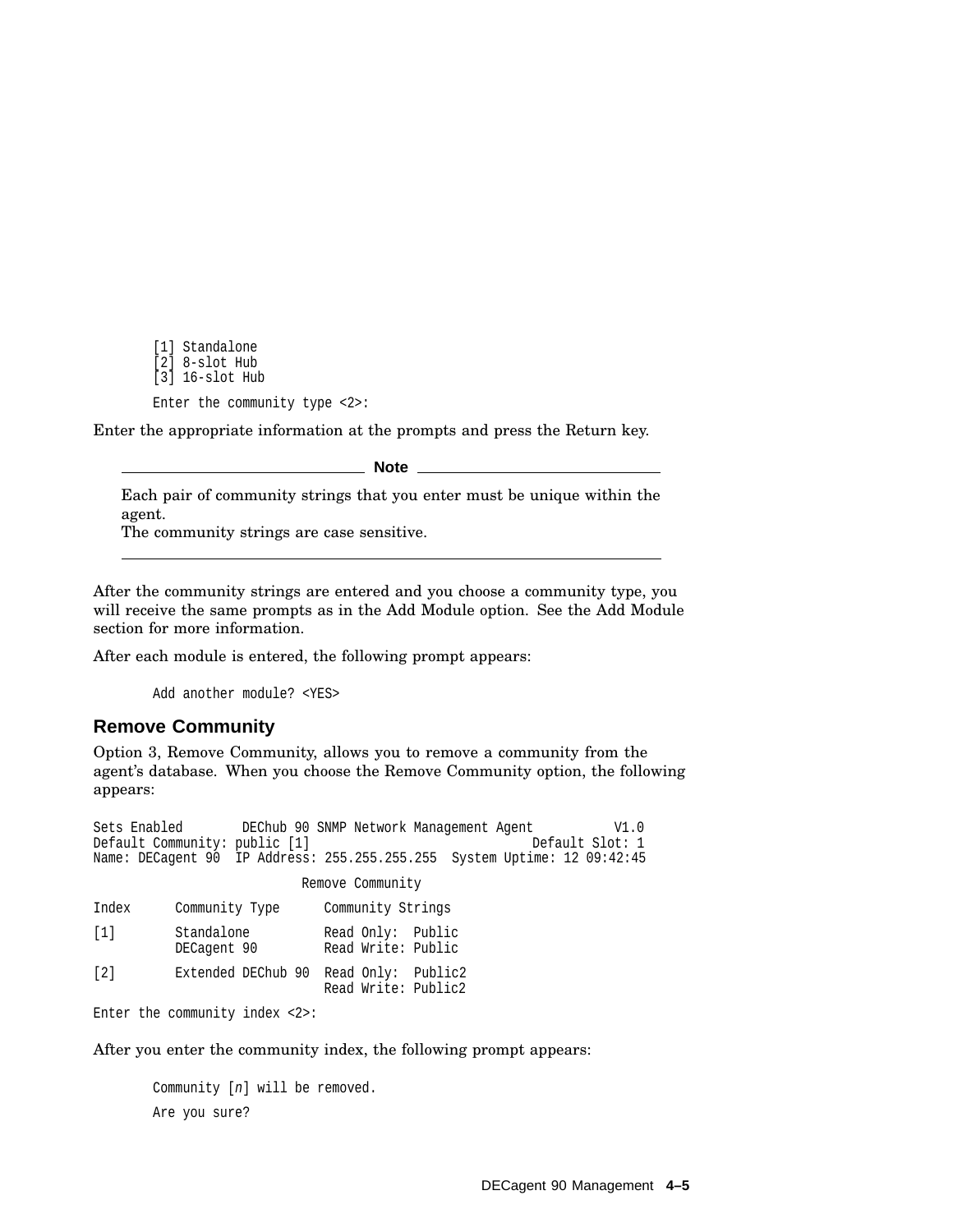```
[1] Standalone
[2] 8-slot Hub
[3] 16-slot Hub

Enter the community type <2>:
```

Enter the appropriate information at the prompts and press the Return key.

---

**Note**

Each pair of community strings that you enter must be unique within the agent.
The community strings are case sensitive.

---

After the community strings are entered and you choose a community type, you will receive the same prompts as in the Add Module option. See the Add Module section for more information.

After each module is entered, the following prompt appears:

```
Add another module? <YES>
```

### Remove Community

Option 3, Remove Community, allows you to remove a community from the agent's database. When you choose the Remove Community option, the following appears:

```
Sets Enabled        DEChub 90 SNMP Network Management Agent          V1.0
Default Community: public [1]                              Default Slot: 1
Name: DECagent 90  IP Address: 255.255.255.255  System Uptime: 12 09:42:45

                           Remove Community

Index      Community Type      Community Strings

[1]        Standalone          Read Only:  Public
           DECagent 90         Read Write: Public

[2]        Extended DEChub 90  Read Only:  Public2
                               Read Write: Public2

Enter the community index <2>:
```

After you enter the community index, the following prompt appears:

```
Community [n] will be removed.

Are you sure?
```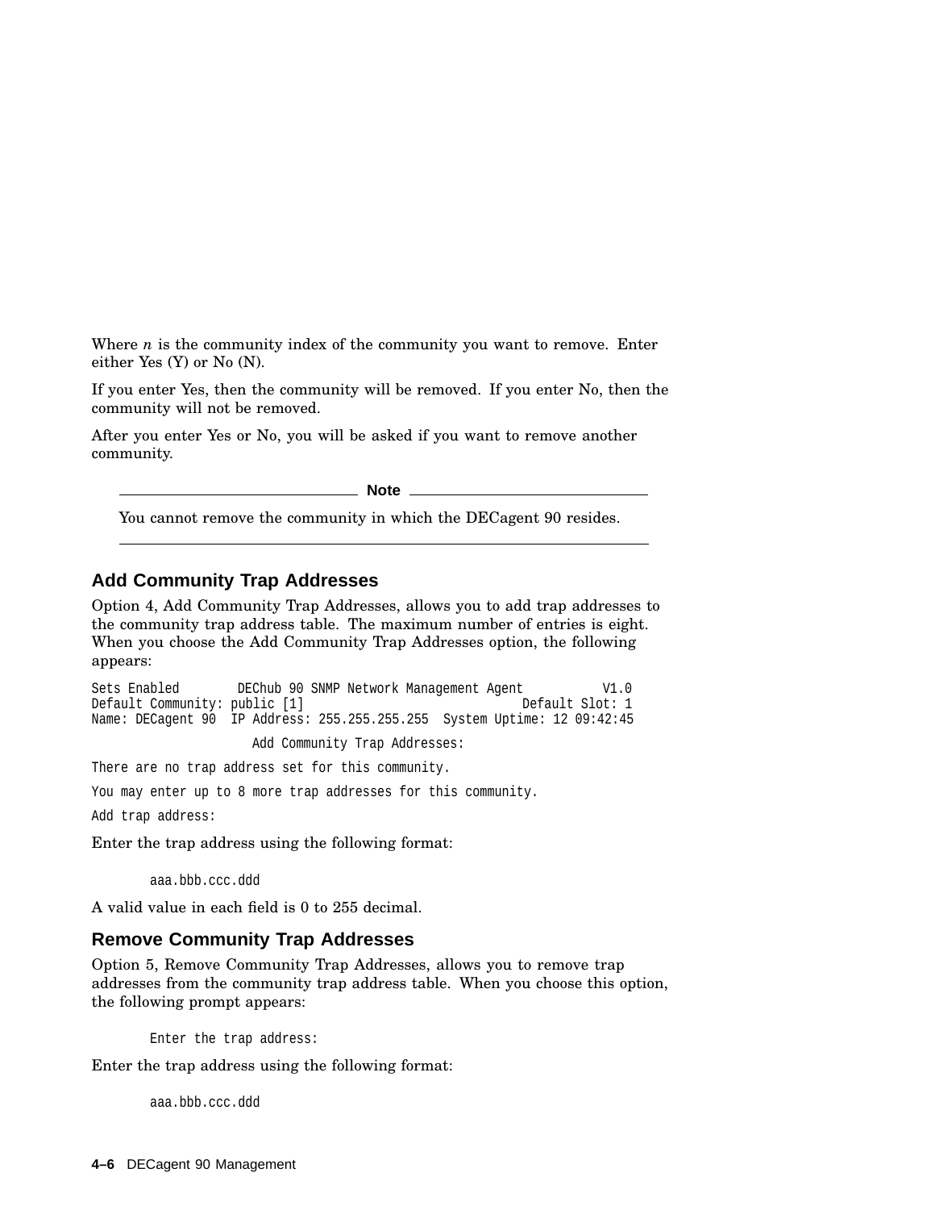Where *n* is the community index of the community you want to remove. Enter either Yes (Y) or No (N).

If you enter Yes, then the community will be removed. If you enter No, then the community will not be removed.

After you enter Yes or No, you will be asked if you want to remove another community.

---

**Note**

You cannot remove the community in which the DECagent 90 resides.

---

## Add Community Trap Addresses

Option 4, Add Community Trap Addresses, allows you to add trap addresses to the community trap address table. The maximum number of entries is eight. When you choose the Add Community Trap Addresses option, the following appears:

```
Sets Enabled        DEChub 90 SNMP Network Management Agent          V1.0
Default Community: public [1]                              Default Slot: 1
Name: DECagent 90  IP Address: 255.255.255.255  System Uptime: 12 09:42:45

                      Add Community Trap Addresses:

There are no trap address set for this community.

You may enter up to 8 more trap addresses for this community.

Add trap address:
```

Enter the trap address using the following format:

```
aaa.bbb.ccc.ddd
```

A valid value in each field is 0 to 255 decimal.

## Remove Community Trap Addresses

Option 5, Remove Community Trap Addresses, allows you to remove trap addresses from the community trap address table. When you choose this option, the following prompt appears:

```
Enter the trap address:
```

Enter the trap address using the following format:

```
aaa.bbb.ccc.ddd
```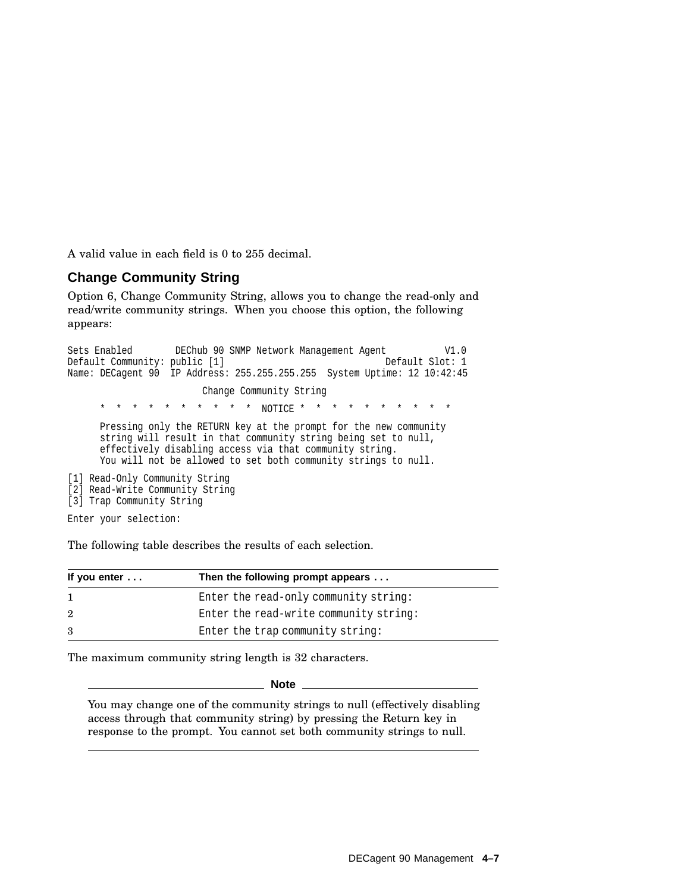A valid value in each field is 0 to 255 decimal.

## Change Community String

Option 6, Change Community String, allows you to change the read-only and read/write community strings. When you choose this option, the following appears:

```
Sets Enabled        DEChub 90 SNMP Network Management Agent          V1.0
Default Community: public [1]                              Default Slot: 1
Name: DECagent 90  IP Address: 255.255.255.255  System Uptime: 12 10:42:45

                         Change Community String

      *  *  *  *  *  *  *  *  *  *  NOTICE *  *  *  *  *  *  *  *  *  *  *

      Pressing only the RETURN key at the prompt for the new community
      string will result in that community string being set to null,
      effectively disabling access via that community string.
      You will not be allowed to set both community strings to null.

[1] Read-Only Community String
[2] Read-Write Community String
[3] Trap Community String

Enter your selection:
```

The following table describes the results of each selection.

| If you enter . . . | Then the following prompt appears . . . |
|---|---|
| 1 | `Enter the read-only community string:` |
| 2 | `Enter the read-write community string:` |
| 3 | `Enter the trap community string:` |

The maximum community string length is 32 characters.

---

**Note**

You may change one of the community strings to null (effectively disabling access through that community string) by pressing the Return key in response to the prompt. You cannot set both community strings to null.

---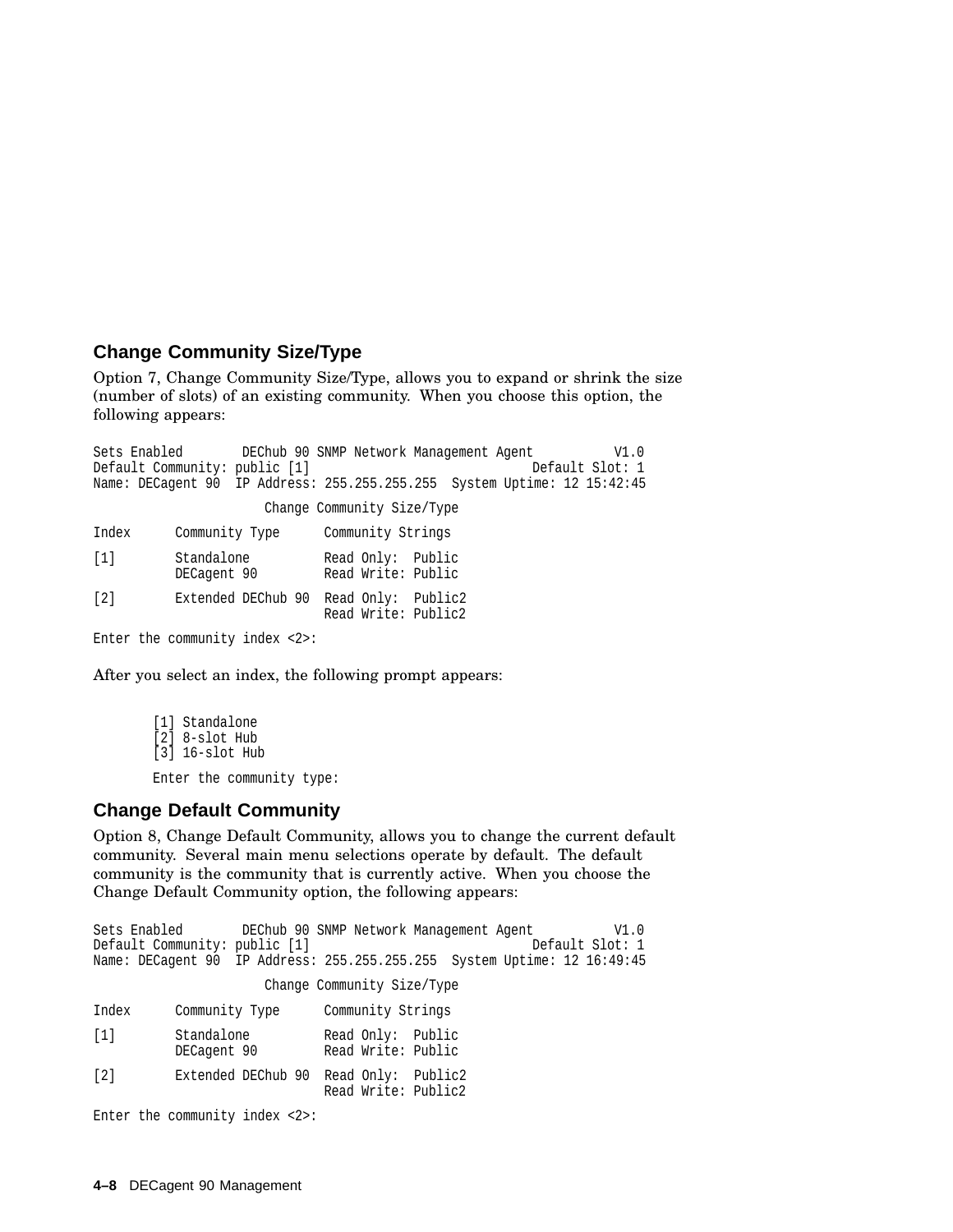## Change Community Size/Type

Option 7, Change Community Size/Type, allows you to expand or shrink the size (number of slots) of an existing community. When you choose this option, the following appears:

```
Sets Enabled        DEChub 90 SNMP Network Management Agent           V1.0
Default Community: public [1]                                Default Slot: 1
Name: DECagent 90  IP Address: 255.255.255.255  System Uptime: 12 15:42:45

                       Change Community Size/Type

Index      Community Type      Community Strings

[1]        Standalone          Read Only:  Public
           DECagent 90         Read Write: Public

[2]        Extended DEChub 90  Read Only:  Public2
                               Read Write: Public2

Enter the community index <2>:
```

After you select an index, the following prompt appears:

```
        [1] Standalone
        [2] 8-slot Hub
        [3] 16-slot Hub

        Enter the community type:
```

## Change Default Community

Option 8, Change Default Community, allows you to change the current default community. Several main menu selections operate by default. The default community is the community that is currently active. When you choose the Change Default Community option, the following appears:

```
Sets Enabled        DEChub 90 SNMP Network Management Agent           V1.0
Default Community: public [1]                                Default Slot: 1
Name: DECagent 90  IP Address: 255.255.255.255  System Uptime: 12 16:49:45

                       Change Community Size/Type

Index      Community Type      Community Strings

[1]        Standalone          Read Only:  Public
           DECagent 90         Read Write: Public

[2]        Extended DEChub 90  Read Only:  Public2
                               Read Write: Public2

Enter the community index <2>:
```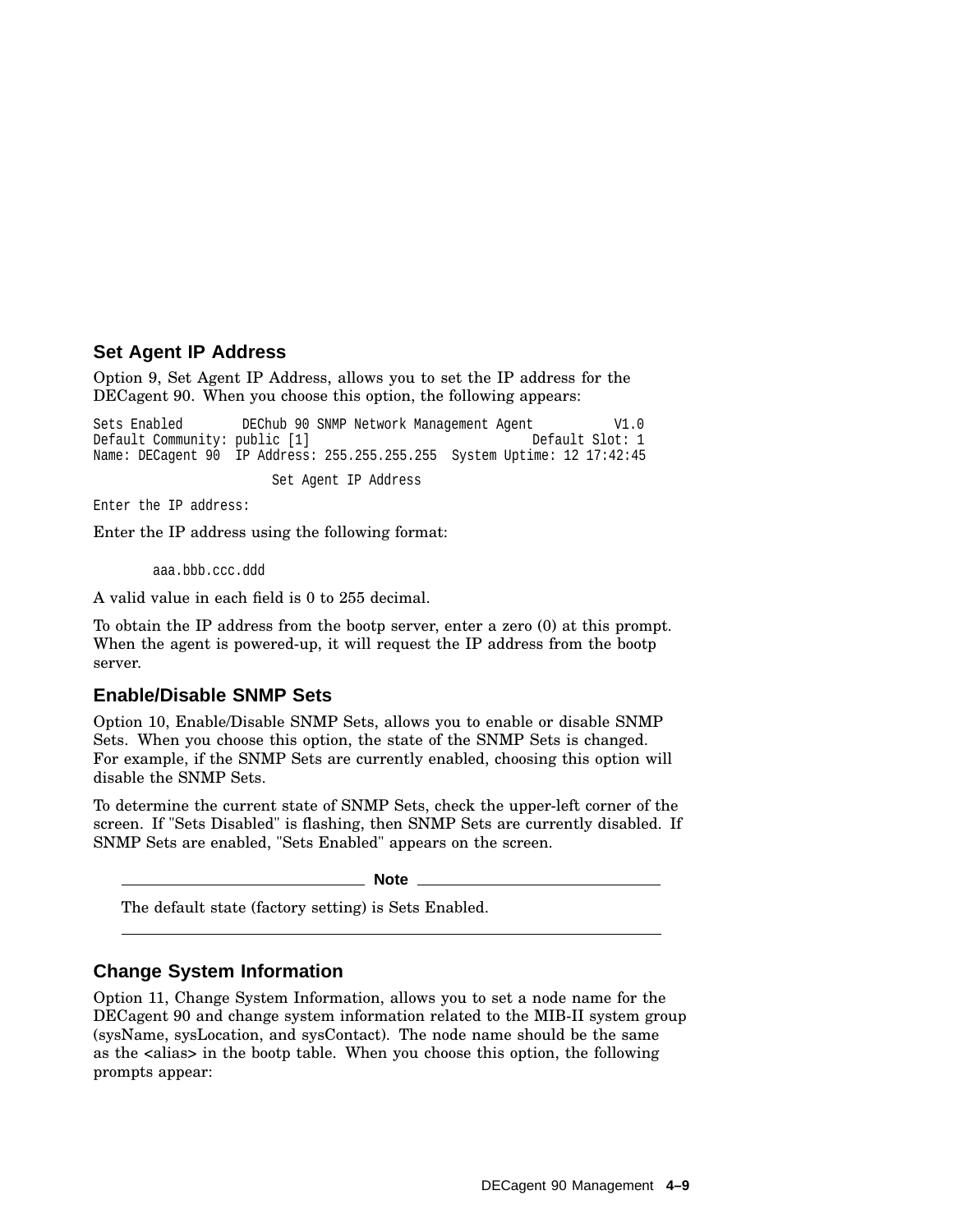## Set Agent IP Address

Option 9, Set Agent IP Address, allows you to set the IP address for the DECagent 90. When you choose this option, the following appears:

```
Sets Enabled        DEChub 90 SNMP Network Management Agent          V1.0
Default Community: public [1]                              Default Slot: 1
Name: DECagent 90  IP Address: 255.255.255.255  System Uptime: 12 17:42:45

                        Set Agent IP Address

Enter the IP address:
```

Enter the IP address using the following format:

```
        aaa.bbb.ccc.ddd
```

A valid value in each field is 0 to 255 decimal.

To obtain the IP address from the bootp server, enter a zero (0) at this prompt. When the agent is powered-up, it will request the IP address from the bootp server.

## Enable/Disable SNMP Sets

Option 10, Enable/Disable SNMP Sets, allows you to enable or disable SNMP Sets. When you choose this option, the state of the SNMP Sets is changed. For example, if the SNMP Sets are currently enabled, choosing this option will disable the SNMP Sets.

To determine the current state of SNMP Sets, check the upper-left corner of the screen. If "Sets Disabled" is flashing, then SNMP Sets are currently disabled. If SNMP Sets are enabled, "Sets Enabled" appears on the screen.

**Note**

The default state (factory setting) is Sets Enabled.

## Change System Information

Option 11, Change System Information, allows you to set a node name for the DECagent 90 and change system information related to the MIB-II system group (sysName, sysLocation, and sysContact). The node name should be the same as the <alias> in the bootp table. When you choose this option, the following prompts appear: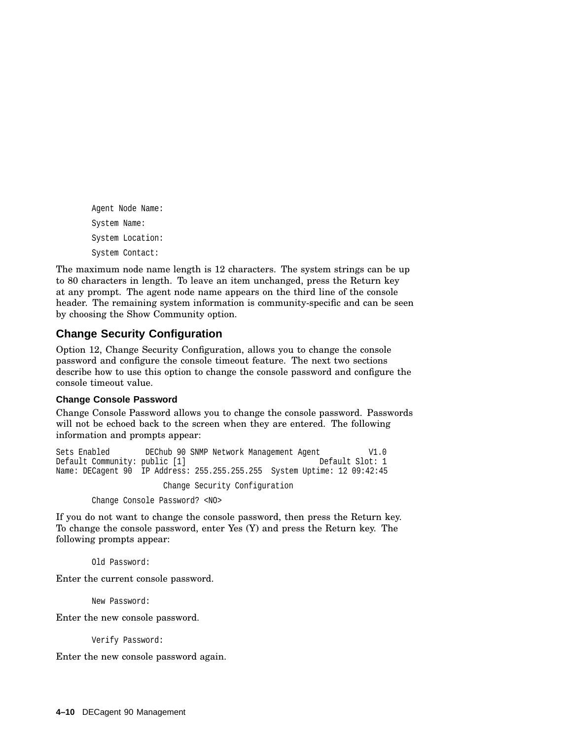```
Agent Node Name:
System Name:
System Location:
System Contact:
```

The maximum node name length is 12 characters. The system strings can be up to 80 characters in length. To leave an item unchanged, press the Return key at any prompt. The agent node name appears on the third line of the console header. The remaining system information is community-specific and can be seen by choosing the Show Community option.

## Change Security Configuration

Option 12, Change Security Configuration, allows you to change the console password and configure the console timeout feature. The next two sections describe how to use this option to change the console password and configure the console timeout value.

### Change Console Password

Change Console Password allows you to change the console password. Passwords will not be echoed back to the screen when they are entered. The following information and prompts appear:

```
Sets Enabled        DEChub 90 SNMP Network Management Agent           V1.0
Default Community: public [1]                             Default Slot: 1
Name: DECagent 90  IP Address: 255.255.255.255  System Uptime: 12 09:42:45

                        Change Security Configuration

        Change Console Password? <NO>
```

If you do not want to change the console password, then press the Return key. To change the console password, enter Yes (Y) and press the Return key. The following prompts appear:

```
Old Password:
```

Enter the current console password.

```
New Password:
```

Enter the new console password.

```
Verify Password:
```

Enter the new console password again.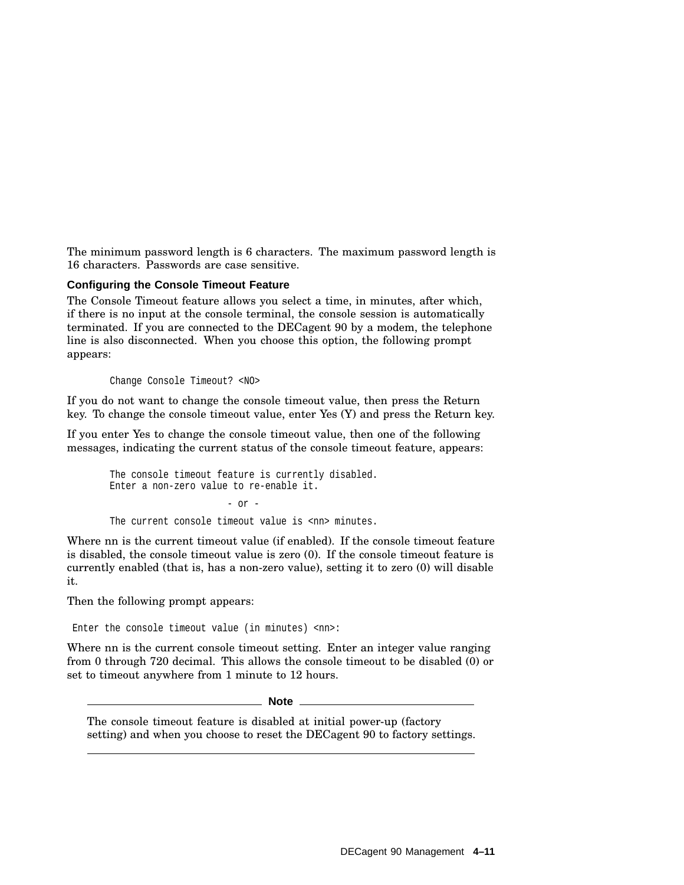The minimum password length is 6 characters. The maximum password length is 16 characters. Passwords are case sensitive.

### Configuring the Console Timeout Feature

The Console Timeout feature allows you select a time, in minutes, after which, if there is no input at the console terminal, the console session is automatically terminated. If you are connected to the DECagent 90 by a modem, the telephone line is also disconnected. When you choose this option, the following prompt appears:

```
Change Console Timeout? <NO>
```

If you do not want to change the console timeout value, then press the Return key. To change the console timeout value, enter Yes (Y) and press the Return key.

If you enter Yes to change the console timeout value, then one of the following messages, indicating the current status of the console timeout feature, appears:

```
The console timeout feature is currently disabled.
Enter a non-zero value to re-enable it.

                    - or -

The current console timeout value is <nn> minutes.
```

Where nn is the current timeout value (if enabled). If the console timeout feature is disabled, the console timeout value is zero (0). If the console timeout feature is currently enabled (that is, has a non-zero value), setting it to zero (0) will disable it.

Then the following prompt appears:

```
Enter the console timeout value (in minutes) <nn>:
```

Where nn is the current console timeout setting. Enter an integer value ranging from 0 through 720 decimal. This allows the console timeout to be disabled (0) or set to timeout anywhere from 1 minute to 12 hours.

---

**Note**

The console timeout feature is disabled at initial power-up (factory setting) and when you choose to reset the DECagent 90 to factory settings.

---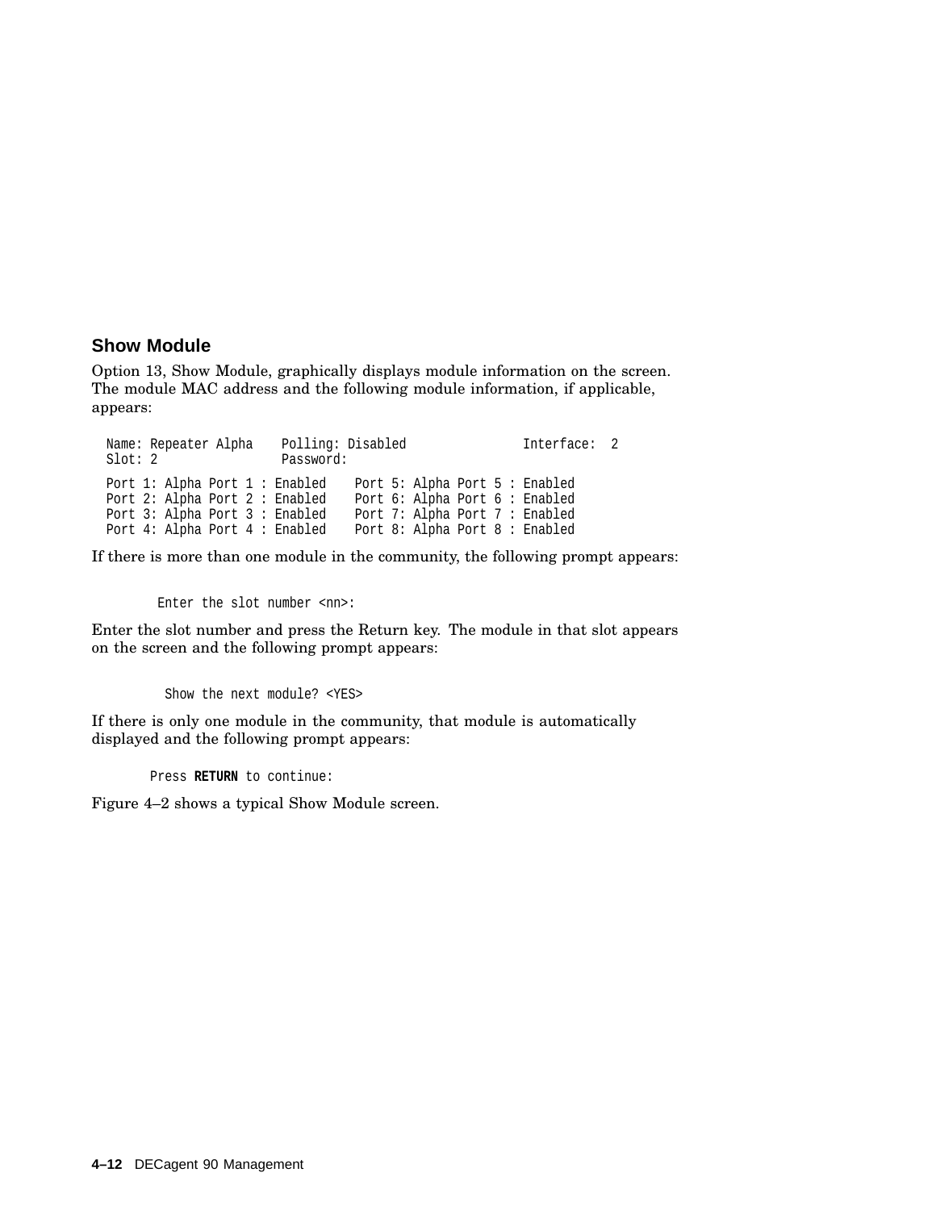## Show Module

Option 13, Show Module, graphically displays module information on the screen. The module MAC address and the following module information, if applicable, appears:

```
Name: Repeater Alpha    Polling: Disabled              Interface:  2
Slot: 2                 Password:

Port 1: Alpha Port 1 : Enabled    Port 5: Alpha Port 5 : Enabled
Port 2: Alpha Port 2 : Enabled    Port 6: Alpha Port 6 : Enabled
Port 3: Alpha Port 3 : Enabled    Port 7: Alpha Port 7 : Enabled
Port 4: Alpha Port 4 : Enabled    Port 8: Alpha Port 8 : Enabled
```

If there is more than one module in the community, the following prompt appears:

```
Enter the slot number <nn>:
```

Enter the slot number and press the Return key. The module in that slot appears on the screen and the following prompt appears:

```
Show the next module? <YES>
```

If there is only one module in the community, that module is automatically displayed and the following prompt appears:

```
Press RETURN to continue:
```

Figure 4–2 shows a typical Show Module screen.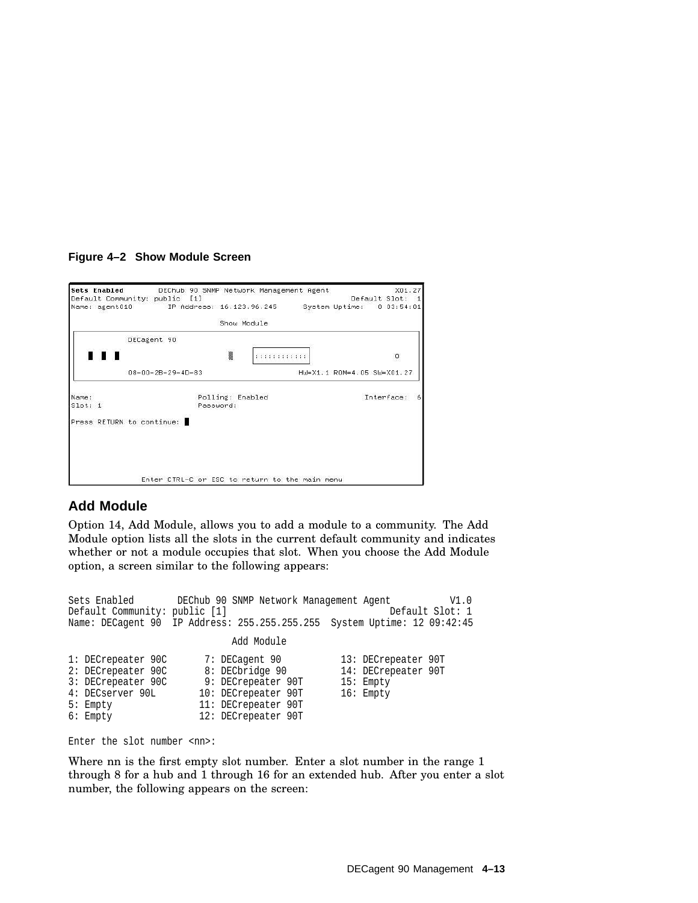**Figure 4–2 Show Module Screen**

```
Sets Enabled        DEChub 90 SNMP Network Management Agent          X01.27
Default Community: public  [1]                               Default Slot:  1
Name: agent010       IP Address: 16.123.96.245     System Uptime:   0 03:54:01

                              Show Module

            DECagent 90

   ▌ ▌ ▌                      ▒     ::::::::::::                         O

            08-00-2B-29-4D-83                       HW=X1.1 ROM=4.05 SW=X01.27

Name:                      Polling: Enabled                      Interface:  6
Slot: 1                    Password:

Press RETURN to continue: ▌




              Enter CTRL-C or ESC to return to the main menu
```

## Add Module

Option 14, Add Module, allows you to add a module to a community. The Add Module option lists all the slots in the current default community and indicates whether or not a module occupies that slot. When you choose the Add Module option, a screen similar to the following appears:

```
Sets Enabled        DEChub 90 SNMP Network Management Agent          V1.0
Default Community: public [1]                                Default Slot: 1
Name: DECagent 90  IP Address: 255.255.255.255  System Uptime: 12 09:42:45

                           Add Module

1: DECrepeater 90C       7: DECagent 90          13: DECrepeater 90T
2: DECrepeater 90C       8: DECbridge 90         14: DECrepeater 90T
3: DECrepeater 90C       9: DECrepeater 90T      15: Empty
4: DECserver 90L        10: DECrepeater 90T      16: Empty
5: Empty                11: DECrepeater 90T
6: Empty                12: DECrepeater 90T

Enter the slot number <nn>:
```

Where nn is the first empty slot number. Enter a slot number in the range 1 through 8 for a hub and 1 through 16 for an extended hub. After you enter a slot number, the following appears on the screen: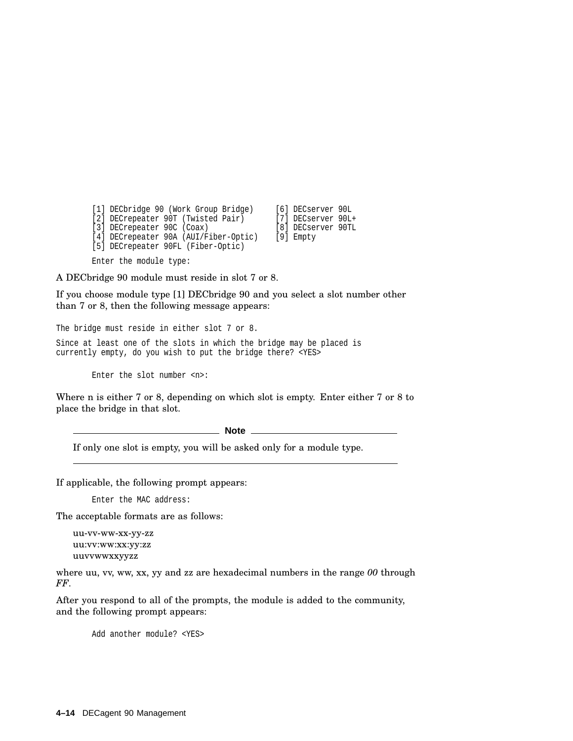```
[1] DECbridge 90 (Work Group Bridge)     [6] DECserver 90L
[2] DECrepeater 90T (Twisted Pair)       [7] DECserver 90L+
[3] DECrepeater 90C (Coax)               [8] DECserver 90TL
[4] DECrepeater 90A (AUI/Fiber-Optic)    [9] Empty
[5] DECrepeater 90FL (Fiber-Optic)

Enter the module type:
```

A DECbridge 90 module must reside in slot 7 or 8.

If you choose module type [1] DECbridge 90 and you select a slot number other than 7 or 8, then the following message appears:

```
The bridge must reside in either slot 7 or 8.

Since at least one of the slots in which the bridge may be placed is
currently empty, do you wish to put the bridge there? <YES>

        Enter the slot number <n>:
```

Where n is either 7 or 8, depending on which slot is empty. Enter either 7 or 8 to place the bridge in that slot.

---

**Note**

If only one slot is empty, you will be asked only for a module type.

---

If applicable, the following prompt appears:

```
Enter the MAC address:
```

The acceptable formats are as follows:

uu-vv-ww-xx-yy-zz
uu:vv:ww:xx:yy:zz
uuvvwwxxyyzz

where uu, vv, ww, xx, yy and zz are hexadecimal numbers in the range *00* through *FF*.

After you respond to all of the prompts, the module is added to the community, and the following prompt appears:

```
Add another module? <YES>
```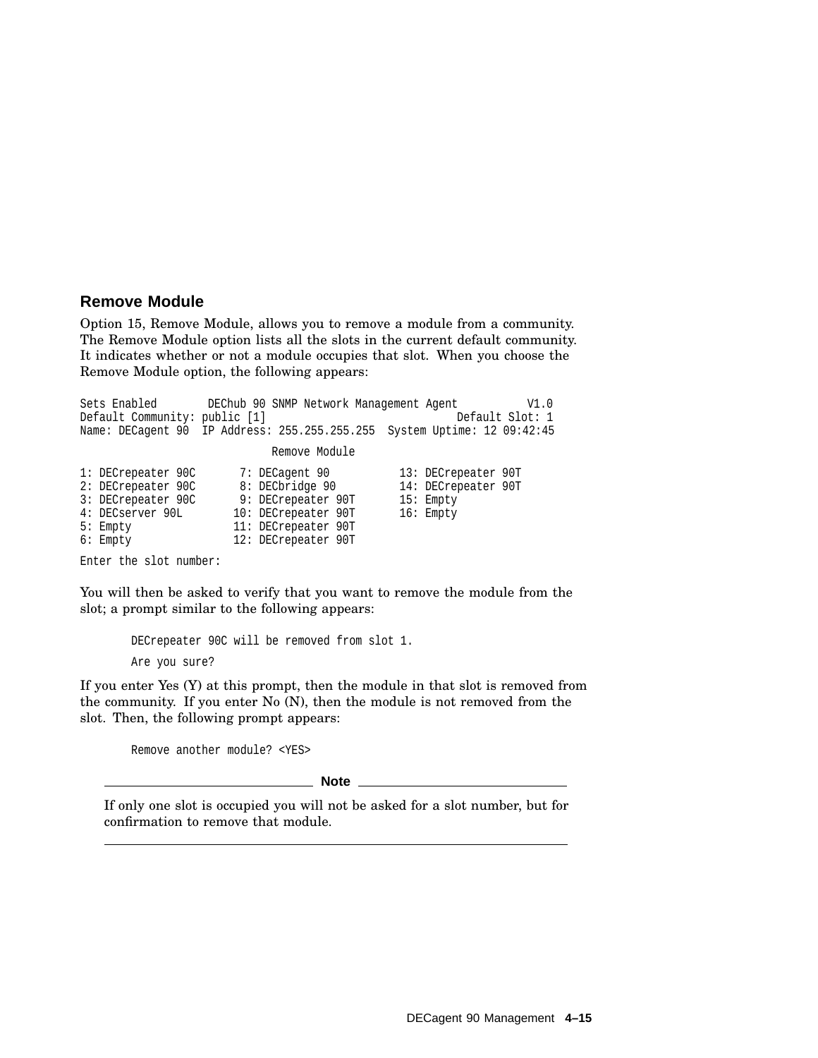## Remove Module

Option 15, Remove Module, allows you to remove a module from a community. The Remove Module option lists all the slots in the current default community. It indicates whether or not a module occupies that slot. When you choose the Remove Module option, the following appears:

```
Sets Enabled        DEChub 90 SNMP Network Management Agent          V1.0
Default Community: public [1]                             Default Slot: 1
Name: DECagent 90  IP Address: 255.255.255.255  System Uptime: 12 09:42:45

                              Remove Module

1: DECrepeater 90C       7: DECagent 90          13: DECrepeater 90T
2: DECrepeater 90C       8: DECbridge 90         14: DECrepeater 90T
3: DECrepeater 90C       9: DECrepeater 90T      15: Empty
4: DECserver 90L        10: DECrepeater 90T      16: Empty
5: Empty                11: DECrepeater 90T
6: Empty                12: DECrepeater 90T

Enter the slot number:
```

You will then be asked to verify that you want to remove the module from the slot; a prompt similar to the following appears:

```
DECrepeater 90C will be removed from slot 1.

Are you sure?
```

If you enter Yes (Y) at this prompt, then the module in that slot is removed from the community. If you enter No (N), then the module is not removed from the slot. Then, the following prompt appears:

```
Remove another module? <YES>
```

**Note**

If only one slot is occupied you will not be asked for a slot number, but for confirmation to remove that module.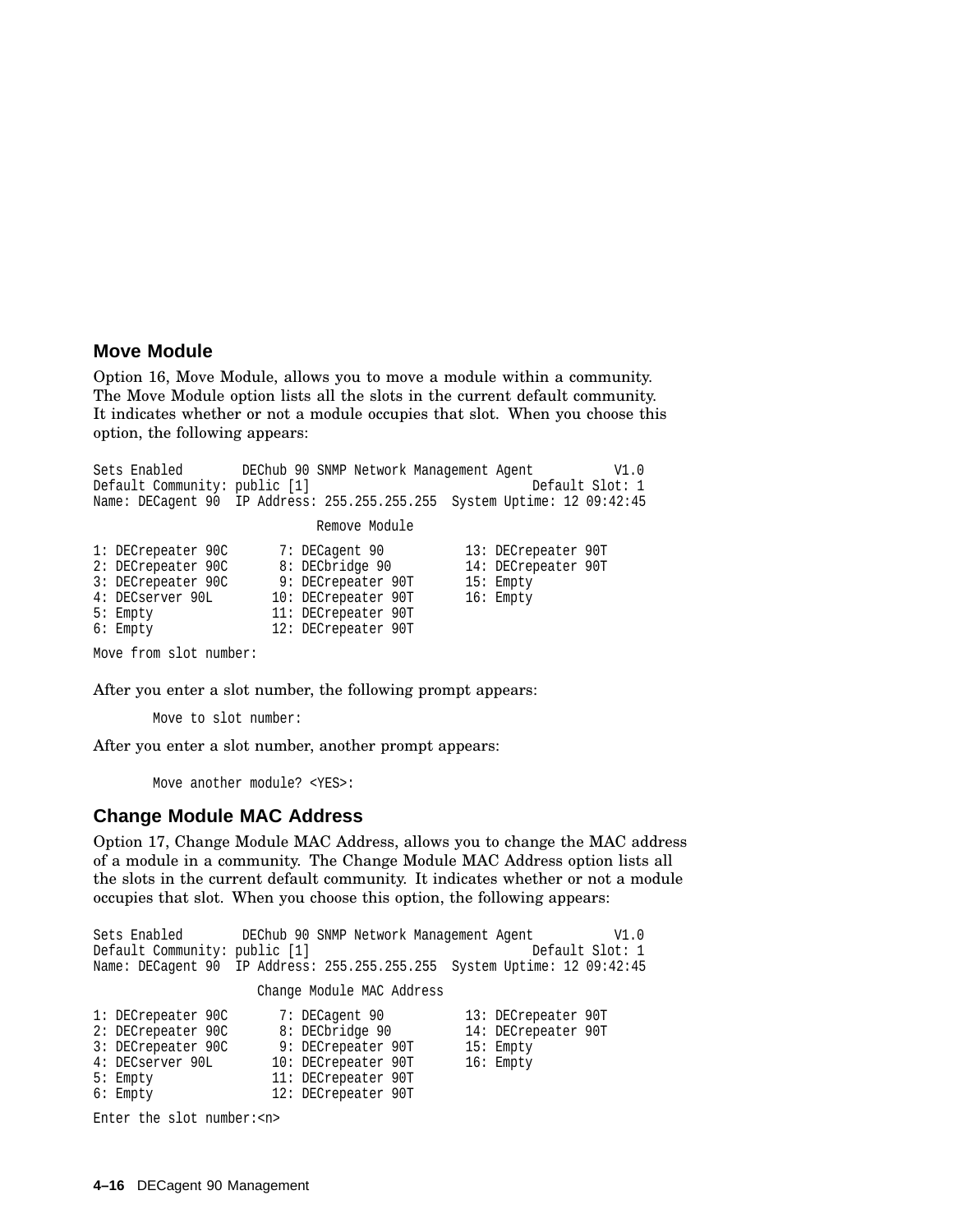## Move Module

Option 16, Move Module, allows you to move a module within a community. The Move Module option lists all the slots in the current default community. It indicates whether or not a module occupies that slot. When you choose this option, the following appears:

```
Sets Enabled        DEChub 90 SNMP Network Management Agent          V1.0
Default Community: public [1]                               Default Slot: 1
Name: DECagent 90  IP Address: 255.255.255.255  System Uptime: 12 09:42:45

                            Remove Module

1: DECrepeater 90C       7: DECagent 90          13: DECrepeater 90T
2: DECrepeater 90C       8: DECbridge 90         14: DECrepeater 90T
3: DECrepeater 90C       9: DECrepeater 90T      15: Empty
4: DECserver 90L        10: DECrepeater 90T      16: Empty
5: Empty                11: DECrepeater 90T
6: Empty                12: DECrepeater 90T

Move from slot number:
```

After you enter a slot number, the following prompt appears:

```
        Move to slot number:
```

After you enter a slot number, another prompt appears:

```
        Move another module? <YES>:
```

## Change Module MAC Address

Option 17, Change Module MAC Address, allows you to change the MAC address of a module in a community. The Change Module MAC Address option lists all the slots in the current default community. It indicates whether or not a module occupies that slot. When you choose this option, the following appears:

```
Sets Enabled        DEChub 90 SNMP Network Management Agent          V1.0
Default Community: public [1]                               Default Slot: 1
Name: DECagent 90  IP Address: 255.255.255.255  System Uptime: 12 09:42:45

                    Change Module MAC Address

1: DECrepeater 90C       7: DECagent 90          13: DECrepeater 90T
2: DECrepeater 90C       8: DECbridge 90         14: DECrepeater 90T
3: DECrepeater 90C       9: DECrepeater 90T      15: Empty
4: DECserver 90L        10: DECrepeater 90T      16: Empty
5: Empty                11: DECrepeater 90T
6: Empty                12: DECrepeater 90T

Enter the slot number:<n>
```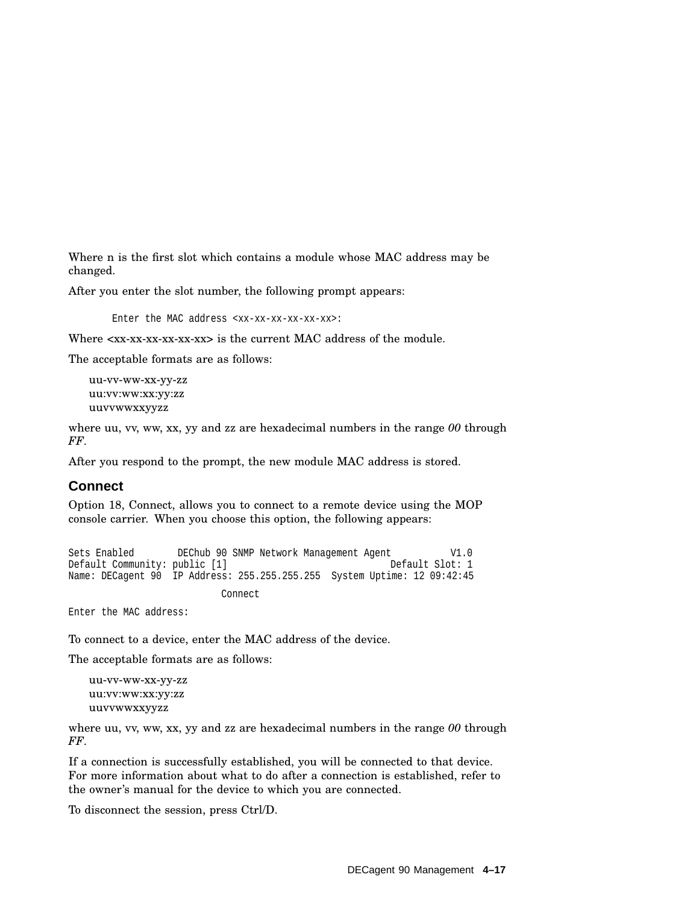Where n is the first slot which contains a module whose MAC address may be changed.

After you enter the slot number, the following prompt appears:

```
Enter the MAC address <xx-xx-xx-xx-xx-xx>:
```

Where <xx-xx-xx-xx-xx-xx> is the current MAC address of the module.

The acceptable formats are as follows:

uu-vv-ww-xx-yy-zz
uu:vv:ww:xx:yy:zz
uuvvwwxxyyzz

where uu, vv, ww, xx, yy and zz are hexadecimal numbers in the range *00* through *FF*.

After you respond to the prompt, the new module MAC address is stored.

### Connect

Option 18, Connect, allows you to connect to a remote device using the MOP console carrier. When you choose this option, the following appears:

```
Sets Enabled        DEChub 90 SNMP Network Management Agent           V1.0
Default Community: public [1]                              Default Slot: 1
Name: DECagent 90  IP Address: 255.255.255.255  System Uptime: 12 09:42:45

                            Connect

Enter the MAC address:
```

To connect to a device, enter the MAC address of the device.

The acceptable formats are as follows:

uu-vv-ww-xx-yy-zz
uu:vv:ww:xx:yy:zz
uuvvwwxxyyzz

where uu, vv, ww, xx, yy and zz are hexadecimal numbers in the range *00* through *FF*.

If a connection is successfully established, you will be connected to that device. For more information about what to do after a connection is established, refer to the owner's manual for the device to which you are connected.

To disconnect the session, press Ctrl/D.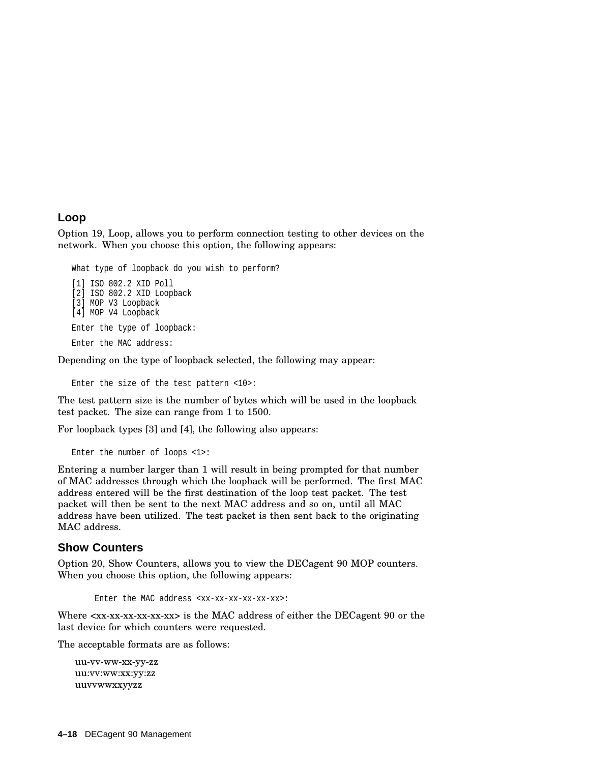## Loop

Option 19, Loop, allows you to perform connection testing to other devices on the network. When you choose this option, the following appears:

```
What type of loopback do you wish to perform?

[1] ISO 802.2 XID Poll
[2] ISO 802.2 XID Loopback
[3] MOP V3 Loopback
[4] MOP V4 Loopback

Enter the type of loopback:

Enter the MAC address:
```

Depending on the type of loopback selected, the following may appear:

```
Enter the size of the test pattern <10>:
```

The test pattern size is the number of bytes which will be used in the loopback test packet. The size can range from 1 to 1500.

For loopback types [3] and [4], the following also appears:

```
Enter the number of loops <1>:
```

Entering a number larger than 1 will result in being prompted for that number of MAC addresses through which the loopback will be performed. The first MAC address entered will be the first destination of the loop test packet. The test packet will then be sent to the next MAC address and so on, until all MAC address have been utilized. The test packet is then sent back to the originating MAC address.

## Show Counters

Option 20, Show Counters, allows you to view the DECagent 90 MOP counters. When you choose this option, the following appears:

```
Enter the MAC address <xx-xx-xx-xx-xx-xx>:
```

Where <xx-xx-xx-xx-xx-xx> is the MAC address of either the DECagent 90 or the last device for which counters were requested.

The acceptable formats are as follows:

uu-vv-ww-xx-yy-zz
uu:vv:ww:xx:yy:zz
uuvvwwxxyyzz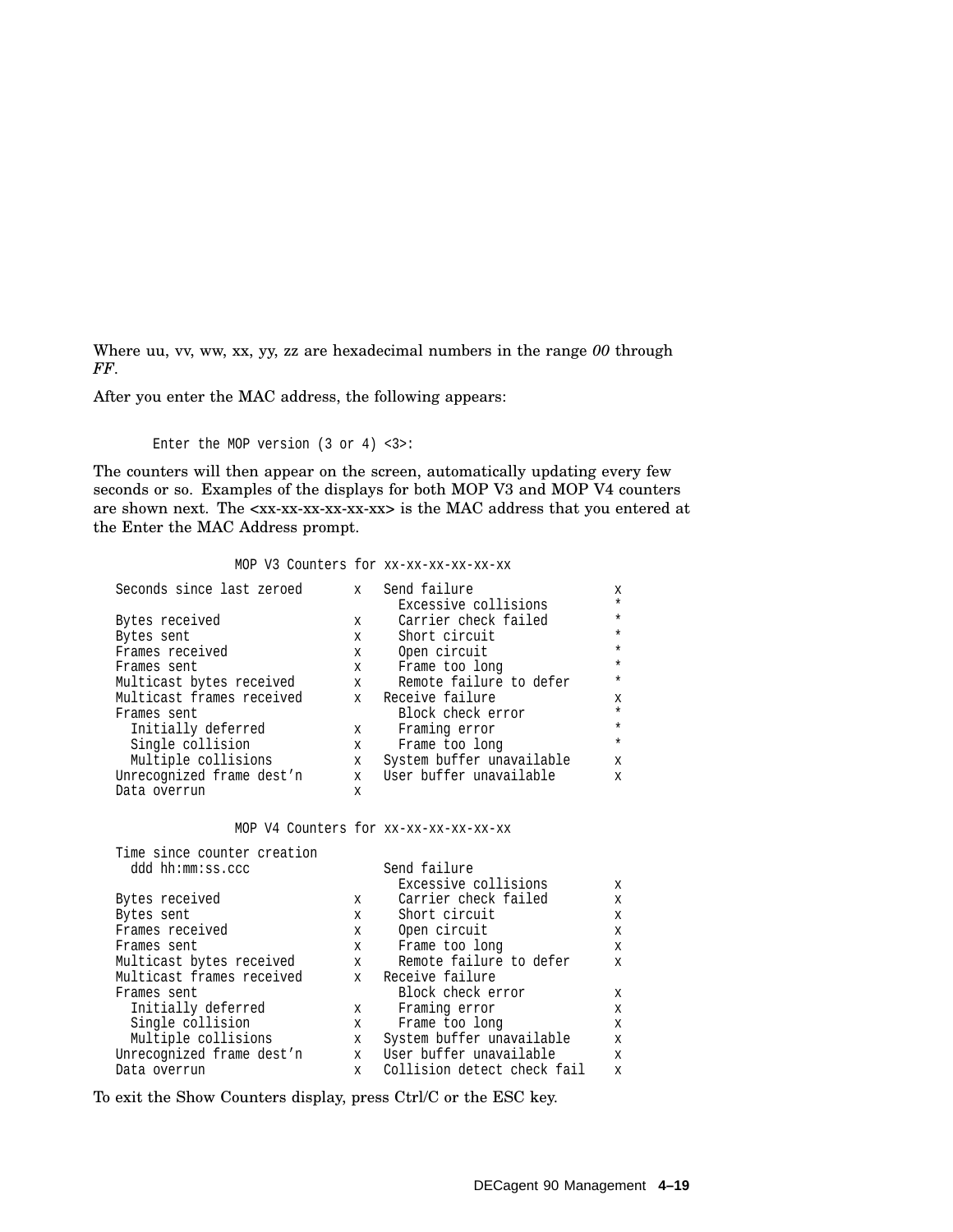Where uu, vv, ww, xx, yy, zz are hexadecimal numbers in the range *00* through *FF*.

After you enter the MAC address, the following appears:

```
Enter the MOP version (3 or 4) <3>:
```

The counters will then appear on the screen, automatically updating every few seconds or so. Examples of the displays for both MOP V3 and MOP V4 counters are shown next. The <xx-xx-xx-xx-xx-xx> is the MAC address that you entered at the Enter the MAC Address prompt.

```
                MOP V3 Counters for xx-xx-xx-xx-xx-xx

Seconds since last zeroed      x   Send failure                 x
                                     Excessive collisions       *
Bytes received                 x     Carrier check failed       *
Bytes sent                     x     Short circuit              *
Frames received                x     Open circuit               *
Frames sent                    x     Frame too long             *
Multicast bytes received       x     Remote failure to defer    *
Multicast frames received      x   Receive failure              x
Frames sent                          Block check error          *
  Initially deferred           x     Framing error              *
  Single collision             x     Frame too long             *
  Multiple collisions          x   System buffer unavailable    x
Unrecognized frame dest'n      x   User buffer unavailable      x
Data overrun                   x
```

```
                MOP V4 Counters for xx-xx-xx-xx-xx-xx

Time since counter creation
  ddd hh:mm:ss.ccc                 Send failure
                                     Excessive collisions       x
Bytes received                 x     Carrier check failed       x
Bytes sent                     x     Short circuit              x
Frames received                x     Open circuit               x
Frames sent                    x     Frame too long             x
Multicast bytes received       x     Remote failure to defer    x
Multicast frames received      x   Receive failure
Frames sent                          Block check error          x
  Initially deferred           x     Framing error              x
  Single collision             x     Frame too long             x
  Multiple collisions          x   System buffer unavailable    x
Unrecognized frame dest'n      x   User buffer unavailable      x
Data overrun                   x   Collision detect check fail  x
```

To exit the Show Counters display, press Ctrl/C or the ESC key.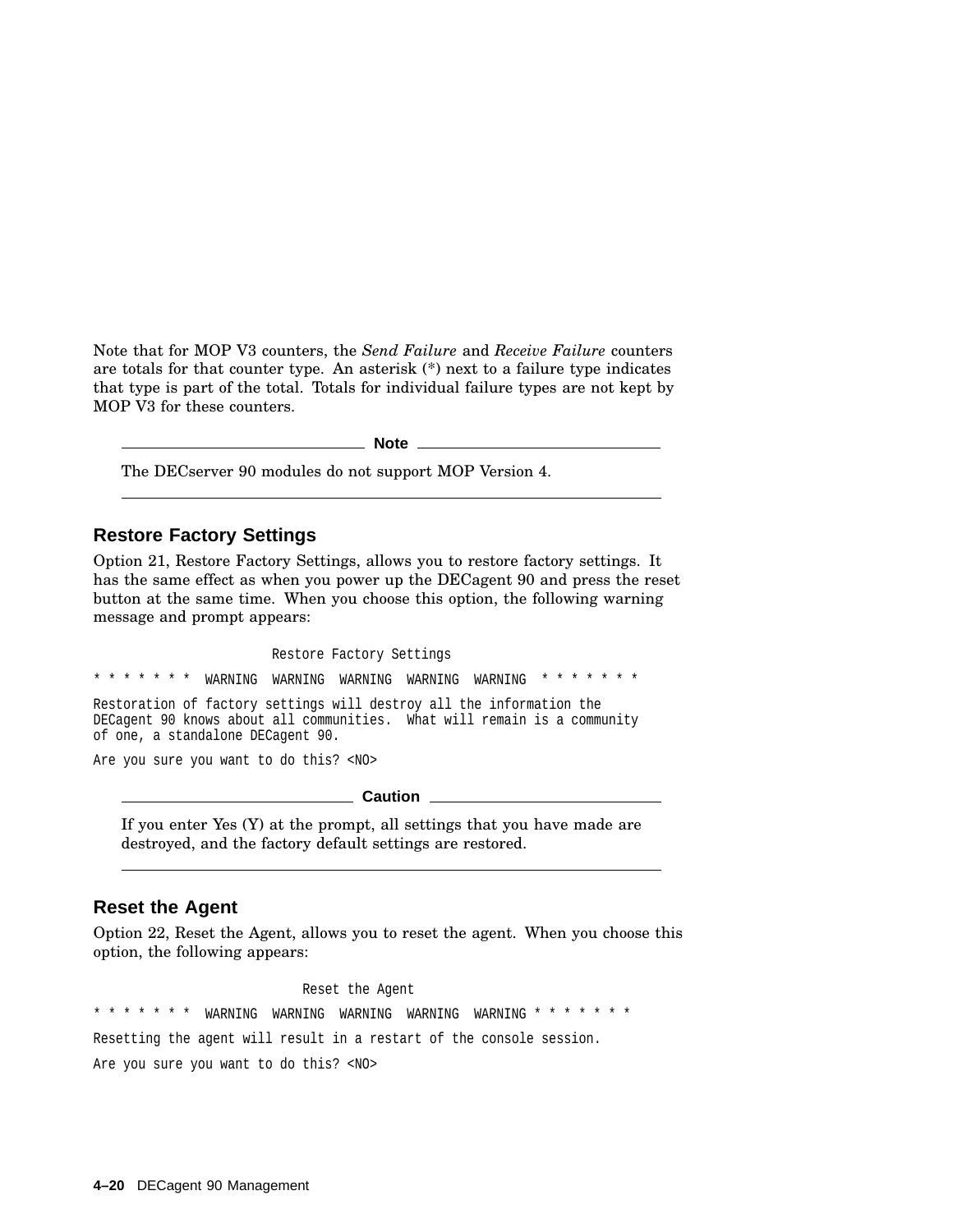Note that for MOP V3 counters, the *Send Failure* and *Receive Failure* counters are totals for that counter type. An asterisk (*) next to a failure type indicates that type is part of the total. Totals for individual failure types are not kept by MOP V3 for these counters.

---

**Note**

The DECserver 90 modules do not support MOP Version 4.

---

## Restore Factory Settings

Option 21, Restore Factory Settings, allows you to restore factory settings. It has the same effect as when you power up the DECagent 90 and press the reset button at the same time. When you choose this option, the following warning message and prompt appears:

```
                      Restore Factory Settings

* * * * * * *  WARNING  WARNING  WARNING  WARNING  WARNING  * * * * * * *

Restoration of factory settings will destroy all the information the
DECagent 90 knows about all communities.  What will remain is a community
of one, a standalone DECagent 90.

Are you sure you want to do this? <NO>
```

---

**Caution**

If you enter Yes (Y) at the prompt, all settings that you have made are destroyed, and the factory default settings are restored.

---

## Reset the Agent

Option 22, Reset the Agent, allows you to reset the agent. When you choose this option, the following appears:

```
                           Reset the Agent

* * * * * * *  WARNING  WARNING  WARNING  WARNING  WARNING * * * * * * *

Resetting the agent will result in a restart of the console session.

Are you sure you want to do this? <NO>
```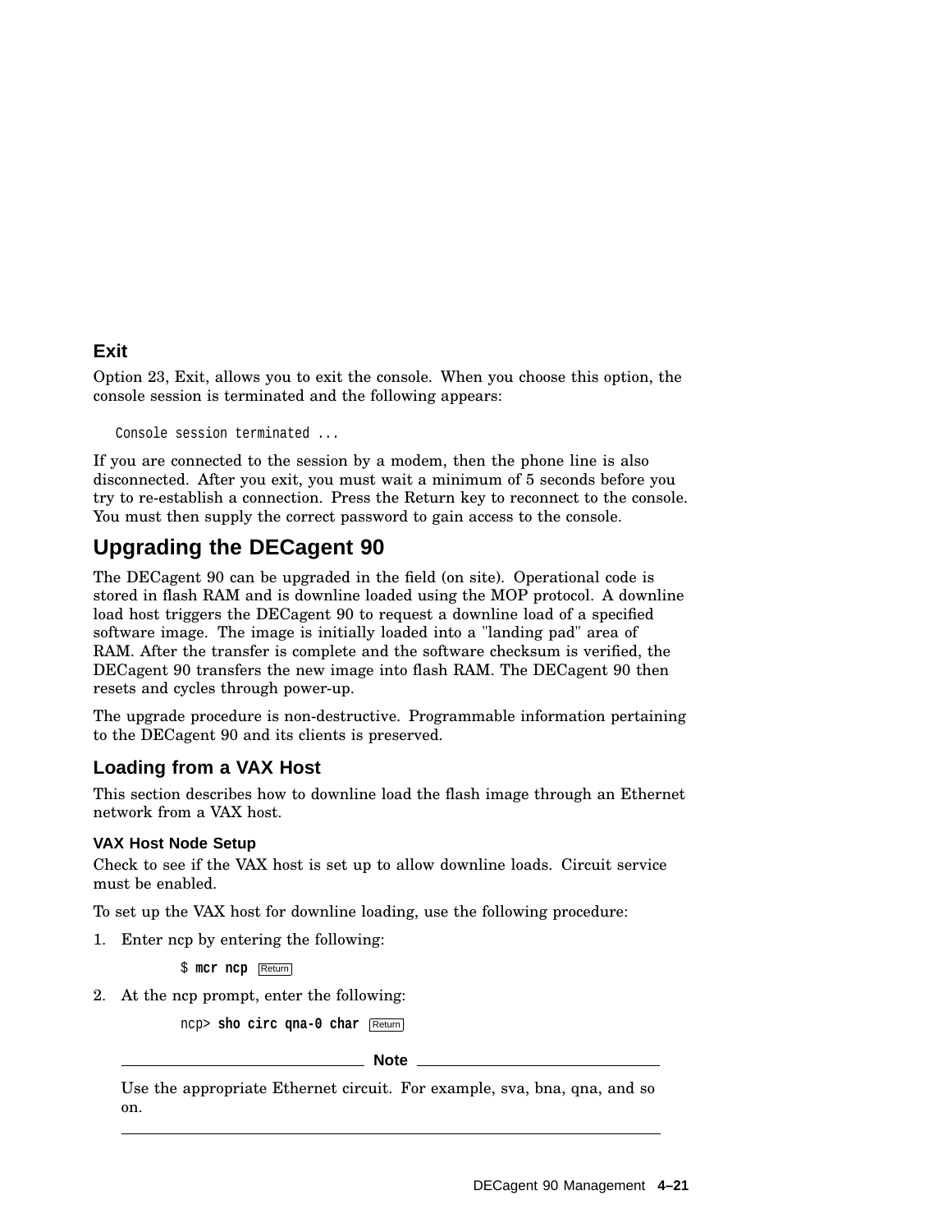### Exit

Option 23, Exit, allows you to exit the console. When you choose this option, the console session is terminated and the following appears:

```
Console session terminated ...
```

If you are connected to the session by a modem, then the phone line is also disconnected. After you exit, you must wait a minimum of 5 seconds before you try to re-establish a connection. Press the Return key to reconnect to the console. You must then supply the correct password to gain access to the console.

## Upgrading the DECagent 90

The DECagent 90 can be upgraded in the field (on site). Operational code is stored in flash RAM and is downline loaded using the MOP protocol. A downline load host triggers the DECagent 90 to request a downline load of a specified software image. The image is initially loaded into a "landing pad" area of RAM. After the transfer is complete and the software checksum is verified, the DECagent 90 transfers the new image into flash RAM. The DECagent 90 then resets and cycles through power-up.

The upgrade procedure is non-destructive. Programmable information pertaining to the DECagent 90 and its clients is preserved.

### Loading from a VAX Host

This section describes how to downline load the flash image through an Ethernet network from a VAX host.

#### VAX Host Node Setup

Check to see if the VAX host is set up to allow downline loads. Circuit service must be enabled.

To set up the VAX host for downline loading, use the following procedure:

1. Enter ncp by entering the following:

   ```
   $ mcr ncp [Return]
   ```

2. At the ncp prompt, enter the following:

   ```
   ncp> sho circ qna-0 char [Return]
   ```

---

**Note**

Use the appropriate Ethernet circuit. For example, sva, bna, qna, and so on.

---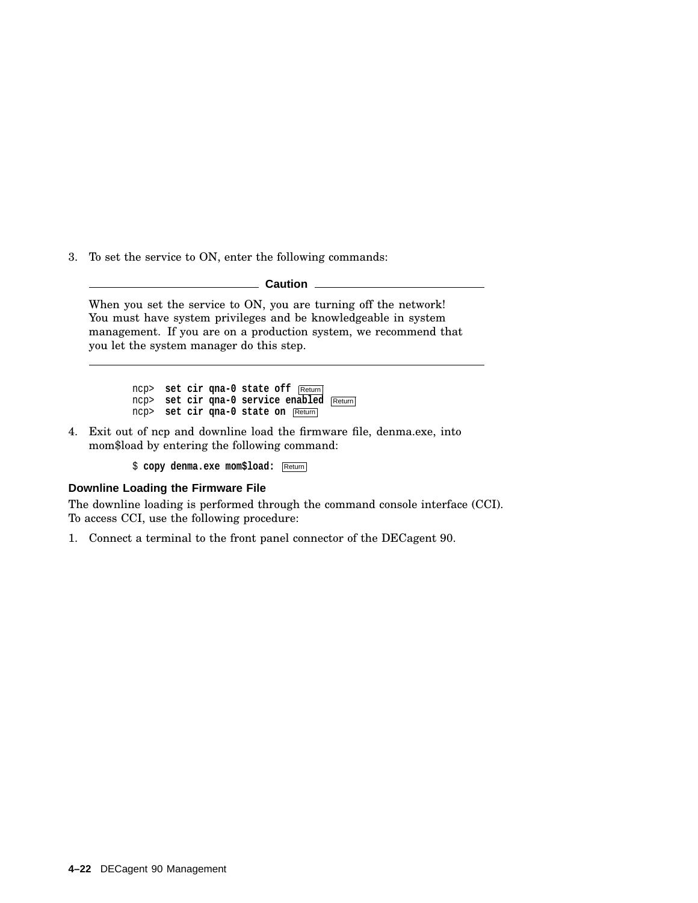3. To set the service to ON, enter the following commands:

**Caution**

When you set the service to ON, you are turning off the network! You must have system privileges and be knowledgeable in system management. If you are on a production system, we recommend that you let the system manager do this step.

```
ncp>  set cir qna-0 state off  Return
ncp>  set cir qna-0 service enabled  Return
ncp>  set cir qna-0 state on  Return
```

4. Exit out of ncp and downline load the firmware file, denma.exe, into mom$load by entering the following command:

```
$ copy denma.exe mom$load:  Return
```

### Downline Loading the Firmware File

The downline loading is performed through the command console interface (CCI). To access CCI, use the following procedure:

1. Connect a terminal to the front panel connector of the DECagent 90.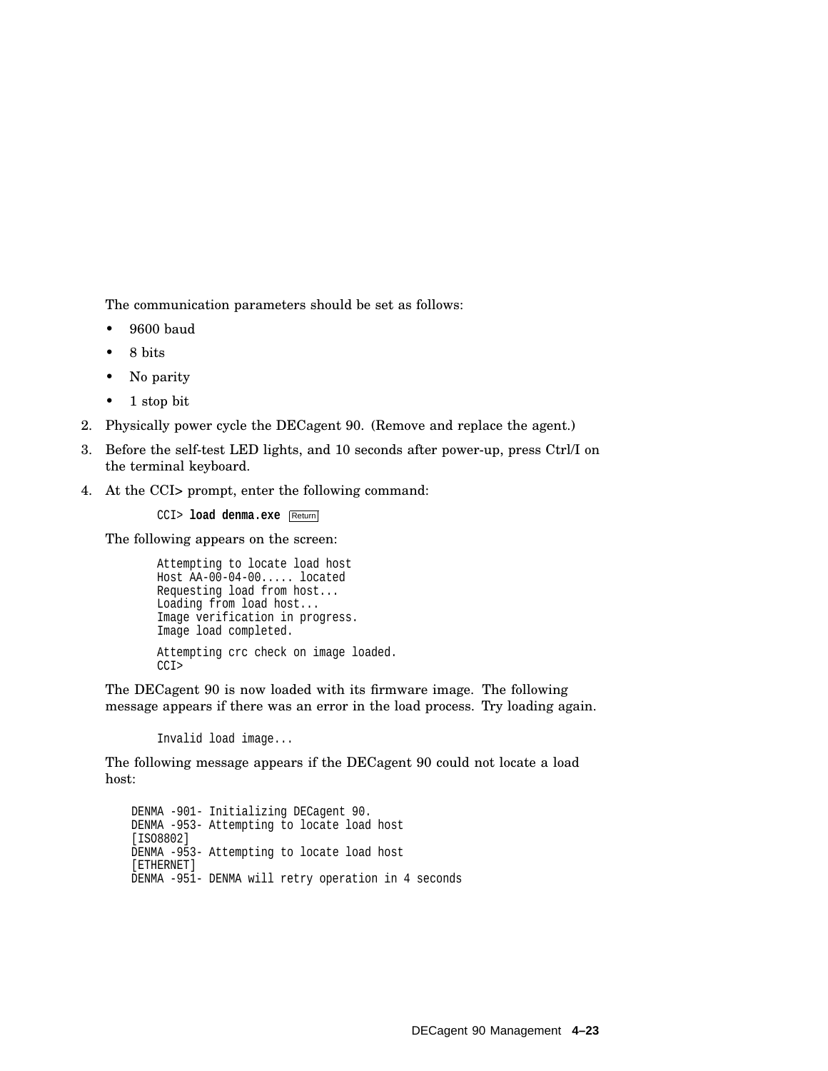The communication parameters should be set as follows:

- 9600 baud
- 8 bits
- No parity
- 1 stop bit

2. Physically power cycle the DECagent 90. (Remove and replace the agent.)
3. Before the self-test LED lights, and 10 seconds after power-up, press Ctrl/I on the terminal keyboard.
4. At the CCI> prompt, enter the following command:

   ```
   CCI> load denma.exe Return
   ```

   The following appears on the screen:

   ```
   Attempting to locate load host
   Host AA-00-04-00..... located
   Requesting load from host...
   Loading from load host...
   Image verification in progress.
   Image load completed.

   Attempting crc check on image loaded.
   CCI>
   ```

   The DECagent 90 is now loaded with its firmware image. The following message appears if there was an error in the load process. Try loading again.

   ```
   Invalid load image...
   ```

   The following message appears if the DECagent 90 could not locate a load host:

   ```
   DENMA -901- Initializing DECagent 90.
   DENMA -953- Attempting to locate load host
   [ISO8802]
   DENMA -953- Attempting to locate load host
   [ETHERNET]
   DENMA -951- DENMA will retry operation in 4 seconds
   ```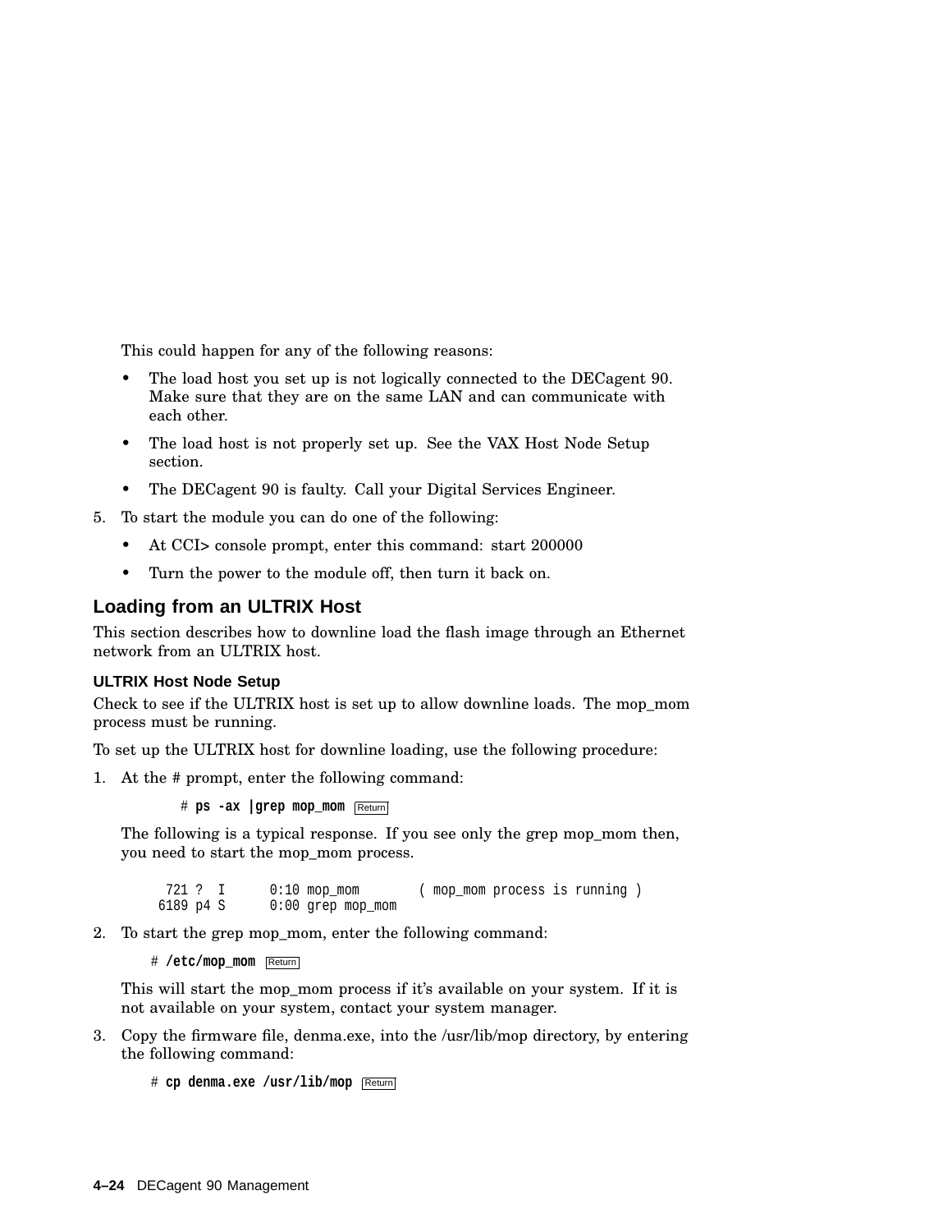This could happen for any of the following reasons:

- The load host you set up is not logically connected to the DECagent 90. Make sure that they are on the same LAN and can communicate with each other.
- The load host is not properly set up. See the VAX Host Node Setup section.
- The DECagent 90 is faulty. Call your Digital Services Engineer.

5. To start the module you can do one of the following:
   - At CCI> console prompt, enter this command: start 200000
   - Turn the power to the module off, then turn it back on.

## Loading from an ULTRIX Host

This section describes how to downline load the flash image through an Ethernet network from an ULTRIX host.

### ULTRIX Host Node Setup

Check to see if the ULTRIX host is set up to allow downline loads. The mop_mom process must be running.

To set up the ULTRIX host for downline loading, use the following procedure:

1. At the # prompt, enter the following command:

   ```
   # ps -ax |grep mop_mom Return
   ```

   The following is a typical response. If you see only the grep mop_mom then, you need to start the mop_mom process.

   ```
    721 ?  I      0:10 mop_mom       ( mop_mom process is running )
   6189 p4 S      0:00 grep mop_mom
   ```

2. To start the grep mop_mom, enter the following command:

   ```
   # /etc/mop_mom Return
   ```

   This will start the mop_mom process if it's available on your system. If it is not available on your system, contact your system manager.

3. Copy the firmware file, denma.exe, into the /usr/lib/mop directory, by entering the following command:

   ```
   # cp denma.exe /usr/lib/mop Return
   ```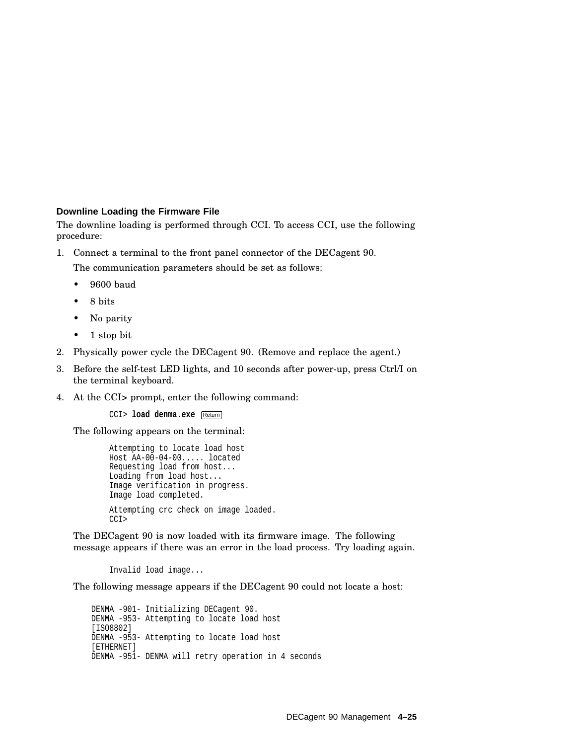### Downline Loading the Firmware File

The downline loading is performed through CCI. To access CCI, use the following procedure:

1. Connect a terminal to the front panel connector of the DECagent 90.

   The communication parameters should be set as follows:

   - 9600 baud
   - 8 bits
   - No parity
   - 1 stop bit

2. Physically power cycle the DECagent 90. (Remove and replace the agent.)

3. Before the self-test LED lights, and 10 seconds after power-up, press Ctrl/I on the terminal keyboard.

4. At the CCI> prompt, enter the following command:

   ```
   CCI> load denma.exe Return
   ```

   The following appears on the terminal:

   ```
   Attempting to locate load host
   Host AA-00-04-00..... located
   Requesting load from host...
   Loading from load host...
   Image verification in progress.
   Image load completed.

   Attempting crc check on image loaded.
   CCI>
   ```

   The DECagent 90 is now loaded with its firmware image. The following message appears if there was an error in the load process. Try loading again.

   ```
   Invalid load image...
   ```

   The following message appears if the DECagent 90 could not locate a host:

   ```
   DENMA -901- Initializing DECagent 90.
   DENMA -953- Attempting to locate load host
   [ISO8802]
   DENMA -953- Attempting to locate load host
   [ETHERNET]
   DENMA -951- DENMA will retry operation in 4 seconds
   ```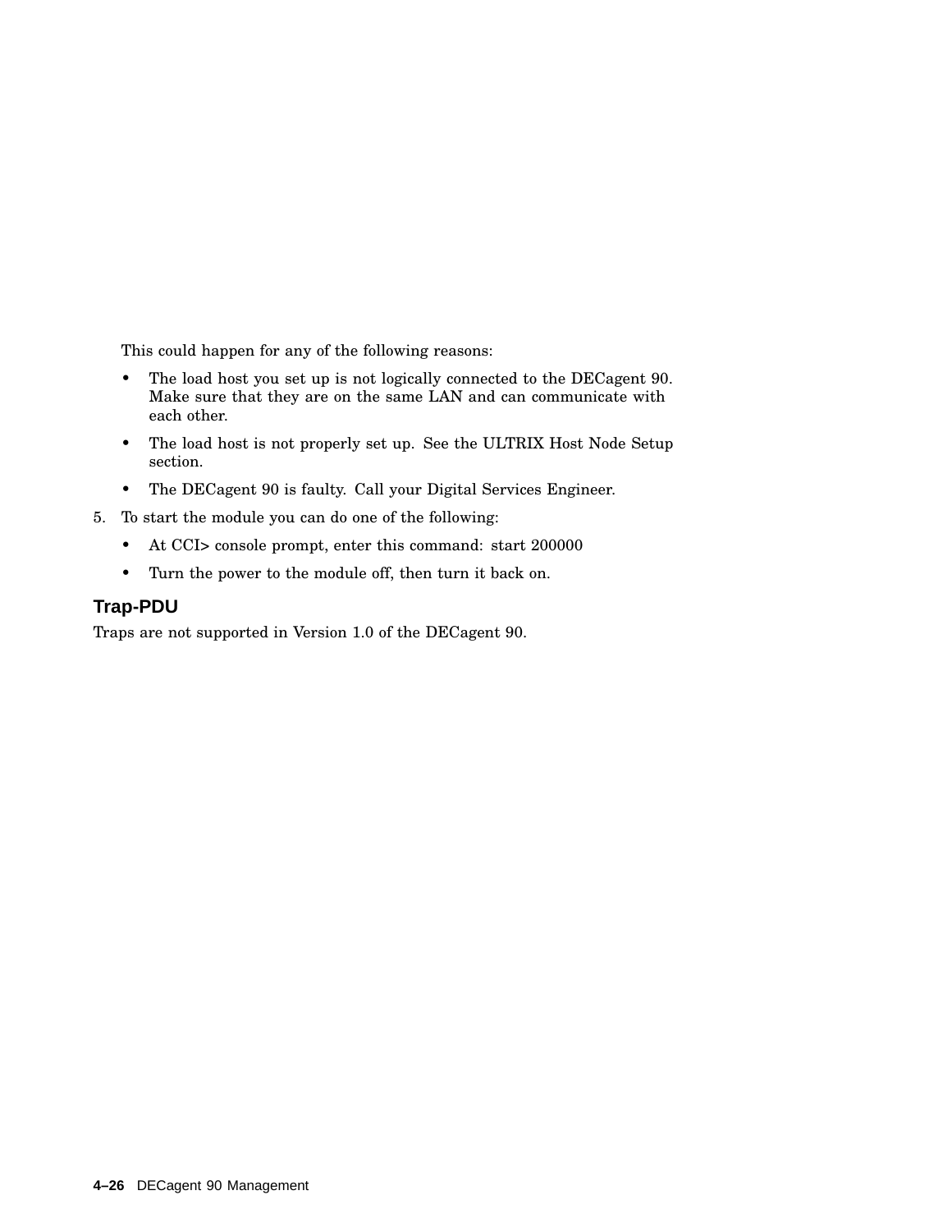This could happen for any of the following reasons:

- The load host you set up is not logically connected to the DECagent 90. Make sure that they are on the same LAN and can communicate with each other.
- The load host is not properly set up. See the ULTRIX Host Node Setup section.
- The DECagent 90 is faulty. Call your Digital Services Engineer.

5. To start the module you can do one of the following:
   - At CCI> console prompt, enter this command: start 200000
   - Turn the power to the module off, then turn it back on.

### Trap-PDU

Traps are not supported in Version 1.0 of the DECagent 90.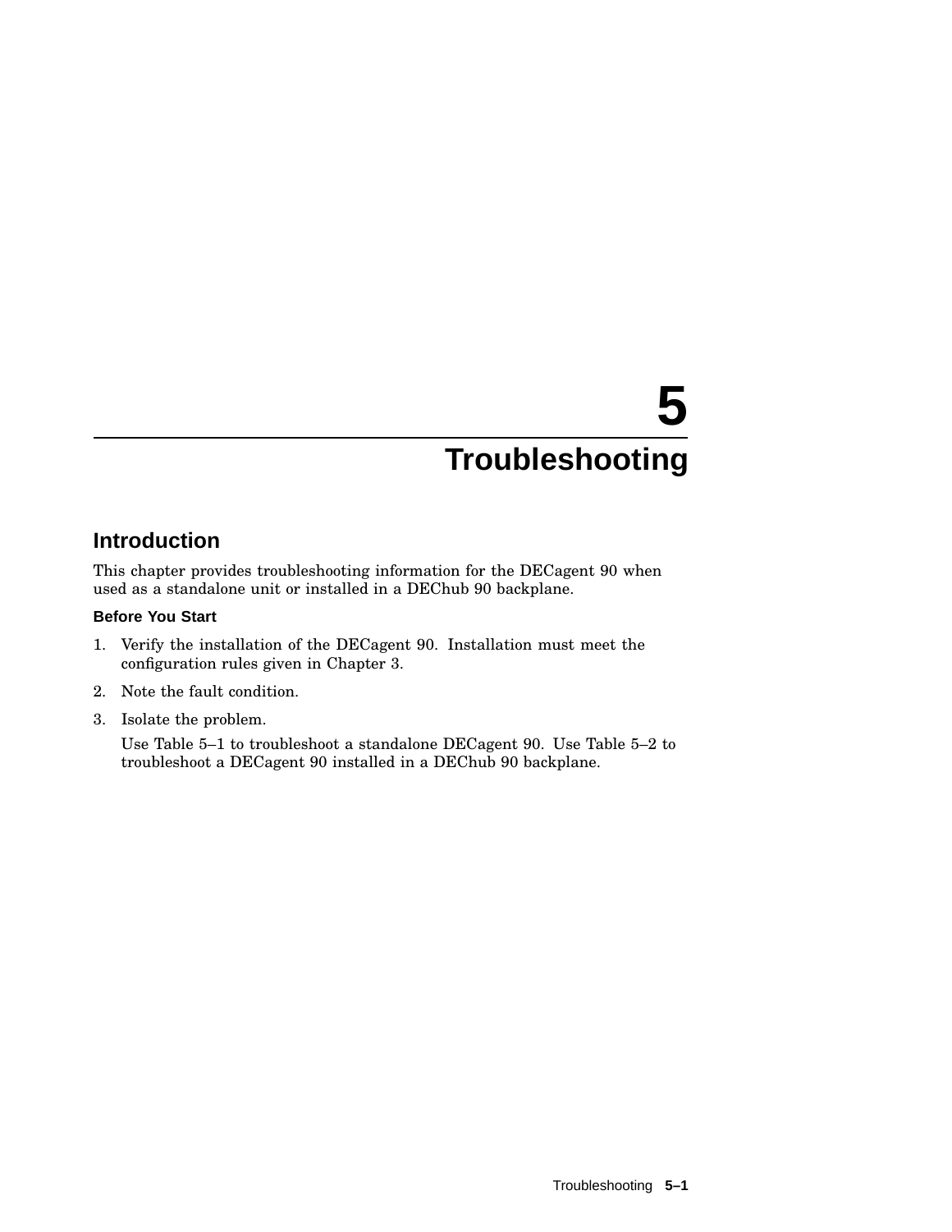// 5

# Troubleshooting

## Introduction

This chapter provides troubleshooting information for the DECagent 90 when used as a standalone unit or installed in a DEChub 90 backplane.

### Before You Start

1. Verify the installation of the DECagent 90. Installation must meet the configuration rules given in Chapter 3.
2. Note the fault condition.
3. Isolate the problem.

   Use Table 5–1 to troubleshoot a standalone DECagent 90. Use Table 5–2 to troubleshoot a DECagent 90 installed in a DEChub 90 backplane.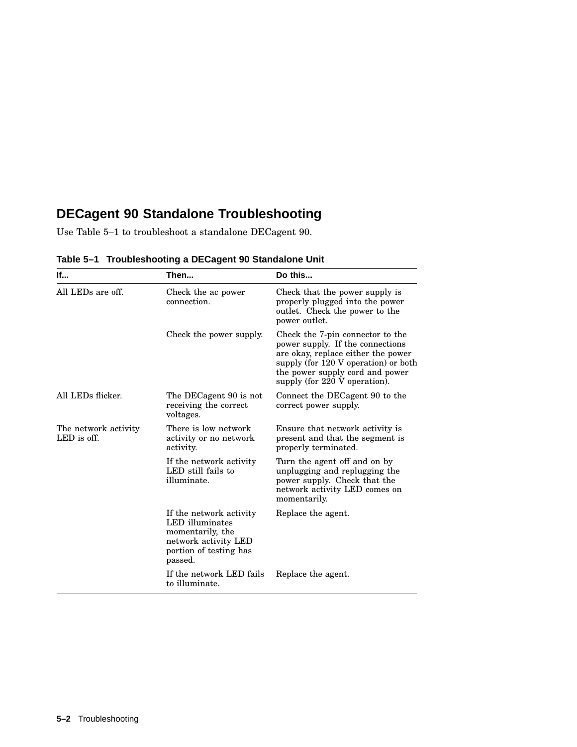## DECagent 90 Standalone Troubleshooting

Use Table 5–1 to troubleshoot a standalone DECagent 90.

**Table 5–1 Troubleshooting a DECagent 90 Standalone Unit**

| If... | Then... | Do this... |
|---|---|---|
| All LEDs are off. | Check the ac power connection. | Check that the power supply is properly plugged into the power outlet. Check the power to the power outlet. |
| | Check the power supply. | Check the 7-pin connector to the power supply. If the connections are okay, replace either the power supply (for 120 V operation) or both the power supply cord and power supply (for 220 V operation). |
| All LEDs flicker. | The DECagent 90 is not receiving the correct voltages. | Connect the DECagent 90 to the correct power supply. |
| The network activity LED is off. | There is low network activity or no network activity. | Ensure that network activity is present and that the segment is properly terminated. |
| | If the network activity LED still fails to illuminate. | Turn the agent off and on by unplugging and replugging the power supply. Check that the network activity LED comes on momentarily. |
| | If the network activity LED illuminates momentarily, the network activity LED portion of testing has passed. | Replace the agent. |
| | If the network LED fails to illuminate. | Replace the agent. |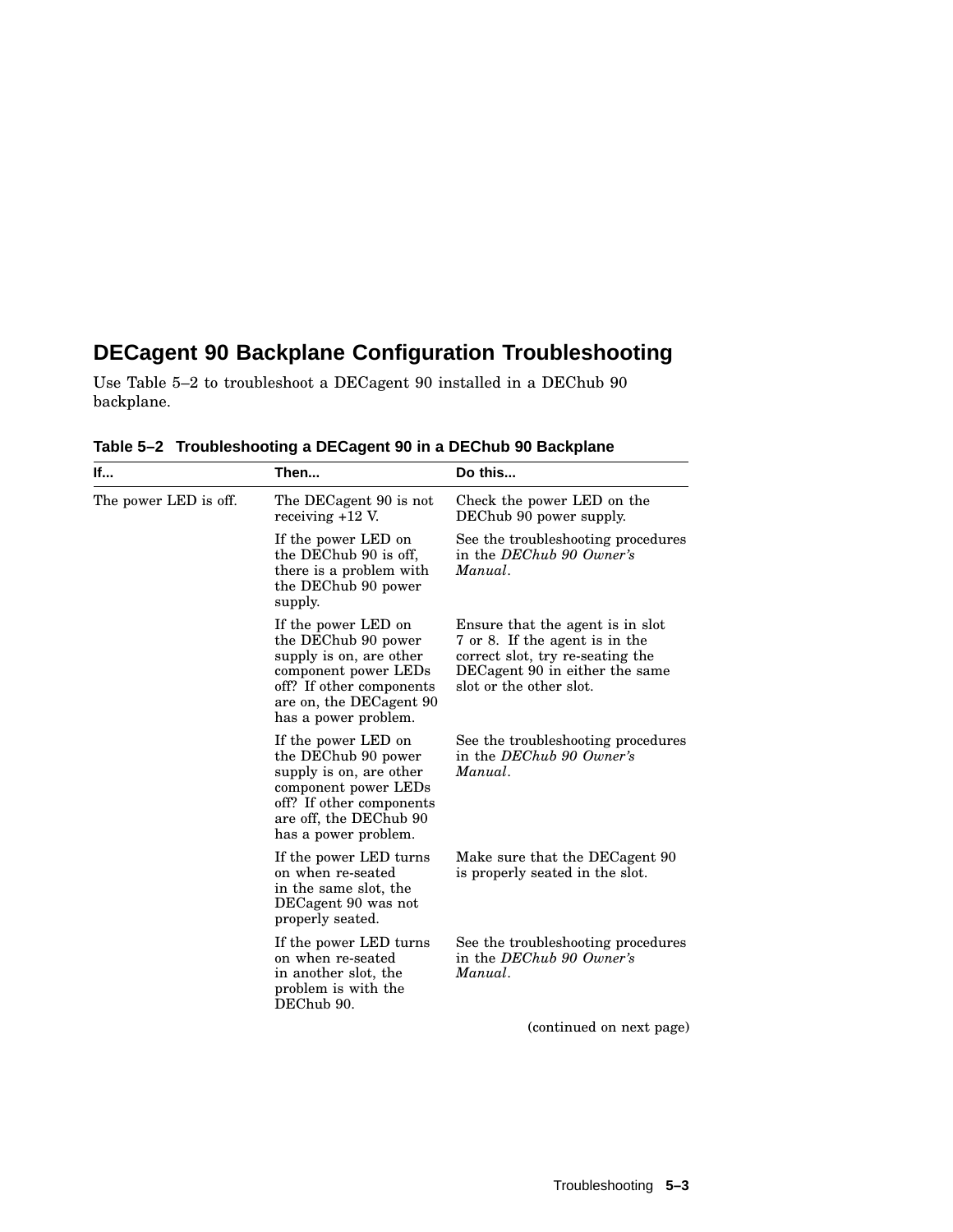## DECagent 90 Backplane Configuration Troubleshooting

Use Table 5–2 to troubleshoot a DECagent 90 installed in a DEChub 90 backplane.

**Table 5–2 Troubleshooting a DECagent 90 in a DEChub 90 Backplane**

| If... | Then... | Do this... |
|---|---|---|
| The power LED is off. | The DECagent 90 is not receiving +12 V. | Check the power LED on the DEChub 90 power supply. |
| | If the power LED on the DEChub 90 is off, there is a problem with the DEChub 90 power supply. | See the troubleshooting procedures in the *DEChub 90 Owner's Manual*. |
| | If the power LED on the DEChub 90 power supply is on, are other component power LEDs off? If other components are on, the DECagent 90 has a power problem. | Ensure that the agent is in slot 7 or 8. If the agent is in the correct slot, try re-seating the DECagent 90 in either the same slot or the other slot. |
| | If the power LED on the DEChub 90 power supply is on, are other component power LEDs off? If other components are off, the DEChub 90 has a power problem. | See the troubleshooting procedures in the *DEChub 90 Owner's Manual*. |
| | If the power LED turns on when re-seated in the same slot, the DECagent 90 was not properly seated. | Make sure that the DECagent 90 is properly seated in the slot. |
| | If the power LED turns on when re-seated in another slot, the problem is with the DEChub 90. | See the troubleshooting procedures in the *DEChub 90 Owner's Manual*. |

(continued on next page)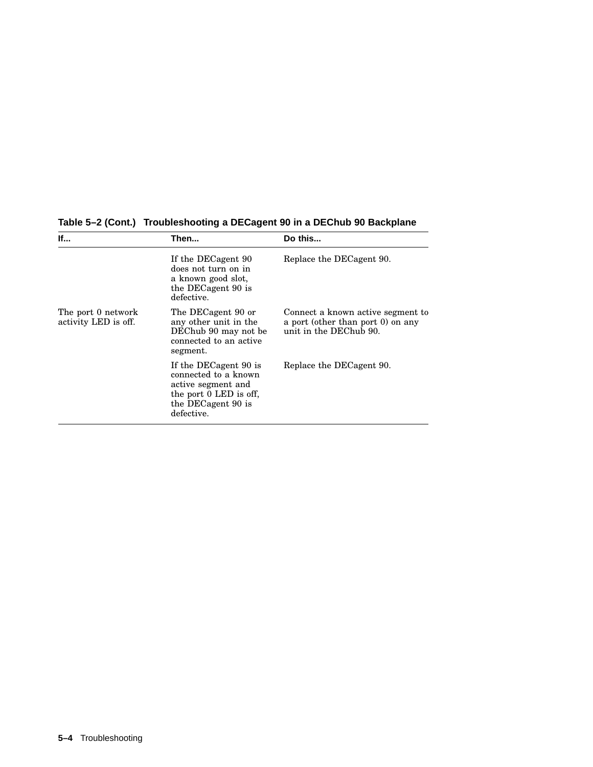**Table 5–2 (Cont.) Troubleshooting a DECagent 90 in a DEChub 90 Backplane**

| If... | Then... | Do this... |
|---|---|---|
| | If the DECagent 90 does not turn on in a known good slot, the DECagent 90 is defective. | Replace the DECagent 90. |
| The port 0 network activity LED is off. | The DECagent 90 or any other unit in the DEChub 90 may not be connected to an active segment. | Connect a known active segment to a port (other than port 0) on any unit in the DEChub 90. |
| | If the DECagent 90 is connected to a known active segment and the port 0 LED is off, the DECagent 90 is defective. | Replace the DECagent 90. |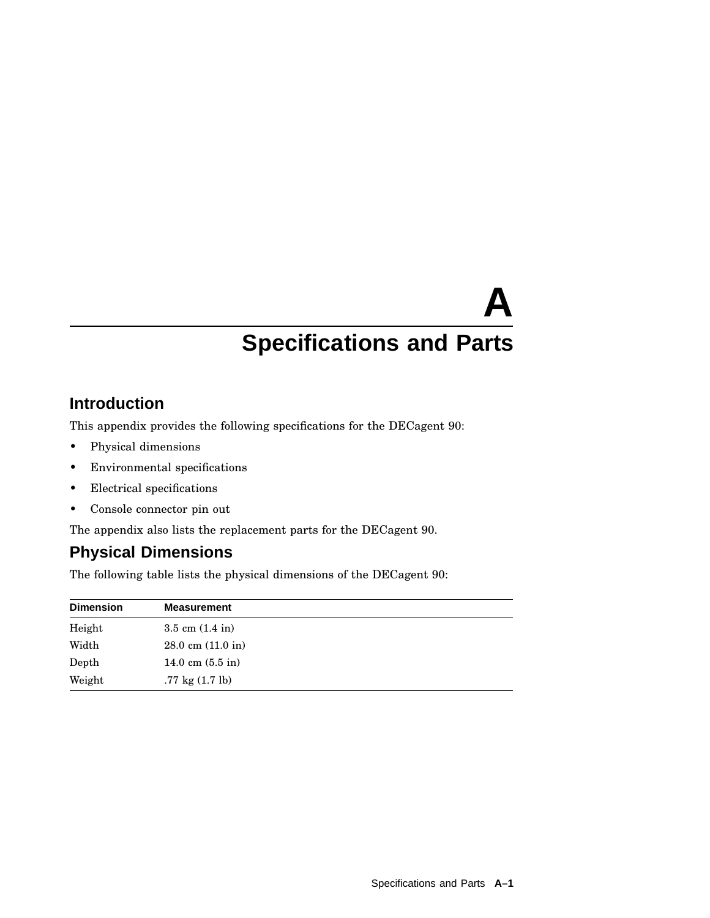# A
# Specifications and Parts

## Introduction

This appendix provides the following specifications for the DECagent 90:

- Physical dimensions
- Environmental specifications
- Electrical specifications
- Console connector pin out

The appendix also lists the replacement parts for the DECagent 90.

## Physical Dimensions

The following table lists the physical dimensions of the DECagent 90:

| Dimension | Measurement |
|---|---|
| Height | 3.5 cm (1.4 in) |
| Width | 28.0 cm (11.0 in) |
| Depth | 14.0 cm (5.5 in) |
| Weight | .77 kg (1.7 lb) |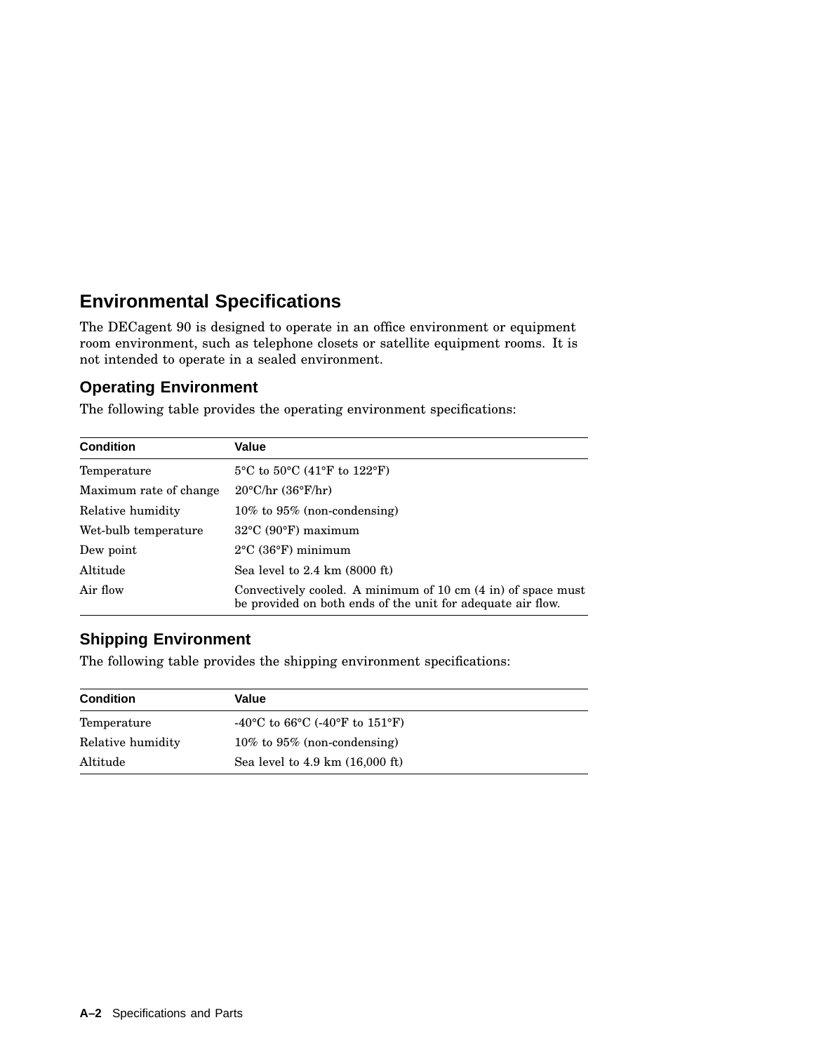## Environmental Specifications

The DECagent 90 is designed to operate in an office environment or equipment room environment, such as telephone closets or satellite equipment rooms. It is not intended to operate in a sealed environment.

### Operating Environment

The following table provides the operating environment specifications:

| Condition | Value |
|---|---|
| Temperature | 5°C to 50°C (41°F to 122°F) |
| Maximum rate of change | 20°C/hr (36°F/hr) |
| Relative humidity | 10% to 95% (non-condensing) |
| Wet-bulb temperature | 32°C (90°F) maximum |
| Dew point | 2°C (36°F) minimum |
| Altitude | Sea level to 2.4 km (8000 ft) |
| Air flow | Convectively cooled. A minimum of 10 cm (4 in) of space must be provided on both ends of the unit for adequate air flow. |

### Shipping Environment

The following table provides the shipping environment specifications:

| Condition | Value |
|---|---|
| Temperature | -40°C to 66°C (-40°F to 151°F) |
| Relative humidity | 10% to 95% (non-condensing) |
| Altitude | Sea level to 4.9 km (16,000 ft) |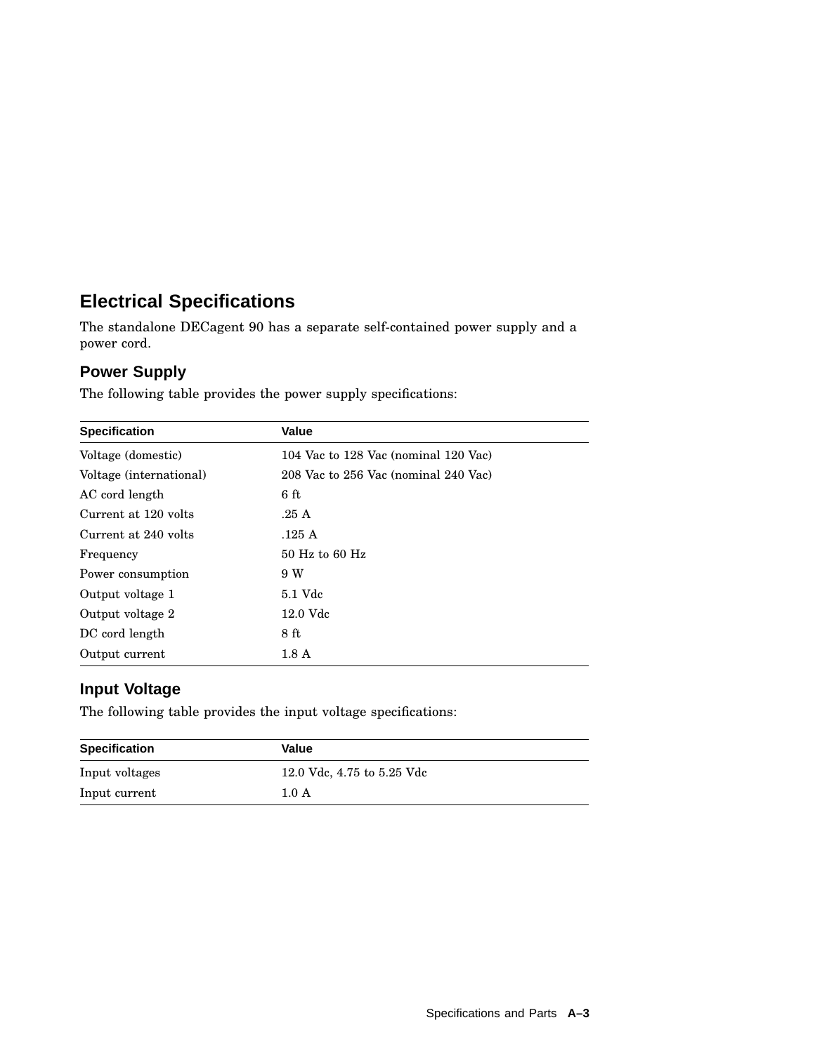## Electrical Specifications

The standalone DECagent 90 has a separate self-contained power supply and a power cord.

### Power Supply

The following table provides the power supply specifications:

| Specification | Value |
|---|---|
| Voltage (domestic) | 104 Vac to 128 Vac (nominal 120 Vac) |
| Voltage (international) | 208 Vac to 256 Vac (nominal 240 Vac) |
| AC cord length | 6 ft |
| Current at 120 volts | .25 A |
| Current at 240 volts | .125 A |
| Frequency | 50 Hz to 60 Hz |
| Power consumption | 9 W |
| Output voltage 1 | 5.1 Vdc |
| Output voltage 2 | 12.0 Vdc |
| DC cord length | 8 ft |
| Output current | 1.8 A |

### Input Voltage

The following table provides the input voltage specifications:

| Specification | Value |
|---|---|
| Input voltages | 12.0 Vdc, 4.75 to 5.25 Vdc |
| Input current | 1.0 A |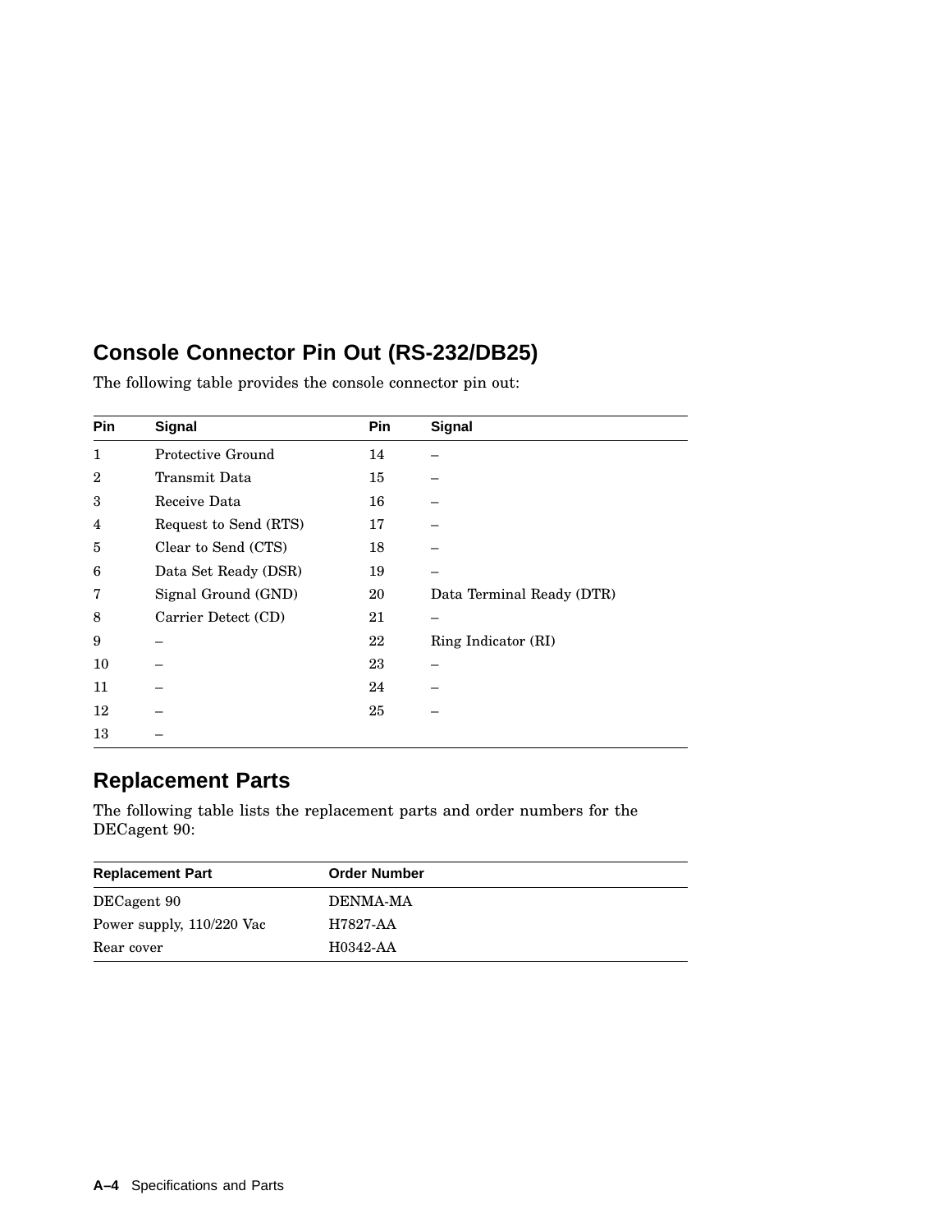## Console Connector Pin Out (RS-232/DB25)

The following table provides the console connector pin out:

| Pin | Signal | Pin | Signal |
|---|---|---|---|
| 1 | Protective Ground | 14 | – |
| 2 | Transmit Data | 15 | – |
| 3 | Receive Data | 16 | – |
| 4 | Request to Send (RTS) | 17 | – |
| 5 | Clear to Send (CTS) | 18 | – |
| 6 | Data Set Ready (DSR) | 19 | – |
| 7 | Signal Ground (GND) | 20 | Data Terminal Ready (DTR) |
| 8 | Carrier Detect (CD) | 21 | – |
| 9 | – | 22 | Ring Indicator (RI) |
| 10 | – | 23 | – |
| 11 | – | 24 | – |
| 12 | – | 25 | – |
| 13 | – | | |

## Replacement Parts

The following table lists the replacement parts and order numbers for the DECagent 90:

| Replacement Part | Order Number |
|---|---|
| DECagent 90 | DENMA-MA |
| Power supply, 110/220 Vac | H7827-AA |
| Rear cover | H0342-AA |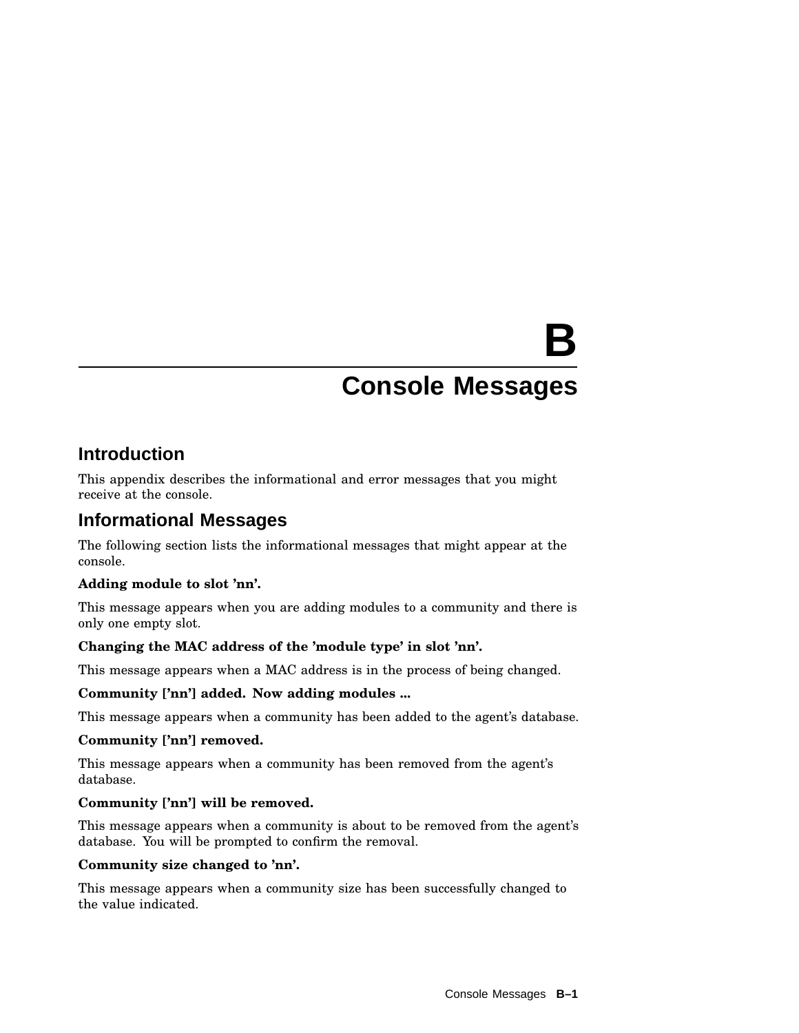# B Console Messages

## Introduction

This appendix describes the informational and error messages that you might receive at the console.

## Informational Messages

The following section lists the informational messages that might appear at the console.

**Adding module to slot 'nn'.**

This message appears when you are adding modules to a community and there is only one empty slot.

**Changing the MAC address of the 'module type' in slot 'nn'.**

This message appears when a MAC address is in the process of being changed.

**Community ['nn'] added. Now adding modules ...**

This message appears when a community has been added to the agent's database.

**Community ['nn'] removed.**

This message appears when a community has been removed from the agent's database.

**Community ['nn'] will be removed.**

This message appears when a community is about to be removed from the agent's database. You will be prompted to confirm the removal.

**Community size changed to 'nn'.**

This message appears when a community size has been successfully changed to the value indicated.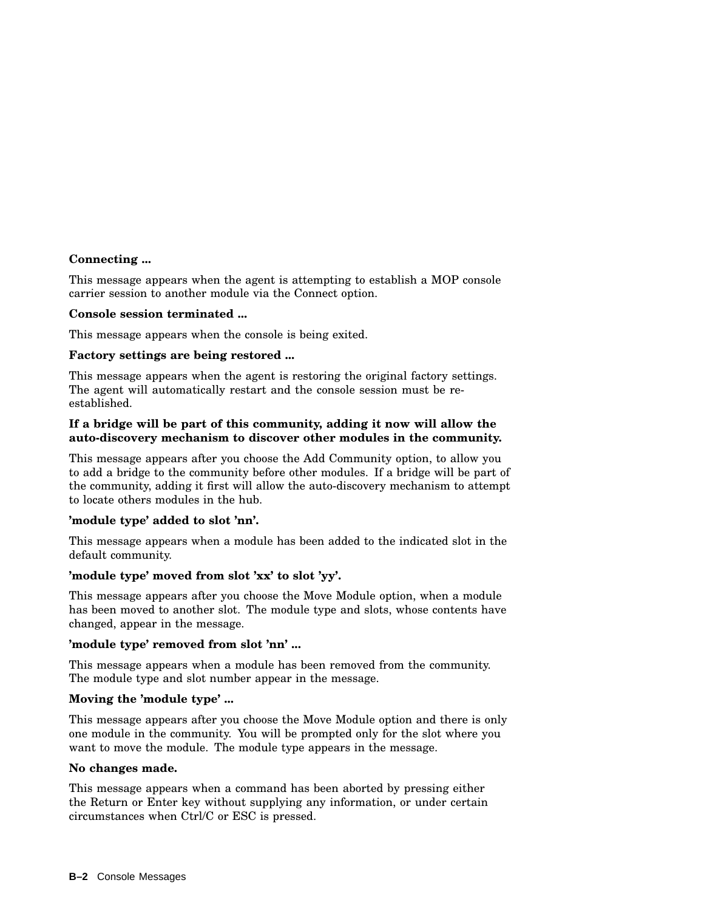**Connecting ...**

This message appears when the agent is attempting to establish a MOP console carrier session to another module via the Connect option.

**Console session terminated ...**

This message appears when the console is being exited.

**Factory settings are being restored ...**

This message appears when the agent is restoring the original factory settings. The agent will automatically restart and the console session must be re-established.

**If a bridge will be part of this community, adding it now will allow the auto-discovery mechanism to discover other modules in the community.**

This message appears after you choose the Add Community option, to allow you to add a bridge to the community before other modules. If a bridge will be part of the community, adding it first will allow the auto-discovery mechanism to attempt to locate others modules in the hub.

**'module type' added to slot 'nn'.**

This message appears when a module has been added to the indicated slot in the default community.

**'module type' moved from slot 'xx' to slot 'yy'.**

This message appears after you choose the Move Module option, when a module has been moved to another slot. The module type and slots, whose contents have changed, appear in the message.

**'module type' removed from slot 'nn' ...**

This message appears when a module has been removed from the community. The module type and slot number appear in the message.

**Moving the 'module type' ...**

This message appears after you choose the Move Module option and there is only one module in the community. You will be prompted only for the slot where you want to move the module. The module type appears in the message.

**No changes made.**

This message appears when a command has been aborted by pressing either the Return or Enter key without supplying any information, or under certain circumstances when Ctrl/C or ESC is pressed.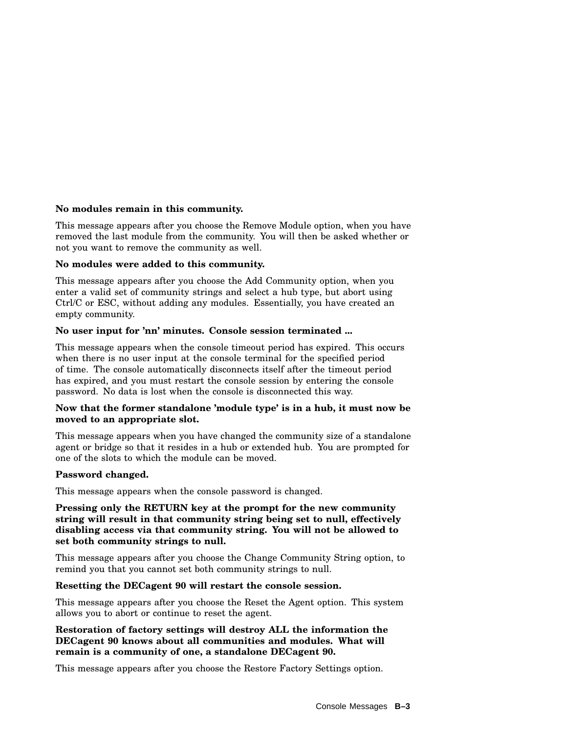**No modules remain in this community.**

This message appears after you choose the Remove Module option, when you have removed the last module from the community. You will then be asked whether or not you want to remove the community as well.

**No modules were added to this community.**

This message appears after you choose the Add Community option, when you enter a valid set of community strings and select a hub type, but abort using Ctrl/C or ESC, without adding any modules. Essentially, you have created an empty community.

**No user input for 'nn' minutes. Console session terminated ...**

This message appears when the console timeout period has expired. This occurs when there is no user input at the console terminal for the specified period of time. The console automatically disconnects itself after the timeout period has expired, and you must restart the console session by entering the console password. No data is lost when the console is disconnected this way.

**Now that the former standalone 'module type' is in a hub, it must now be moved to an appropriate slot.**

This message appears when you have changed the community size of a standalone agent or bridge so that it resides in a hub or extended hub. You are prompted for one of the slots to which the module can be moved.

**Password changed.**

This message appears when the console password is changed.

**Pressing only the RETURN key at the prompt for the new community string will result in that community string being set to null, effectively disabling access via that community string. You will not be allowed to set both community strings to null.**

This message appears after you choose the Change Community String option, to remind you that you cannot set both community strings to null.

**Resetting the DECagent 90 will restart the console session.**

This message appears after you choose the Reset the Agent option. This system allows you to abort or continue to reset the agent.

**Restoration of factory settings will destroy ALL the information the DECagent 90 knows about all communities and modules. What will remain is a community of one, a standalone DECagent 90.**

This message appears after you choose the Restore Factory Settings option.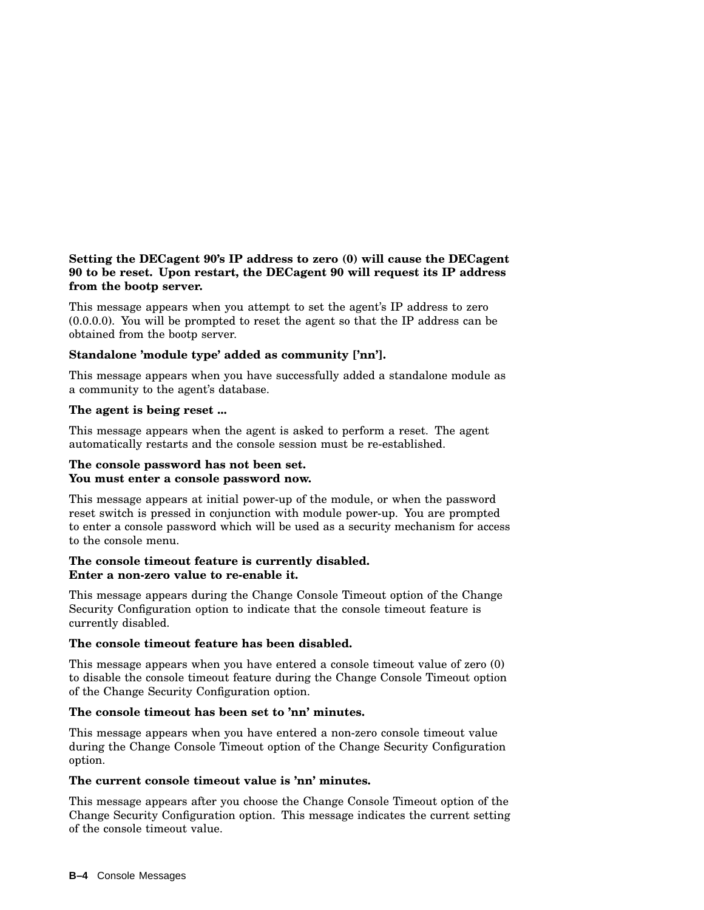**Setting the DECagent 90's IP address to zero (0) will cause the DECagent 90 to be reset. Upon restart, the DECagent 90 will request its IP address from the bootp server.**

This message appears when you attempt to set the agent's IP address to zero (0.0.0.0). You will be prompted to reset the agent so that the IP address can be obtained from the bootp server.

**Standalone 'module type' added as community ['nn'].**

This message appears when you have successfully added a standalone module as a community to the agent's database.

**The agent is being reset ...**

This message appears when the agent is asked to perform a reset. The agent automatically restarts and the console session must be re-established.

**The console password has not been set.**
**You must enter a console password now.**

This message appears at initial power-up of the module, or when the password reset switch is pressed in conjunction with module power-up. You are prompted to enter a console password which will be used as a security mechanism for access to the console menu.

**The console timeout feature is currently disabled.**
**Enter a non-zero value to re-enable it.**

This message appears during the Change Console Timeout option of the Change Security Configuration option to indicate that the console timeout feature is currently disabled.

**The console timeout feature has been disabled.**

This message appears when you have entered a console timeout value of zero (0) to disable the console timeout feature during the Change Console Timeout option of the Change Security Configuration option.

**The console timeout has been set to 'nn' minutes.**

This message appears when you have entered a non-zero console timeout value during the Change Console Timeout option of the Change Security Configuration option.

**The current console timeout value is 'nn' minutes.**

This message appears after you choose the Change Console Timeout option of the Change Security Configuration option. This message indicates the current setting of the console timeout value.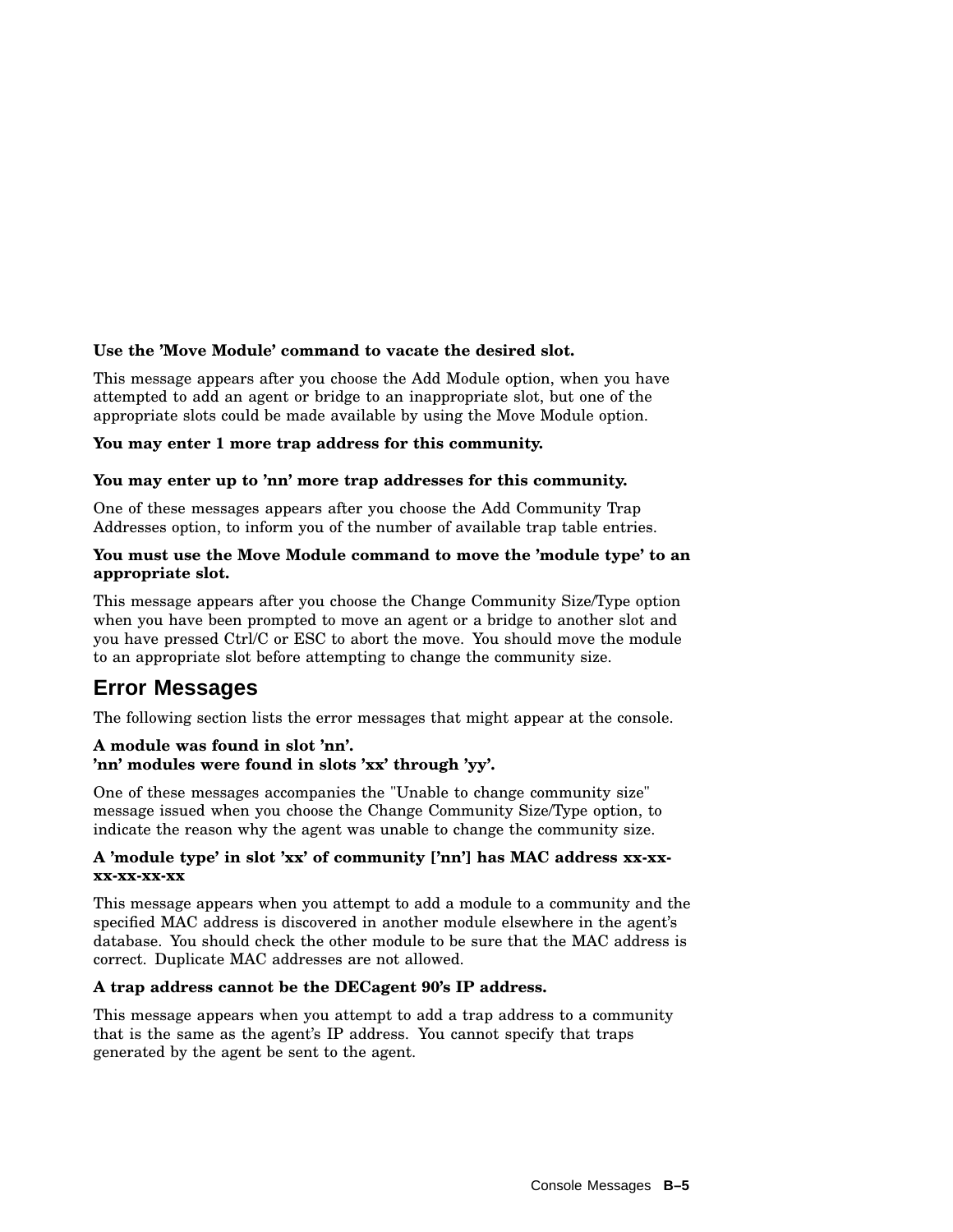**Use the ’Move Module’ command to vacate the desired slot.**

This message appears after you choose the Add Module option, when you have attempted to add an agent or bridge to an inappropriate slot, but one of the appropriate slots could be made available by using the Move Module option.

**You may enter 1 more trap address for this community.**

**You may enter up to ’nn’ more trap addresses for this community.**

One of these messages appears after you choose the Add Community Trap Addresses option, to inform you of the number of available trap table entries.

**You must use the Move Module command to move the ’module type’ to an appropriate slot.**

This message appears after you choose the Change Community Size/Type option when you have been prompted to move an agent or a bridge to another slot and you have pressed Ctrl/C or ESC to abort the move. You should move the module to an appropriate slot before attempting to change the community size.

## Error Messages

The following section lists the error messages that might appear at the console.

**A module was found in slot ’nn’.**
**’nn’ modules were found in slots ’xx’ through ’yy’.**

One of these messages accompanies the "Unable to change community size" message issued when you choose the Change Community Size/Type option, to indicate the reason why the agent was unable to change the community size.

**A ’module type’ in slot ’xx’ of community [’nn’] has MAC address xx-xx-xx-xx-xx-xx**

This message appears when you attempt to add a module to a community and the specified MAC address is discovered in another module elsewhere in the agent’s database. You should check the other module to be sure that the MAC address is correct. Duplicate MAC addresses are not allowed.

**A trap address cannot be the DECagent 90’s IP address.**

This message appears when you attempt to add a trap address to a community that is the same as the agent’s IP address. You cannot specify that traps generated by the agent be sent to the agent.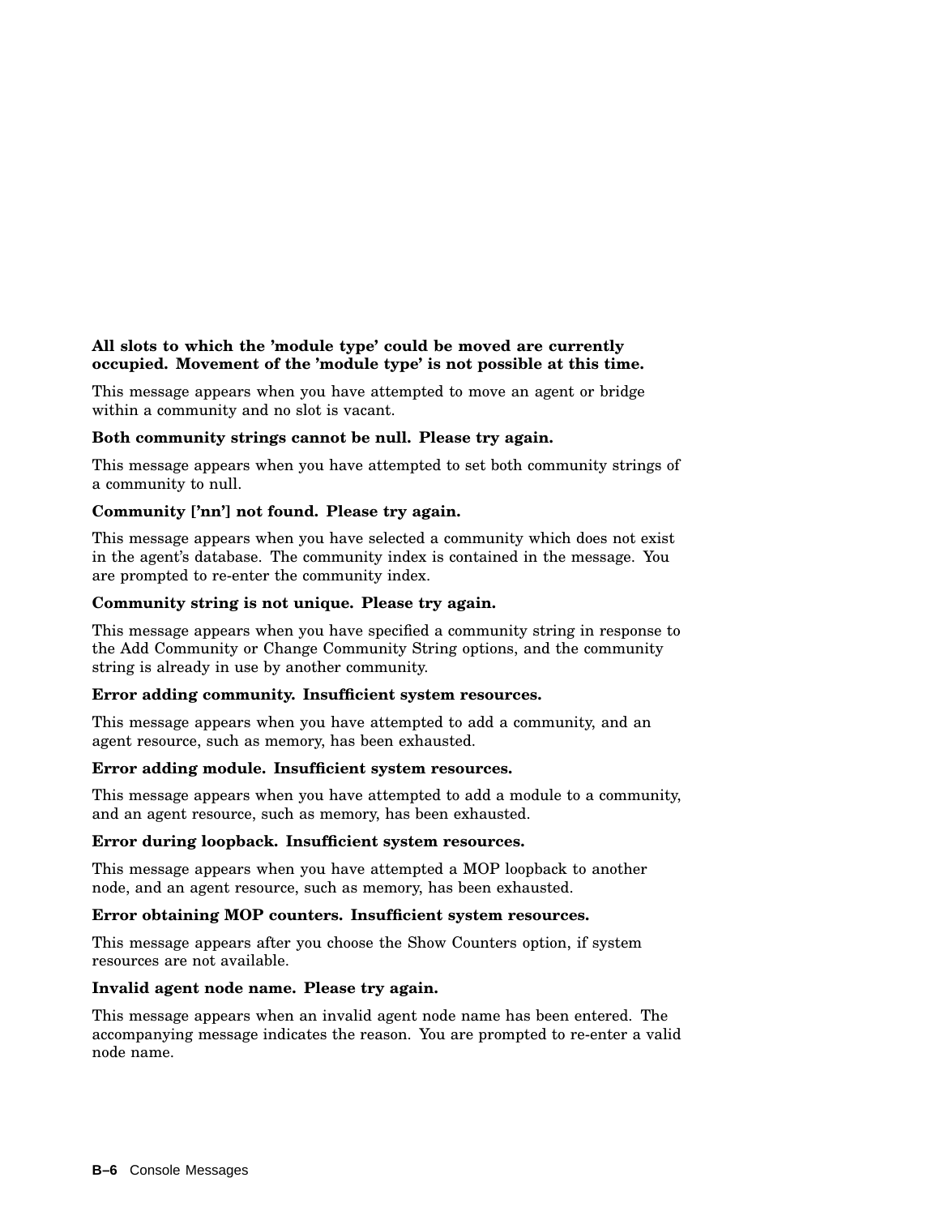**All slots to which the 'module type' could be moved are currently occupied. Movement of the 'module type' is not possible at this time.**

This message appears when you have attempted to move an agent or bridge within a community and no slot is vacant.

**Both community strings cannot be null. Please try again.**

This message appears when you have attempted to set both community strings of a community to null.

**Community ['nn'] not found. Please try again.**

This message appears when you have selected a community which does not exist in the agent's database. The community index is contained in the message. You are prompted to re-enter the community index.

**Community string is not unique. Please try again.**

This message appears when you have specified a community string in response to the Add Community or Change Community String options, and the community string is already in use by another community.

**Error adding community. Insufficient system resources.**

This message appears when you have attempted to add a community, and an agent resource, such as memory, has been exhausted.

**Error adding module. Insufficient system resources.**

This message appears when you have attempted to add a module to a community, and an agent resource, such as memory, has been exhausted.

**Error during loopback. Insufficient system resources.**

This message appears when you have attempted a MOP loopback to another node, and an agent resource, such as memory, has been exhausted.

**Error obtaining MOP counters. Insufficient system resources.**

This message appears after you choose the Show Counters option, if system resources are not available.

**Invalid agent node name. Please try again.**

This message appears when an invalid agent node name has been entered. The accompanying message indicates the reason. You are prompted to re-enter a valid node name.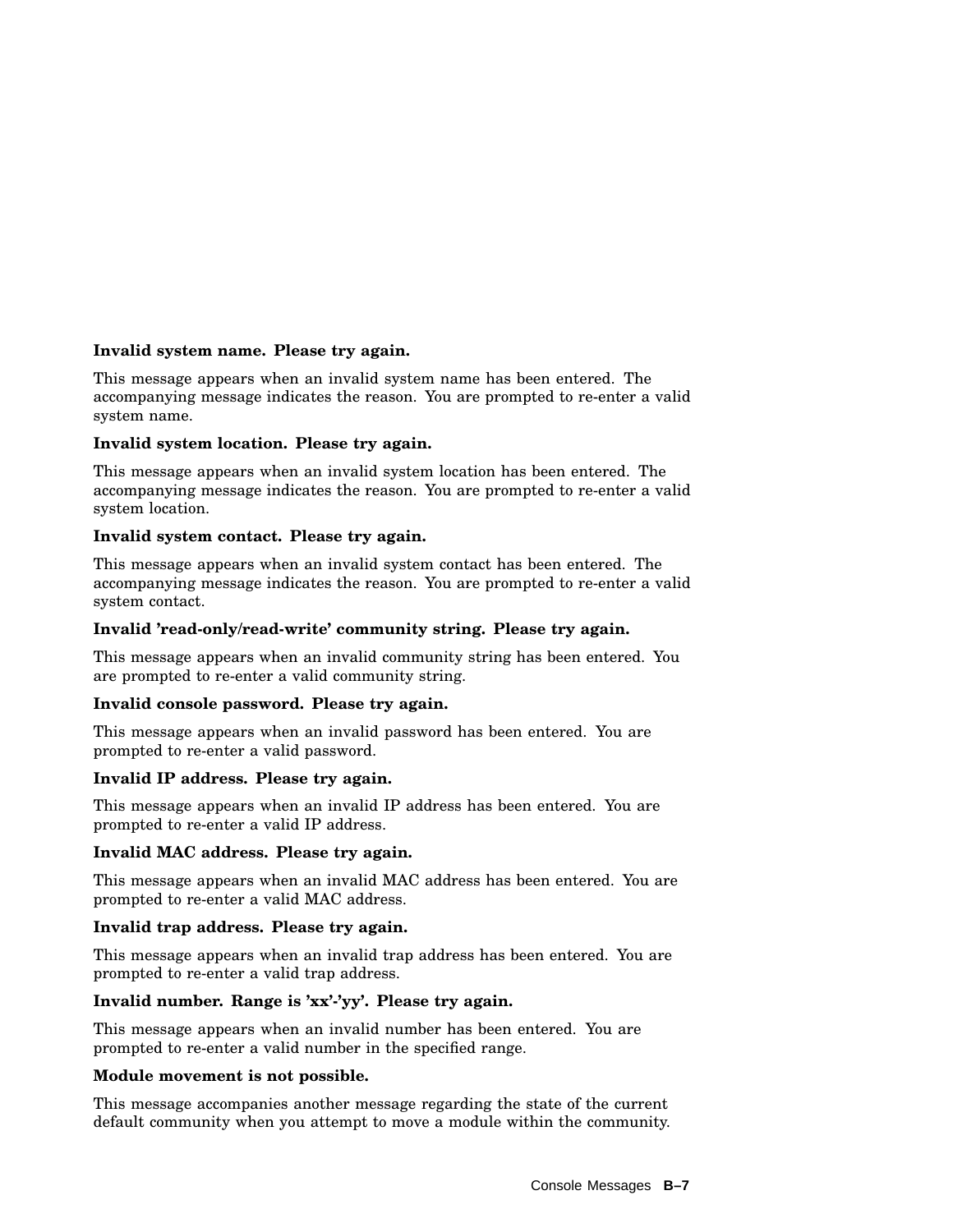**Invalid system name. Please try again.**

This message appears when an invalid system name has been entered. The accompanying message indicates the reason. You are prompted to re-enter a valid system name.

**Invalid system location. Please try again.**

This message appears when an invalid system location has been entered. The accompanying message indicates the reason. You are prompted to re-enter a valid system location.

**Invalid system contact. Please try again.**

This message appears when an invalid system contact has been entered. The accompanying message indicates the reason. You are prompted to re-enter a valid system contact.

**Invalid 'read-only/read-write' community string. Please try again.**

This message appears when an invalid community string has been entered. You are prompted to re-enter a valid community string.

**Invalid console password. Please try again.**

This message appears when an invalid password has been entered. You are prompted to re-enter a valid password.

**Invalid IP address. Please try again.**

This message appears when an invalid IP address has been entered. You are prompted to re-enter a valid IP address.

**Invalid MAC address. Please try again.**

This message appears when an invalid MAC address has been entered. You are prompted to re-enter a valid MAC address.

**Invalid trap address. Please try again.**

This message appears when an invalid trap address has been entered. You are prompted to re-enter a valid trap address.

**Invalid number. Range is 'xx'-'yy'. Please try again.**

This message appears when an invalid number has been entered. You are prompted to re-enter a valid number in the specified range.

**Module movement is not possible.**

This message accompanies another message regarding the state of the current default community when you attempt to move a module within the community.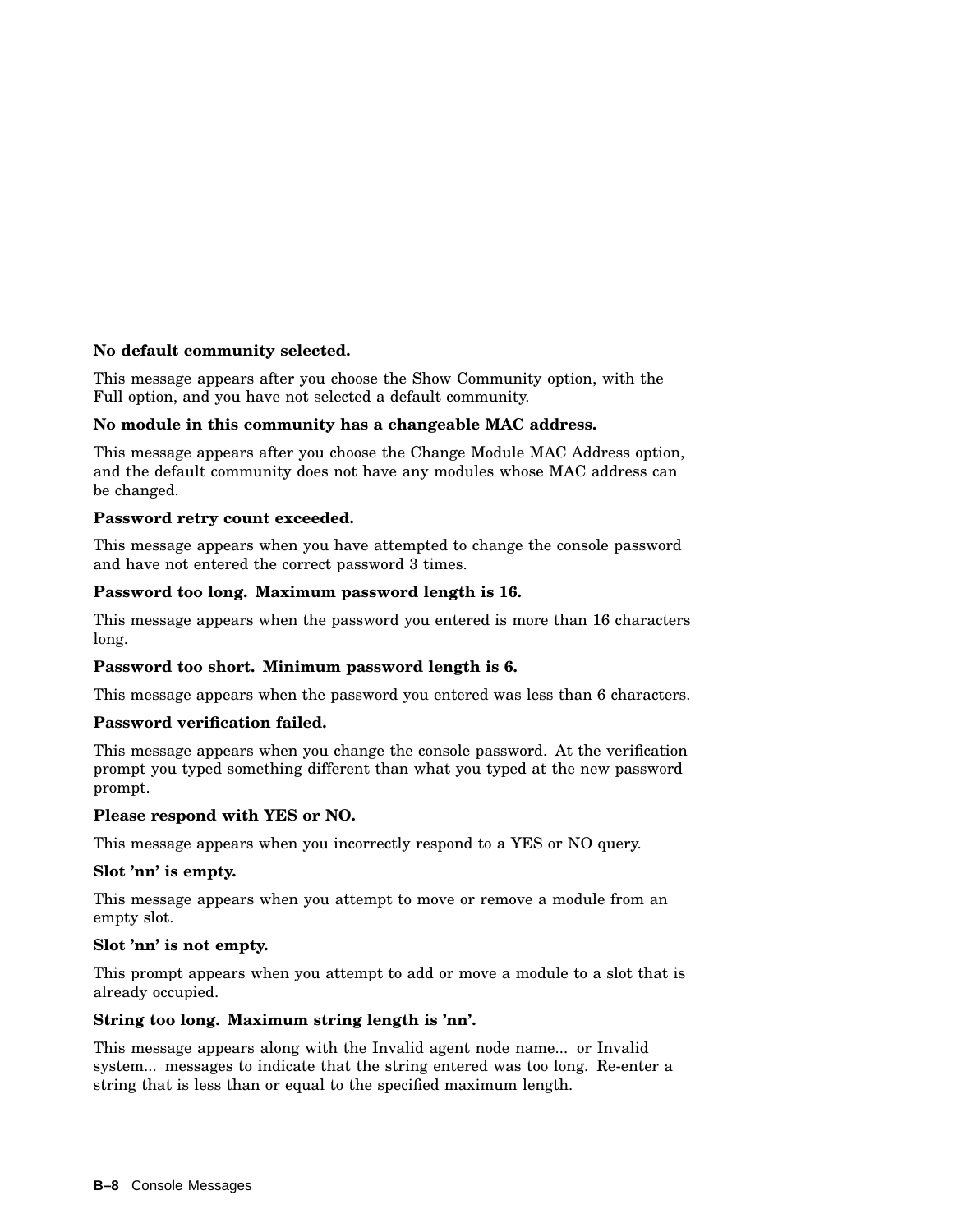**No default community selected.**

This message appears after you choose the Show Community option, with the Full option, and you have not selected a default community.

**No module in this community has a changeable MAC address.**

This message appears after you choose the Change Module MAC Address option, and the default community does not have any modules whose MAC address can be changed.

**Password retry count exceeded.**

This message appears when you have attempted to change the console password and have not entered the correct password 3 times.

**Password too long. Maximum password length is 16.**

This message appears when the password you entered is more than 16 characters long.

**Password too short. Minimum password length is 6.**

This message appears when the password you entered was less than 6 characters.

**Password verification failed.**

This message appears when you change the console password. At the verification prompt you typed something different than what you typed at the new password prompt.

**Please respond with YES or NO.**

This message appears when you incorrectly respond to a YES or NO query.

**Slot 'nn' is empty.**

This message appears when you attempt to move or remove a module from an empty slot.

**Slot 'nn' is not empty.**

This prompt appears when you attempt to add or move a module to a slot that is already occupied.

**String too long. Maximum string length is 'nn'.**

This message appears along with the Invalid agent node name... or Invalid system... messages to indicate that the string entered was too long. Re-enter a string that is less than or equal to the specified maximum length.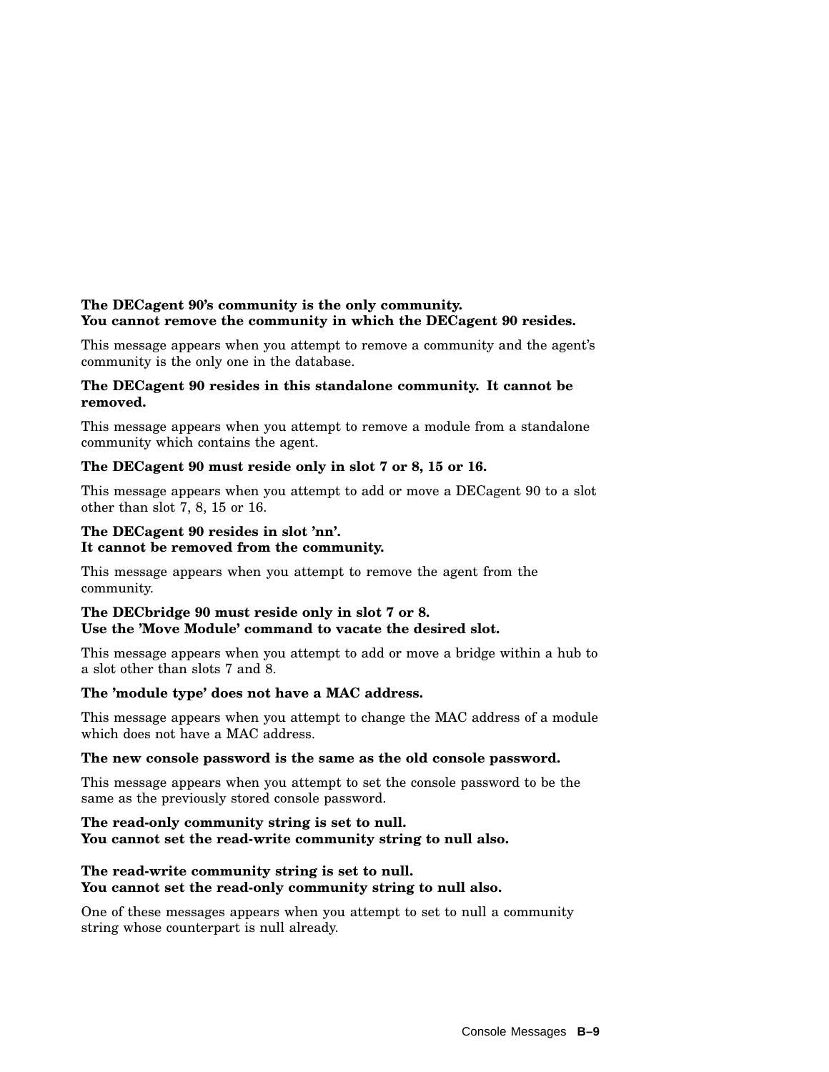**The DECagent 90's community is the only community.**
**You cannot remove the community in which the DECagent 90 resides.**

This message appears when you attempt to remove a community and the agent's community is the only one in the database.

**The DECagent 90 resides in this standalone community. It cannot be removed.**

This message appears when you attempt to remove a module from a standalone community which contains the agent.

**The DECagent 90 must reside only in slot 7 or 8, 15 or 16.**

This message appears when you attempt to add or move a DECagent 90 to a slot other than slot 7, 8, 15 or 16.

**The DECagent 90 resides in slot 'nn'.**
**It cannot be removed from the community.**

This message appears when you attempt to remove the agent from the community.

**The DECbridge 90 must reside only in slot 7 or 8.**
**Use the 'Move Module' command to vacate the desired slot.**

This message appears when you attempt to add or move a bridge within a hub to a slot other than slots 7 and 8.

**The 'module type' does not have a MAC address.**

This message appears when you attempt to change the MAC address of a module which does not have a MAC address.

**The new console password is the same as the old console password.**

This message appears when you attempt to set the console password to be the same as the previously stored console password.

**The read-only community string is set to null.**
**You cannot set the read-write community string to null also.**

**The read-write community string is set to null.**
**You cannot set the read-only community string to null also.**

One of these messages appears when you attempt to set to null a community string whose counterpart is null already.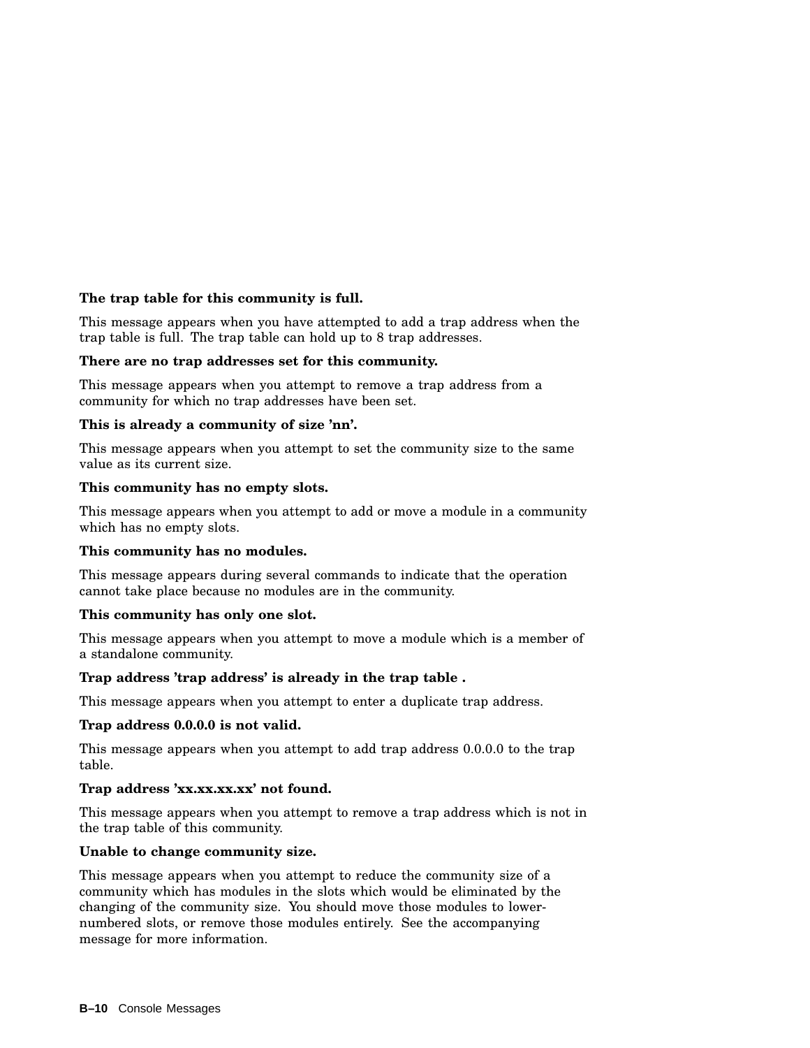**The trap table for this community is full.**

This message appears when you have attempted to add a trap address when the trap table is full. The trap table can hold up to 8 trap addresses.

**There are no trap addresses set for this community.**

This message appears when you attempt to remove a trap address from a community for which no trap addresses have been set.

**This is already a community of size 'nn'.**

This message appears when you attempt to set the community size to the same value as its current size.

**This community has no empty slots.**

This message appears when you attempt to add or move a module in a community which has no empty slots.

**This community has no modules.**

This message appears during several commands to indicate that the operation cannot take place because no modules are in the community.

**This community has only one slot.**

This message appears when you attempt to move a module which is a member of a standalone community.

**Trap address 'trap address' is already in the trap table .**

This message appears when you attempt to enter a duplicate trap address.

**Trap address 0.0.0.0 is not valid.**

This message appears when you attempt to add trap address 0.0.0.0 to the trap table.

**Trap address 'xx.xx.xx.xx' not found.**

This message appears when you attempt to remove a trap address which is not in the trap table of this community.

**Unable to change community size.**

This message appears when you attempt to reduce the community size of a community which has modules in the slots which would be eliminated by the changing of the community size. You should move those modules to lower-numbered slots, or remove those modules entirely. See the accompanying message for more information.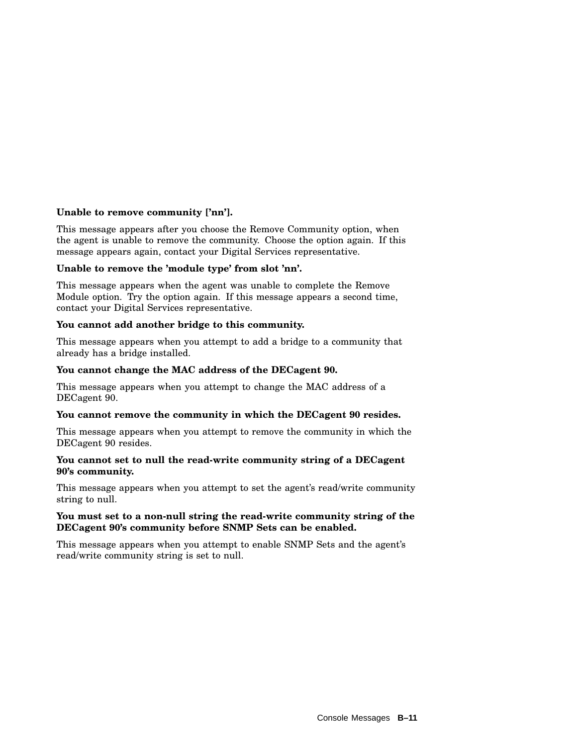**Unable to remove community ['nn'].**

This message appears after you choose the Remove Community option, when the agent is unable to remove the community. Choose the option again. If this message appears again, contact your Digital Services representative.

**Unable to remove the 'module type' from slot 'nn'.**

This message appears when the agent was unable to complete the Remove Module option. Try the option again. If this message appears a second time, contact your Digital Services representative.

**You cannot add another bridge to this community.**

This message appears when you attempt to add a bridge to a community that already has a bridge installed.

**You cannot change the MAC address of the DECagent 90.**

This message appears when you attempt to change the MAC address of a DECagent 90.

**You cannot remove the community in which the DECagent 90 resides.**

This message appears when you attempt to remove the community in which the DECagent 90 resides.

**You cannot set to null the read-write community string of a DECagent 90's community.**

This message appears when you attempt to set the agent's read/write community string to null.

**You must set to a non-null string the read-write community string of the DECagent 90's community before SNMP Sets can be enabled.**

This message appears when you attempt to enable SNMP Sets and the agent's read/write community string is set to null.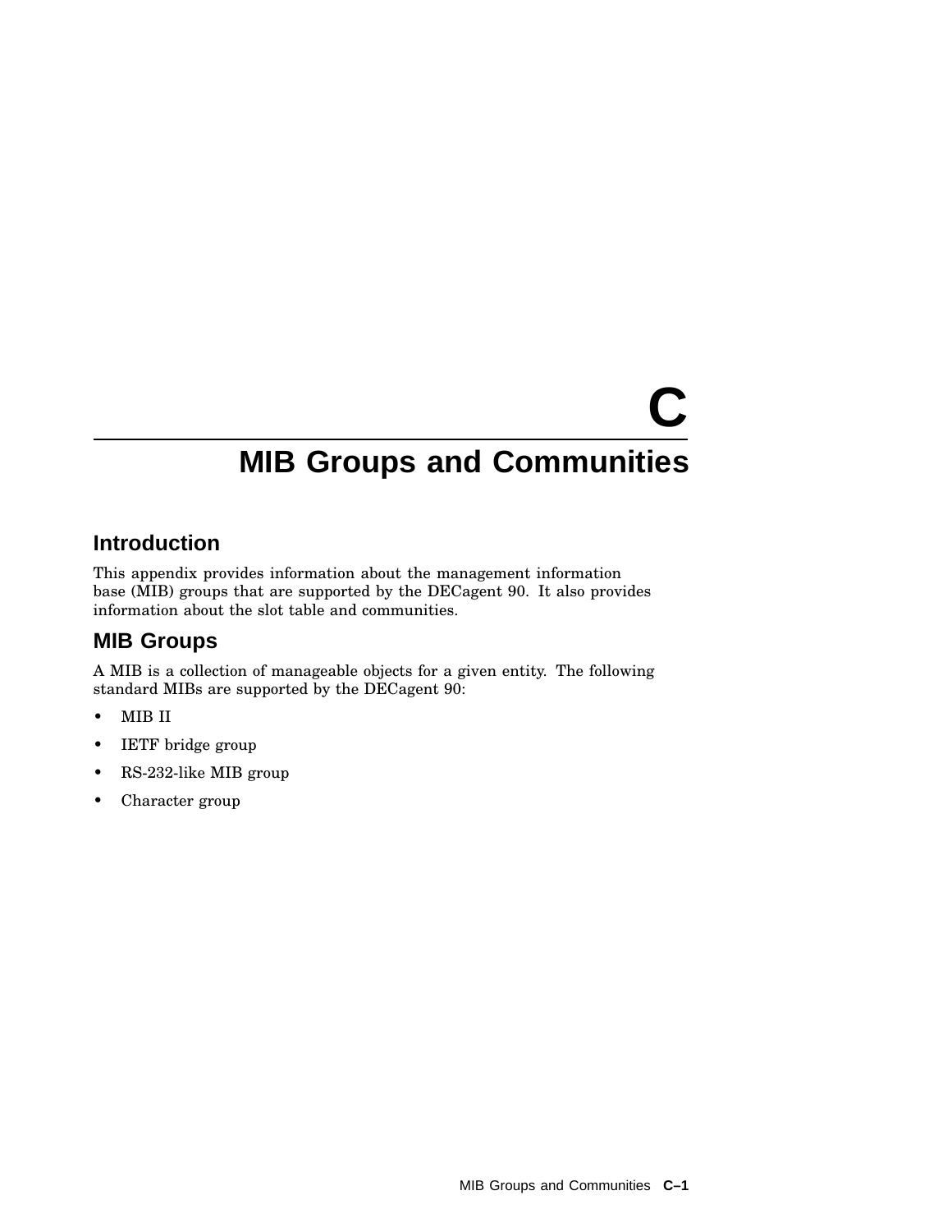# C MIB Groups and Communities

## Introduction

This appendix provides information about the management information base (MIB) groups that are supported by the DECagent 90. It also provides information about the slot table and communities.

## MIB Groups

A MIB is a collection of manageable objects for a given entity. The following standard MIBs are supported by the DECagent 90:

- MIB II
- IETF bridge group
- RS-232-like MIB group
- Character group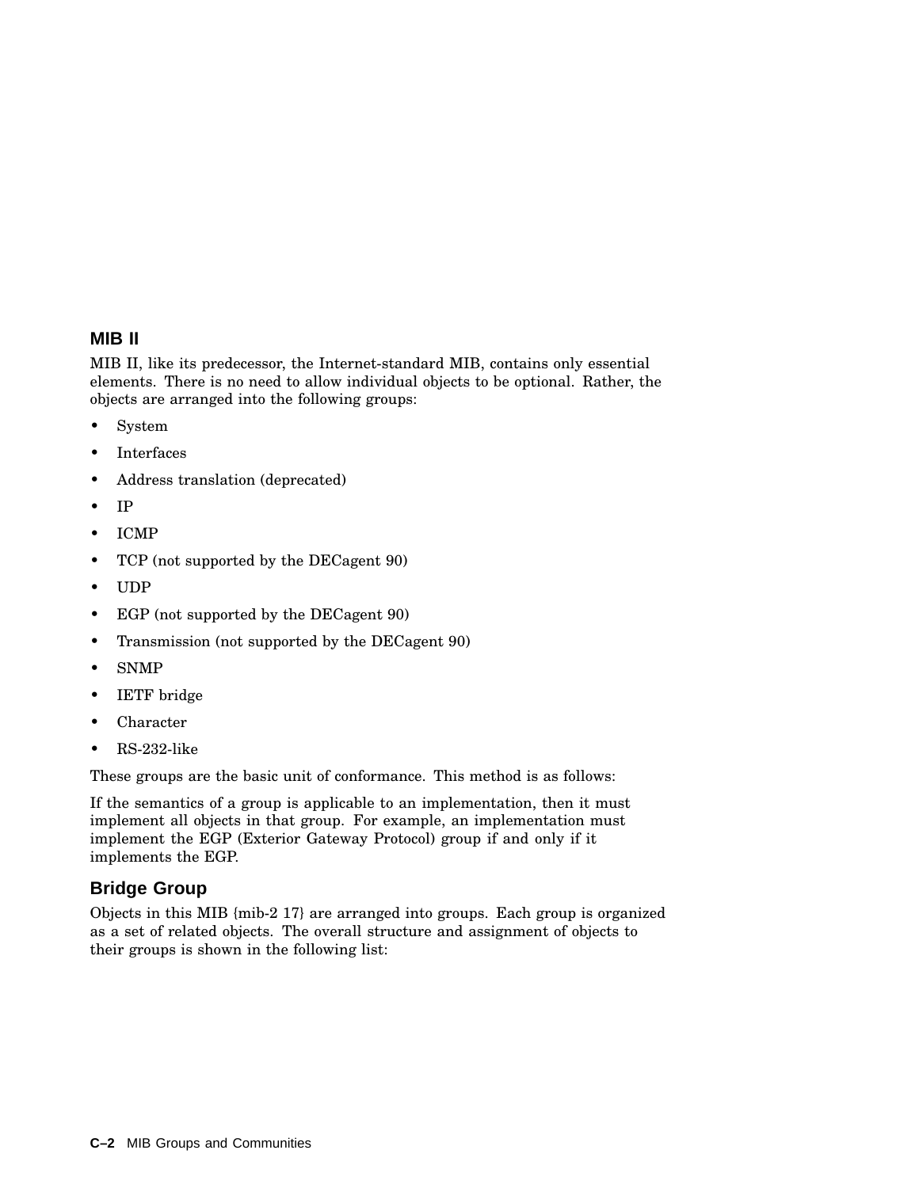## MIB II

MIB II, like its predecessor, the Internet-standard MIB, contains only essential elements. There is no need to allow individual objects to be optional. Rather, the objects are arranged into the following groups:

- System
- Interfaces
- Address translation (deprecated)
- IP
- ICMP
- TCP (not supported by the DECagent 90)
- UDP
- EGP (not supported by the DECagent 90)
- Transmission (not supported by the DECagent 90)
- SNMP
- IETF bridge
- Character
- RS-232-like

These groups are the basic unit of conformance. This method is as follows:

If the semantics of a group is applicable to an implementation, then it must implement all objects in that group. For example, an implementation must implement the EGP (Exterior Gateway Protocol) group if and only if it implements the EGP.

## Bridge Group

Objects in this MIB {mib-2 17} are arranged into groups. Each group is organized as a set of related objects. The overall structure and assignment of objects to their groups is shown in the following list: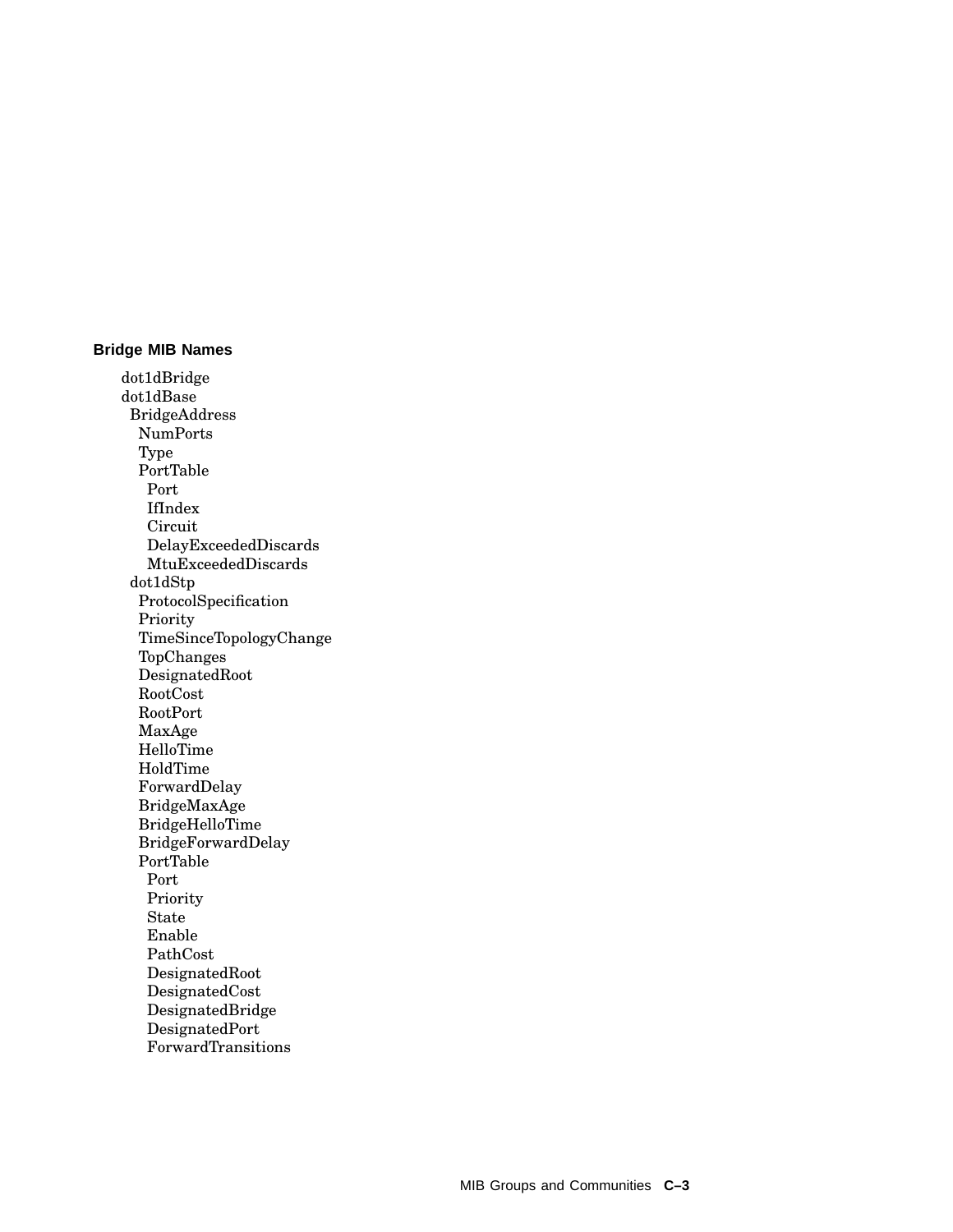**Bridge MIB Names**

```
dot1dBridge
dot1dBase
 BridgeAddress
   NumPorts
   Type
   PortTable
     Port
     IfIndex
     Circuit
     DelayExceededDiscards
     MtuExceededDiscards
  dot1dStp
   ProtocolSpecification
   Priority
   TimeSinceTopologyChange
   TopChanges
   DesignatedRoot
   RootCost
   RootPort
   MaxAge
   HelloTime
   HoldTime
   ForwardDelay
   BridgeMaxAge
   BridgeHelloTime
   BridgeForwardDelay
   PortTable
     Port
     Priority
     State
     Enable
     PathCost
     DesignatedRoot
     DesignatedCost
     DesignatedBridge
     DesignatedPort
     ForwardTransitions
```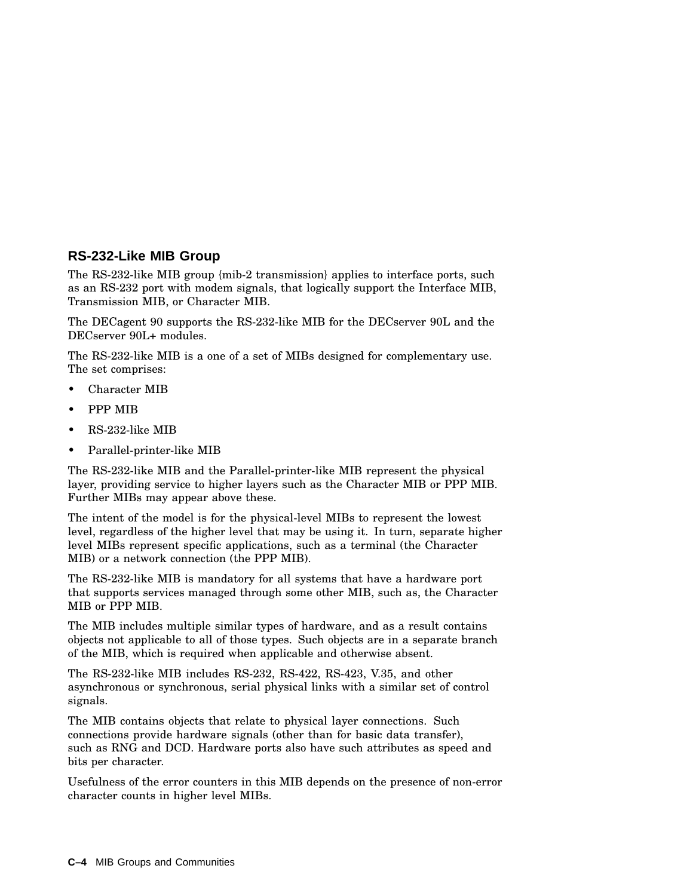## RS-232-Like MIB Group

The RS-232-like MIB group {mib-2 transmission} applies to interface ports, such as an RS-232 port with modem signals, that logically support the Interface MIB, Transmission MIB, or Character MIB.

The DECagent 90 supports the RS-232-like MIB for the DECserver 90L and the DECserver 90L+ modules.

The RS-232-like MIB is a one of a set of MIBs designed for complementary use. The set comprises:

- Character MIB
- PPP MIB
- RS-232-like MIB
- Parallel-printer-like MIB

The RS-232-like MIB and the Parallel-printer-like MIB represent the physical layer, providing service to higher layers such as the Character MIB or PPP MIB. Further MIBs may appear above these.

The intent of the model is for the physical-level MIBs to represent the lowest level, regardless of the higher level that may be using it. In turn, separate higher level MIBs represent specific applications, such as a terminal (the Character MIB) or a network connection (the PPP MIB).

The RS-232-like MIB is mandatory for all systems that have a hardware port that supports services managed through some other MIB, such as, the Character MIB or PPP MIB.

The MIB includes multiple similar types of hardware, and as a result contains objects not applicable to all of those types. Such objects are in a separate branch of the MIB, which is required when applicable and otherwise absent.

The RS-232-like MIB includes RS-232, RS-422, RS-423, V.35, and other asynchronous or synchronous, serial physical links with a similar set of control signals.

The MIB contains objects that relate to physical layer connections. Such connections provide hardware signals (other than for basic data transfer), such as RNG and DCD. Hardware ports also have such attributes as speed and bits per character.

Usefulness of the error counters in this MIB depends on the presence of non-error character counts in higher level MIBs.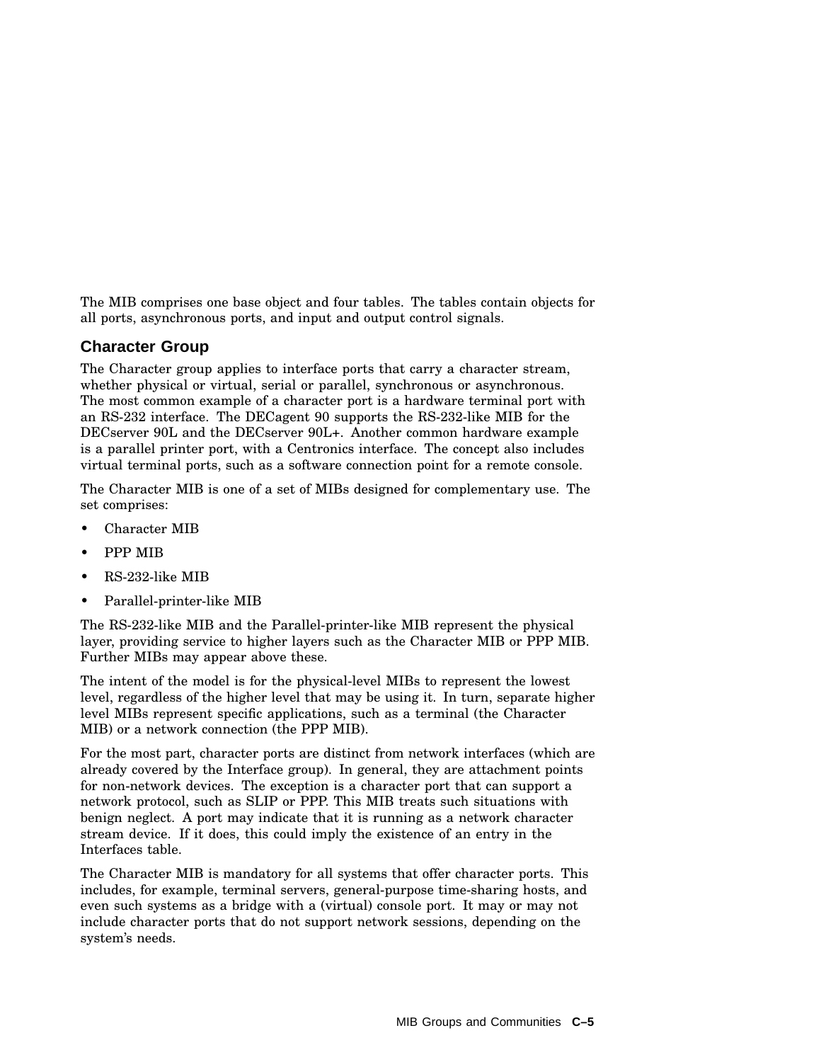The MIB comprises one base object and four tables. The tables contain objects for all ports, asynchronous ports, and input and output control signals.

### Character Group

The Character group applies to interface ports that carry a character stream, whether physical or virtual, serial or parallel, synchronous or asynchronous. The most common example of a character port is a hardware terminal port with an RS-232 interface. The DECagent 90 supports the RS-232-like MIB for the DECserver 90L and the DECserver 90L+. Another common hardware example is a parallel printer port, with a Centronics interface. The concept also includes virtual terminal ports, such as a software connection point for a remote console.

The Character MIB is one of a set of MIBs designed for complementary use. The set comprises:

- Character MIB
- PPP MIB
- RS-232-like MIB
- Parallel-printer-like MIB

The RS-232-like MIB and the Parallel-printer-like MIB represent the physical layer, providing service to higher layers such as the Character MIB or PPP MIB. Further MIBs may appear above these.

The intent of the model is for the physical-level MIBs to represent the lowest level, regardless of the higher level that may be using it. In turn, separate higher level MIBs represent specific applications, such as a terminal (the Character MIB) or a network connection (the PPP MIB).

For the most part, character ports are distinct from network interfaces (which are already covered by the Interface group). In general, they are attachment points for non-network devices. The exception is a character port that can support a network protocol, such as SLIP or PPP. This MIB treats such situations with benign neglect. A port may indicate that it is running as a network character stream device. If it does, this could imply the existence of an entry in the Interfaces table.

The Character MIB is mandatory for all systems that offer character ports. This includes, for example, terminal servers, general-purpose time-sharing hosts, and even such systems as a bridge with a (virtual) console port. It may or may not include character ports that do not support network sessions, depending on the system's needs.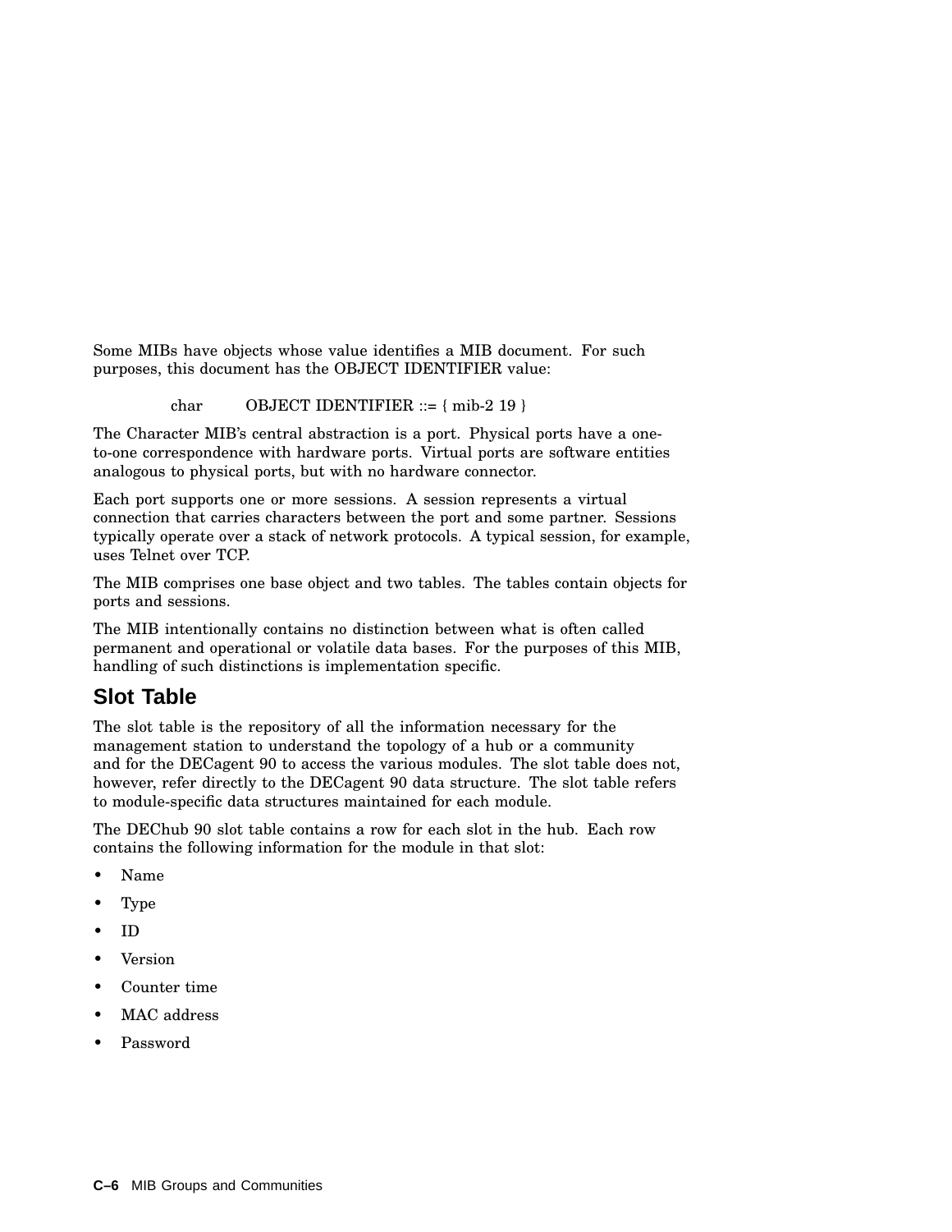Some MIBs have objects whose value identifies a MIB document. For such purposes, this document has the OBJECT IDENTIFIER value:

```
char        OBJECT IDENTIFIER ::= { mib-2 19 }
```

The Character MIB's central abstraction is a port. Physical ports have a one-to-one correspondence with hardware ports. Virtual ports are software entities analogous to physical ports, but with no hardware connector.

Each port supports one or more sessions. A session represents a virtual connection that carries characters between the port and some partner. Sessions typically operate over a stack of network protocols. A typical session, for example, uses Telnet over TCP.

The MIB comprises one base object and two tables. The tables contain objects for ports and sessions.

The MIB intentionally contains no distinction between what is often called permanent and operational or volatile data bases. For the purposes of this MIB, handling of such distinctions is implementation specific.

## Slot Table

The slot table is the repository of all the information necessary for the management station to understand the topology of a hub or a community and for the DECagent 90 to access the various modules. The slot table does not, however, refer directly to the DECagent 90 data structure. The slot table refers to module-specific data structures maintained for each module.

The DEChub 90 slot table contains a row for each slot in the hub. Each row contains the following information for the module in that slot:

- Name
- Type
- ID
- Version
- Counter time
- MAC address
- Password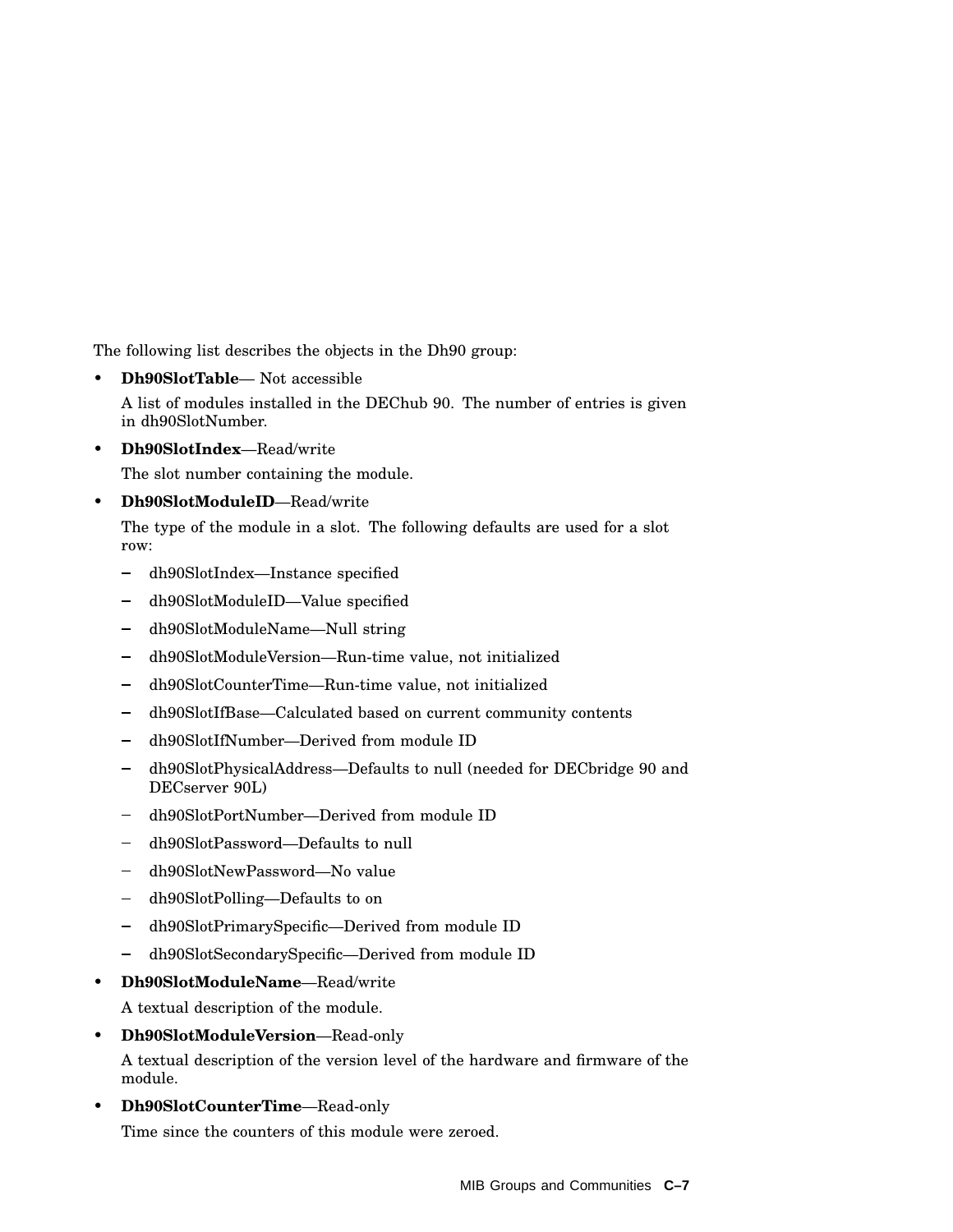The following list describes the objects in the Dh90 group:

- **Dh90SlotTable**— Not accessible

  A list of modules installed in the DEChub 90. The number of entries is given in dh90SlotNumber.

- **Dh90SlotIndex**—Read/write

  The slot number containing the module.

- **Dh90SlotModuleID**—Read/write

  The type of the module in a slot. The following defaults are used for a slot row:

  - dh90SlotIndex—Instance specified
  - dh90SlotModuleID—Value specified
  - dh90SlotModuleName—Null string
  - dh90SlotModuleVersion—Run-time value, not initialized
  - dh90SlotCounterTime—Run-time value, not initialized
  - dh90SlotIfBase—Calculated based on current community contents
  - dh90SlotIfNumber—Derived from module ID
  - dh90SlotPhysicalAddress—Defaults to null (needed for DECbridge 90 and DECserver 90L)
  - dh90SlotPortNumber—Derived from module ID
  - dh90SlotPassword—Defaults to null
  - dh90SlotNewPassword—No value
  - dh90SlotPolling—Defaults to on
  - dh90SlotPrimarySpecific—Derived from module ID
  - dh90SlotSecondarySpecific—Derived from module ID

- **Dh90SlotModuleName**—Read/write

  A textual description of the module.

- **Dh90SlotModuleVersion**—Read-only

  A textual description of the version level of the hardware and firmware of the module.

- **Dh90SlotCounterTime**—Read-only

  Time since the counters of this module were zeroed.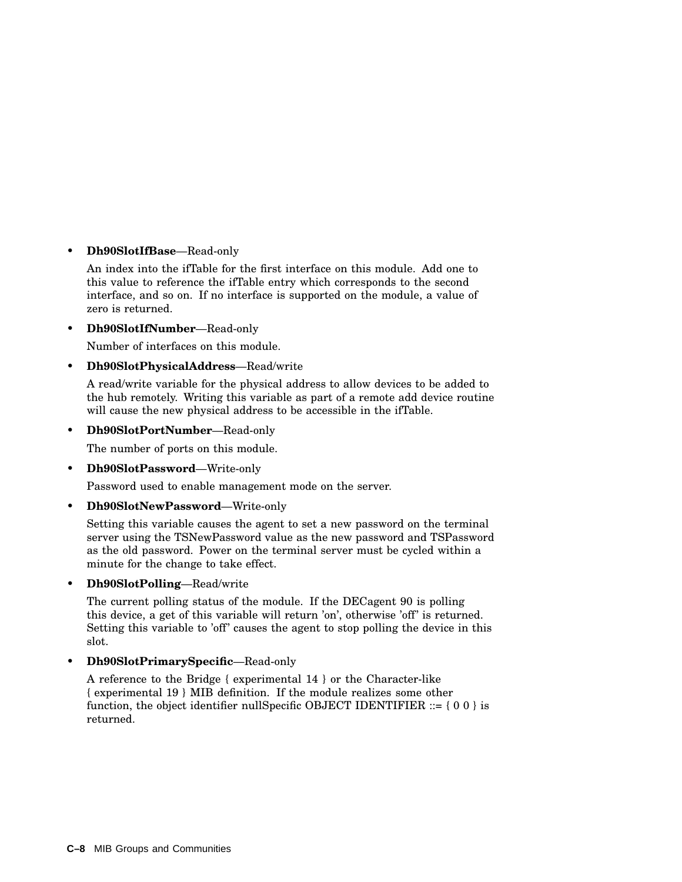- **Dh90SlotIfBase**—Read-only

  An index into the ifTable for the first interface on this module. Add one to this value to reference the ifTable entry which corresponds to the second interface, and so on. If no interface is supported on the module, a value of zero is returned.

- **Dh90SlotIfNumber**—Read-only

  Number of interfaces on this module.

- **Dh90SlotPhysicalAddress**—Read/write

  A read/write variable for the physical address to allow devices to be added to the hub remotely. Writing this variable as part of a remote add device routine will cause the new physical address to be accessible in the ifTable.

- **Dh90SlotPortNumber**—Read-only

  The number of ports on this module.

- **Dh90SlotPassword**—Write-only

  Password used to enable management mode on the server.

- **Dh90SlotNewPassword**—Write-only

  Setting this variable causes the agent to set a new password on the terminal server using the TSNewPassword value as the new password and TSPassword as the old password. Power on the terminal server must be cycled within a minute for the change to take effect.

- **Dh90SlotPolling**—Read/write

  The current polling status of the module. If the DECagent 90 is polling this device, a get of this variable will return 'on', otherwise 'off' is returned. Setting this variable to 'off' causes the agent to stop polling the device in this slot.

- **Dh90SlotPrimarySpecific**—Read-only

  A reference to the Bridge { experimental 14 } or the Character-like { experimental 19 } MIB definition. If the module realizes some other function, the object identifier nullSpecific OBJECT IDENTIFIER ::= { 0 0 } is returned.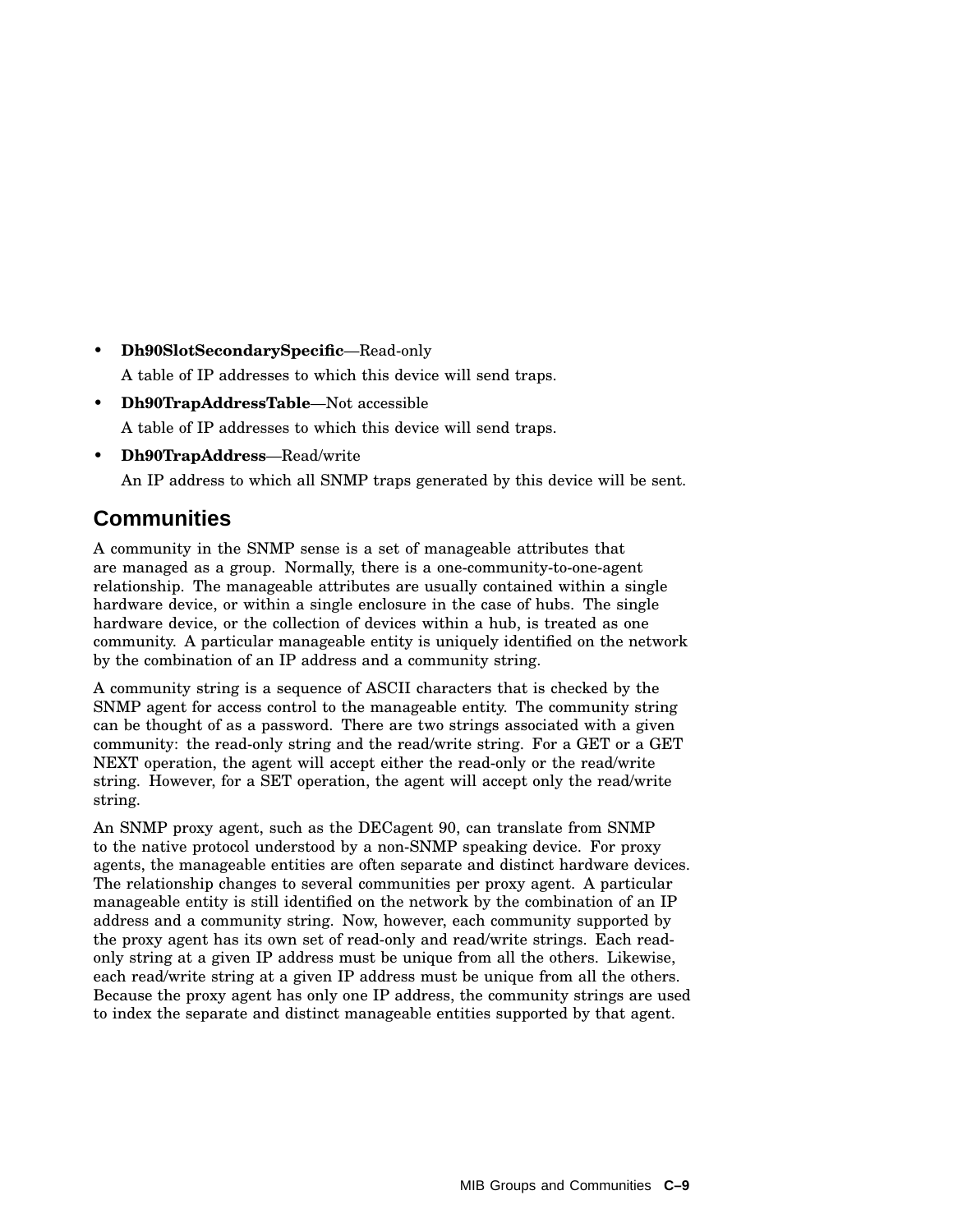- **Dh90SlotSecondarySpecific**—Read-only

  A table of IP addresses to which this device will send traps.

- **Dh90TrapAddressTable**—Not accessible

  A table of IP addresses to which this device will send traps.

- **Dh90TrapAddress**—Read/write

  An IP address to which all SNMP traps generated by this device will be sent.

## Communities

A community in the SNMP sense is a set of manageable attributes that are managed as a group. Normally, there is a one-community-to-one-agent relationship. The manageable attributes are usually contained within a single hardware device, or within a single enclosure in the case of hubs. The single hardware device, or the collection of devices within a hub, is treated as one community. A particular manageable entity is uniquely identified on the network by the combination of an IP address and a community string.

A community string is a sequence of ASCII characters that is checked by the SNMP agent for access control to the manageable entity. The community string can be thought of as a password. There are two strings associated with a given community: the read-only string and the read/write string. For a GET or a GET NEXT operation, the agent will accept either the read-only or the read/write string. However, for a SET operation, the agent will accept only the read/write string.

An SNMP proxy agent, such as the DECagent 90, can translate from SNMP to the native protocol understood by a non-SNMP speaking device. For proxy agents, the manageable entities are often separate and distinct hardware devices. The relationship changes to several communities per proxy agent. A particular manageable entity is still identified on the network by the combination of an IP address and a community string. Now, however, each community supported by the proxy agent has its own set of read-only and read/write strings. Each read-only string at a given IP address must be unique from all the others. Likewise, each read/write string at a given IP address must be unique from all the others. Because the proxy agent has only one IP address, the community strings are used to index the separate and distinct manageable entities supported by that agent.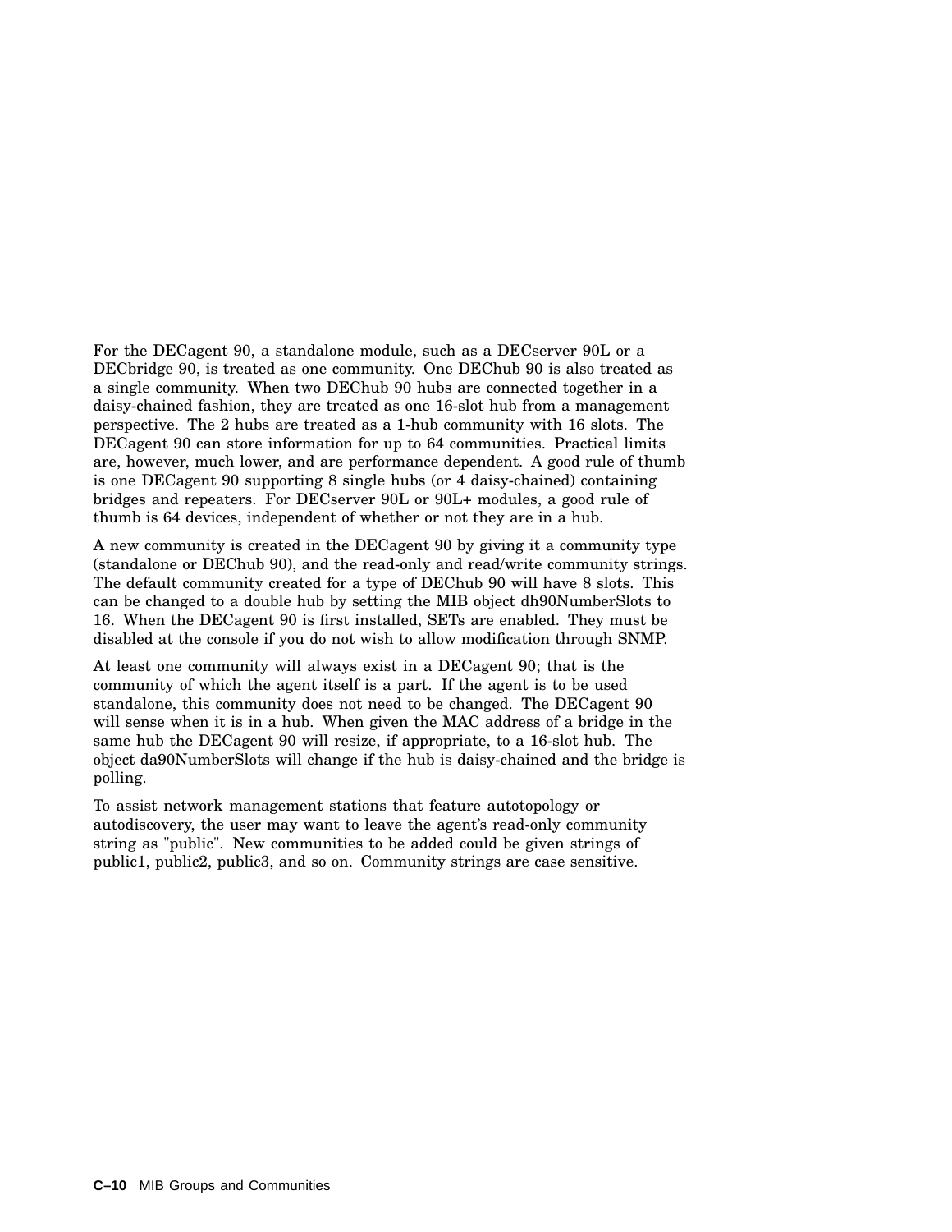For the DECagent 90, a standalone module, such as a DECserver 90L or a DECbridge 90, is treated as one community. One DEChub 90 is also treated as a single community. When two DEChub 90 hubs are connected together in a daisy-chained fashion, they are treated as one 16-slot hub from a management perspective. The 2 hubs are treated as a 1-hub community with 16 slots. The DECagent 90 can store information for up to 64 communities. Practical limits are, however, much lower, and are performance dependent. A good rule of thumb is one DECagent 90 supporting 8 single hubs (or 4 daisy-chained) containing bridges and repeaters. For DECserver 90L or 90L+ modules, a good rule of thumb is 64 devices, independent of whether or not they are in a hub.

A new community is created in the DECagent 90 by giving it a community type (standalone or DEChub 90), and the read-only and read/write community strings. The default community created for a type of DEChub 90 will have 8 slots. This can be changed to a double hub by setting the MIB object dh90NumberSlots to 16. When the DECagent 90 is first installed, SETs are enabled. They must be disabled at the console if you do not wish to allow modification through SNMP.

At least one community will always exist in a DECagent 90; that is the community of which the agent itself is a part. If the agent is to be used standalone, this community does not need to be changed. The DECagent 90 will sense when it is in a hub. When given the MAC address of a bridge in the same hub the DECagent 90 will resize, if appropriate, to a 16-slot hub. The object da90NumberSlots will change if the hub is daisy-chained and the bridge is polling.

To assist network management stations that feature autotopology or autodiscovery, the user may want to leave the agent's read-only community string as "public". New communities to be added could be given strings of public1, public2, public3, and so on. Community strings are case sensitive.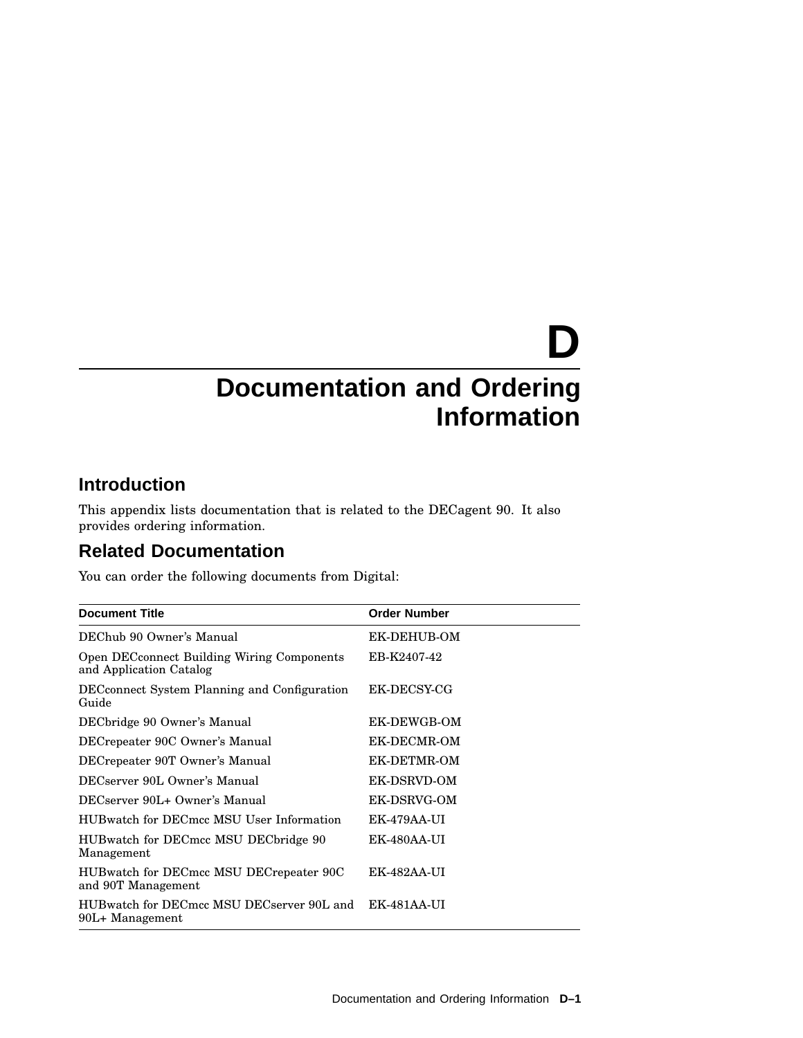# D
# Documentation and Ordering Information

## Introduction

This appendix lists documentation that is related to the DECagent 90. It also provides ordering information.

## Related Documentation

You can order the following documents from Digital:

| Document Title | Order Number |
|---|---|
| DEChub 90 Owner's Manual | EK-DEHUB-OM |
| Open DECconnect Building Wiring Components and Application Catalog | EB-K2407-42 |
| DECconnect System Planning and Configuration Guide | EK-DECSY-CG |
| DECbridge 90 Owner's Manual | EK-DEWGB-OM |
| DECrepeater 90C Owner's Manual | EK-DECMR-OM |
| DECrepeater 90T Owner's Manual | EK-DETMR-OM |
| DECserver 90L Owner's Manual | EK-DSRVD-OM |
| DECserver 90L+ Owner's Manual | EK-DSRVG-OM |
| HUBwatch for DECmcc MSU User Information | EK-479AA-UI |
| HUBwatch for DECmcc MSU DECbridge 90 Management | EK-480AA-UI |
| HUBwatch for DECmcc MSU DECrepeater 90C and 90T Management | EK-482AA-UI |
| HUBwatch for DECmcc MSU DECserver 90L and 90L+ Management | EK-481AA-UI |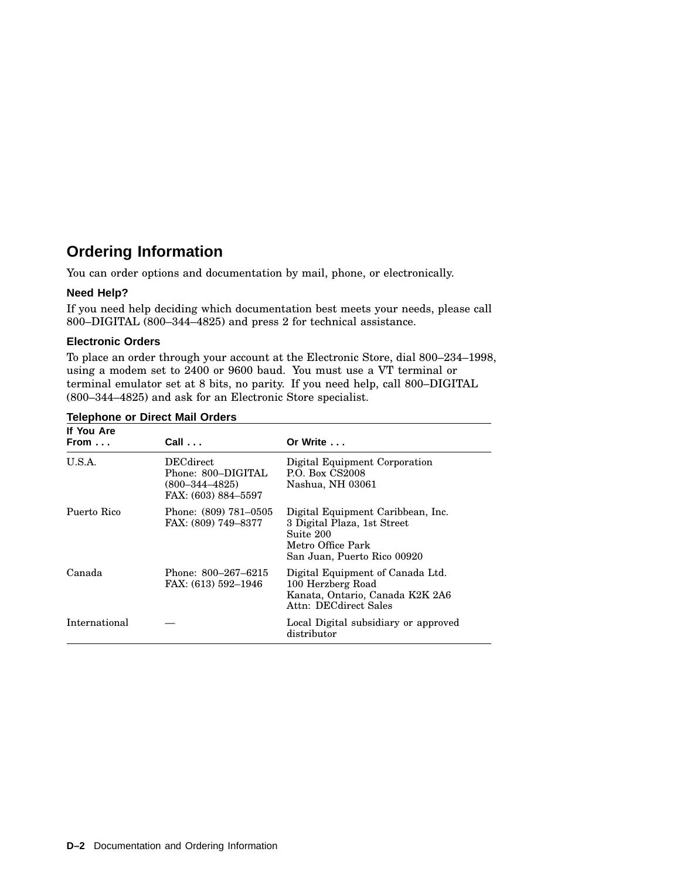## Ordering Information

You can order options and documentation by mail, phone, or electronically.

### Need Help?

If you need help deciding which documentation best meets your needs, please call 800–DIGITAL (800–344–4825) and press 2 for technical assistance.

### Electronic Orders

To place an order through your account at the Electronic Store, dial 800–234–1998, using a modem set to 2400 or 9600 baud. You must use a VT terminal or terminal emulator set at 8 bits, no parity. If you need help, call 800–DIGITAL (800–344–4825) and ask for an Electronic Store specialist.

**Telephone or Direct Mail Orders**

| If You Are From . . . | Call . . . | Or Write . . . |
|---|---|---|
| U.S.A. | DECdirect<br>Phone: 800–DIGITAL<br>(800–344–4825)<br>FAX: (603) 884–5597 | Digital Equipment Corporation<br>P.O. Box CS2008<br>Nashua, NH 03061 |
| Puerto Rico | Phone: (809) 781–0505<br>FAX: (809) 749–8377 | Digital Equipment Caribbean, Inc.<br>3 Digital Plaza, 1st Street<br>Suite 200<br>Metro Office Park<br>San Juan, Puerto Rico 00920 |
| Canada | Phone: 800–267–6215<br>FAX: (613) 592–1946 | Digital Equipment of Canada Ltd.<br>100 Herzberg Road<br>Kanata, Ontario, Canada K2K 2A6<br>Attn: DECdirect Sales |
| International | — | Local Digital subsidiary or approved distributor |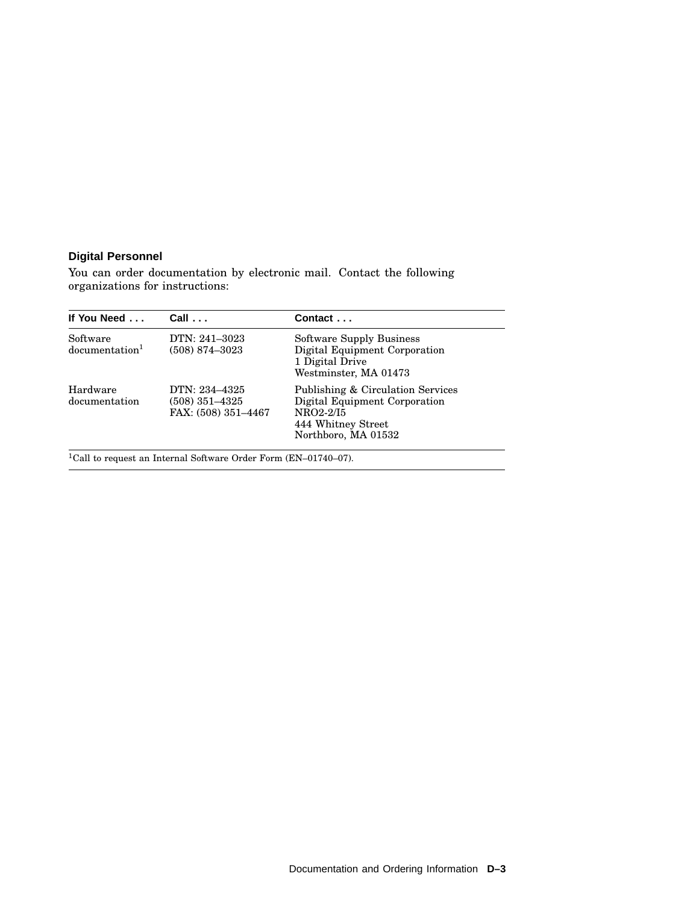### Digital Personnel

You can order documentation by electronic mail. Contact the following organizations for instructions:

| If You Need . . . | Call . . . | Contact . . . |
|---|---|---|
| Software documentation[1] | DTN: 241–3023<br>(508) 874–3023 | Software Supply Business<br>Digital Equipment Corporation<br>1 Digital Drive<br>Westminster, MA 01473 |
| Hardware documentation | DTN: 234–4325<br>(508) 351–4325<br>FAX: (508) 351–4467 | Publishing & Circulation Services<br>Digital Equipment Corporation<br>NRO2-2/I5<br>444 Whitney Street<br>Northboro, MA 01532 |

[1]Call to request an Internal Software Order Form (EN–01740–07).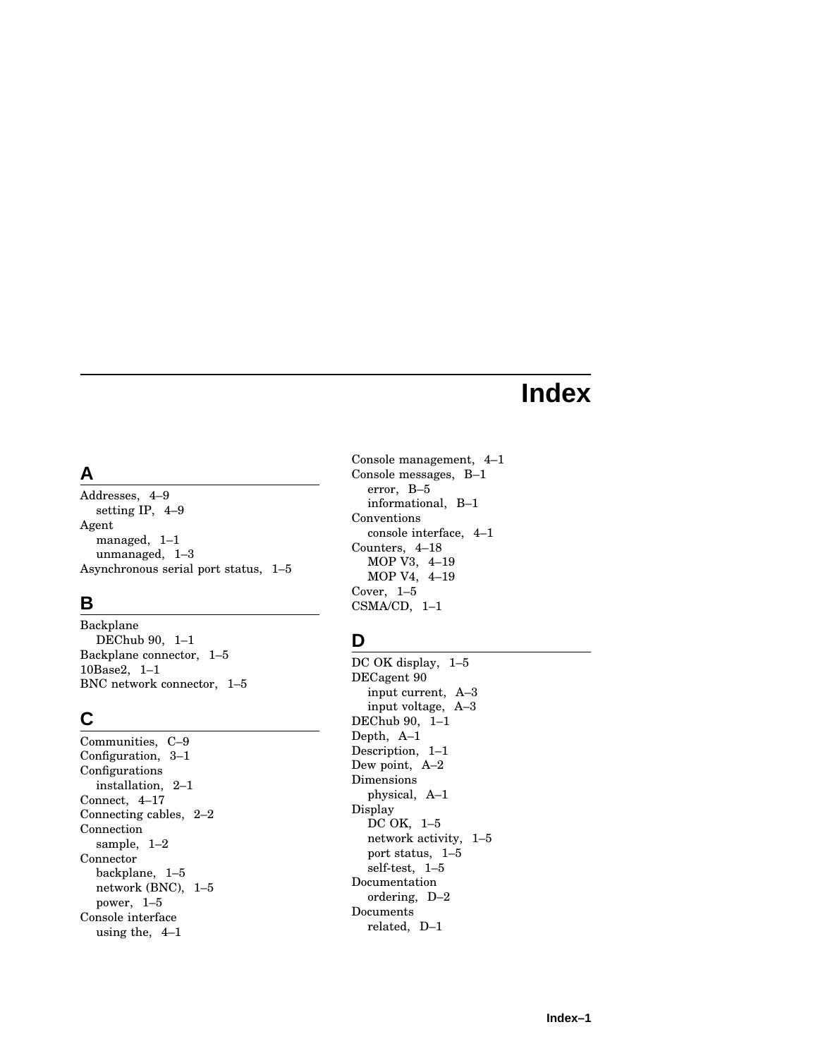# Index

## A

Addresses, 4–9
  setting IP, 4–9
Agent
  managed, 1–1
  unmanaged, 1–3
Asynchronous serial port status, 1–5

## B

Backplane
  DEChub 90, 1–1
Backplane connector, 1–5
10Base2, 1–1
BNC network connector, 1–5

## C

Communities, C–9
Configuration, 3–1
Configurations
  installation, 2–1
Connect, 4–17
Connecting cables, 2–2
Connection
  sample, 1–2
Connector
  backplane, 1–5
  network (BNC), 1–5
  power, 1–5
Console interface
  using the, 4–1
Console management, 4–1
Console messages, B–1
  error, B–5
  informational, B–1
Conventions
  console interface, 4–1
Counters, 4–18
  MOP V3, 4–19
  MOP V4, 4–19
Cover, 1–5
CSMA/CD, 1–1

## D

DC OK display, 1–5
DECagent 90
  input current, A–3
  input voltage, A–3
DEChub 90, 1–1
Depth, A–1
Description, 1–1
Dew point, A–2
Dimensions
  physical, A–1
Display
  DC OK, 1–5
  network activity, 1–5
  port status, 1–5
  self-test, 1–5
Documentation
  ordering, D–2
Documents
  related, D–1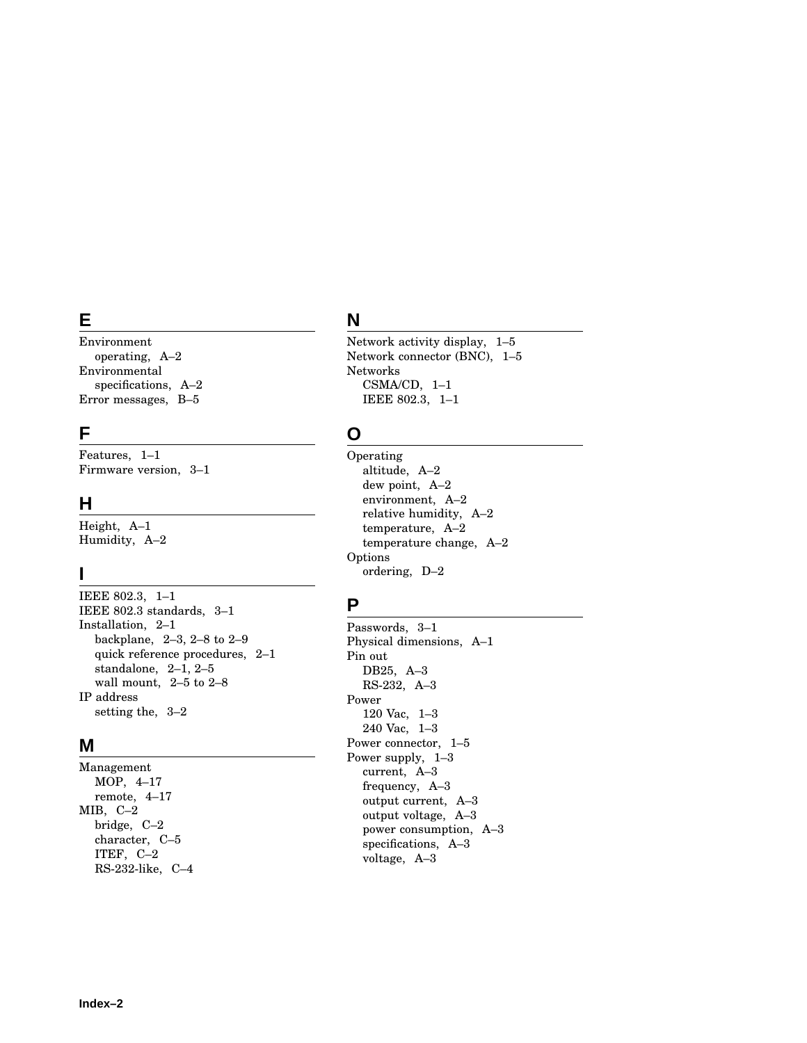## E

Environment
  operating, A–2
Environmental
  specifications, A–2
Error messages, B–5

## F

Features, 1–1
Firmware version, 3–1

## H

Height, A–1
Humidity, A–2

## I

IEEE 802.3, 1–1
IEEE 802.3 standards, 3–1
Installation, 2–1
  backplane, 2–3, 2–8 to 2–9
  quick reference procedures, 2–1
  standalone, 2–1, 2–5
  wall mount, 2–5 to 2–8
IP address
  setting the, 3–2

## M

Management
  MOP, 4–17
  remote, 4–17
MIB, C–2
  bridge, C–2
  character, C–5
  ITEF, C–2
  RS-232-like, C–4

## N

Network activity display, 1–5
Network connector (BNC), 1–5
Networks
  CSMA/CD, 1–1
  IEEE 802.3, 1–1

## O

Operating
  altitude, A–2
  dew point, A–2
  environment, A–2
  relative humidity, A–2
  temperature, A–2
  temperature change, A–2
Options
  ordering, D–2

## P

Passwords, 3–1
Physical dimensions, A–1
Pin out
  DB25, A–3
  RS-232, A–3
Power
  120 Vac, 1–3
  240 Vac, 1–3
Power connector, 1–5
Power supply, 1–3
  current, A–3
  frequency, A–3
  output current, A–3
  output voltage, A–3
  power consumption, A–3
  specifications, A–3
  voltage, A–3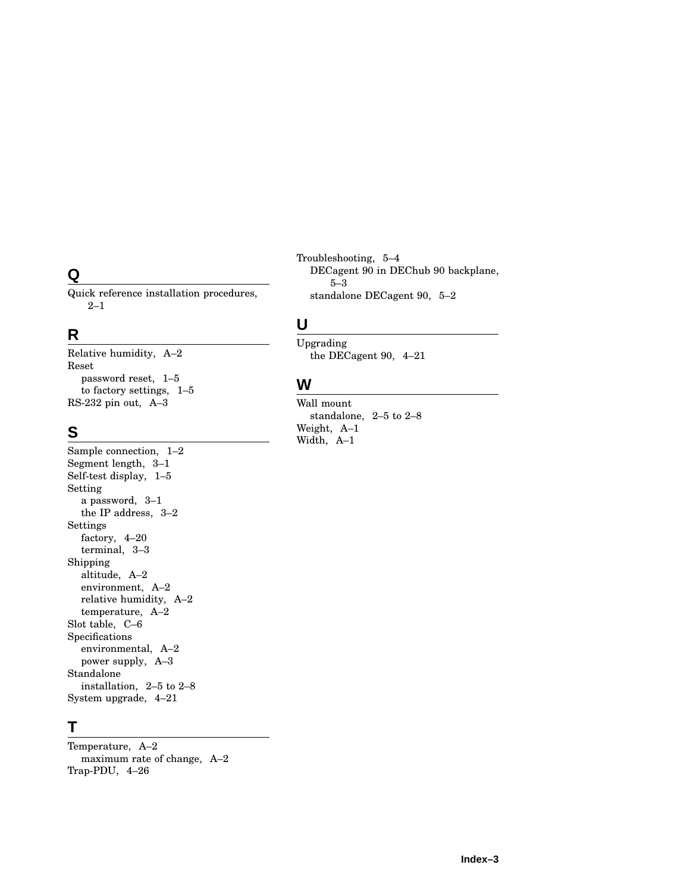## Q

Quick reference installation procedures, 2–1

## R

Relative humidity, A–2
Reset
  password reset, 1–5
  to factory settings, 1–5
RS-232 pin out, A–3

## S

Sample connection, 1–2
Segment length, 3–1
Self-test display, 1–5
Setting
  a password, 3–1
  the IP address, 3–2
Settings
  factory, 4–20
  terminal, 3–3
Shipping
  altitude, A–2
  environment, A–2
  relative humidity, A–2
  temperature, A–2
Slot table, C–6
Specifications
  environmental, A–2
  power supply, A–3
Standalone
  installation, 2–5 to 2–8
System upgrade, 4–21

## T

Temperature, A–2
  maximum rate of change, A–2
Trap-PDU, 4–26
Troubleshooting, 5–4
  DECagent 90 in DEChub 90 backplane, 5–3
  standalone DECagent 90, 5–2

## U

Upgrading
  the DECagent 90, 4–21

## W

Wall mount
  standalone, 2–5 to 2–8
Weight, A–1
Width, A–1